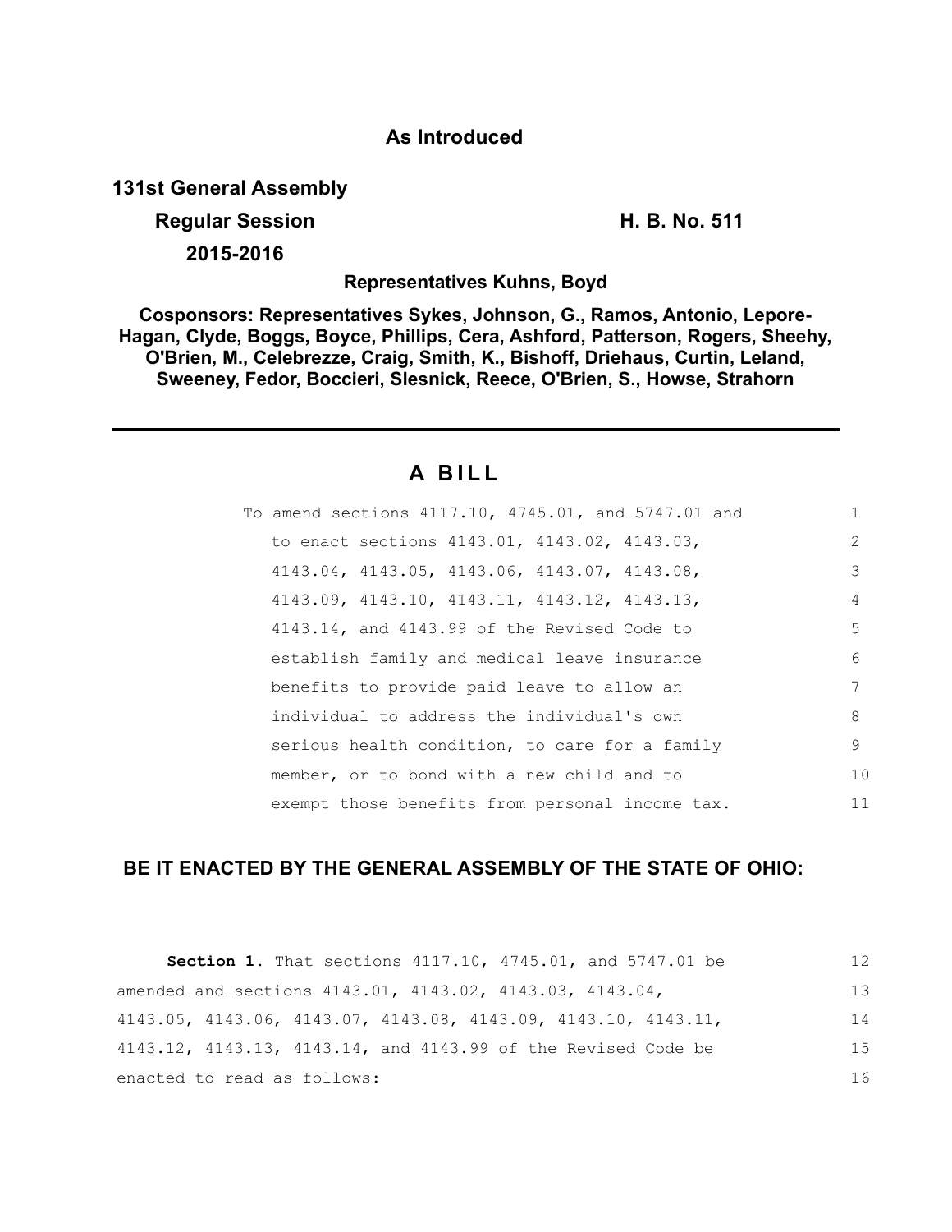**As Introduced**

**131st General Assembly**

**Regular Session** **H. B. No. 511**

**2015-2016**

**Representatives Kuhns, Boyd**

**Cosponsors: Representatives Sykes, Johnson, G., Ramos, Antonio, Lepore-Hagan, Clyde, Boggs, Boyce, Phillips, Cera, Ashford, Patterson, Rogers, Sheehy, O'Brien, M., Celebrezze, Craig, Smith, K., Bishoff, Driehaus, Curtin, Leland, Sweeney, Fedor, Boccieri, Slesnick, Reece, O'Brien, S., Howse, Strahorn**

---

# A BILL

To amend sections 4117.10, 4745.01, and 5747.01 and to enact sections 4143.01, 4143.02, 4143.03, 4143.04, 4143.05, 4143.06, 4143.07, 4143.08, 4143.09, 4143.10, 4143.11, 4143.12, 4143.13, 4143.14, and 4143.99 of the Revised Code to establish family and medical leave insurance benefits to provide paid leave to allow an individual to address the individual's own serious health condition, to care for a family member, or to bond with a new child and to exempt those benefits from personal income tax.

**BE IT ENACTED BY THE GENERAL ASSEMBLY OF THE STATE OF OHIO:**

**Section 1.** That sections 4117.10, 4745.01, and 5747.01 be amended and sections 4143.01, 4143.02, 4143.03, 4143.04, 4143.05, 4143.06, 4143.07, 4143.08, 4143.09, 4143.10, 4143.11, 4143.12, 4143.13, 4143.14, and 4143.99 of the Revised Code be enacted to read as follows: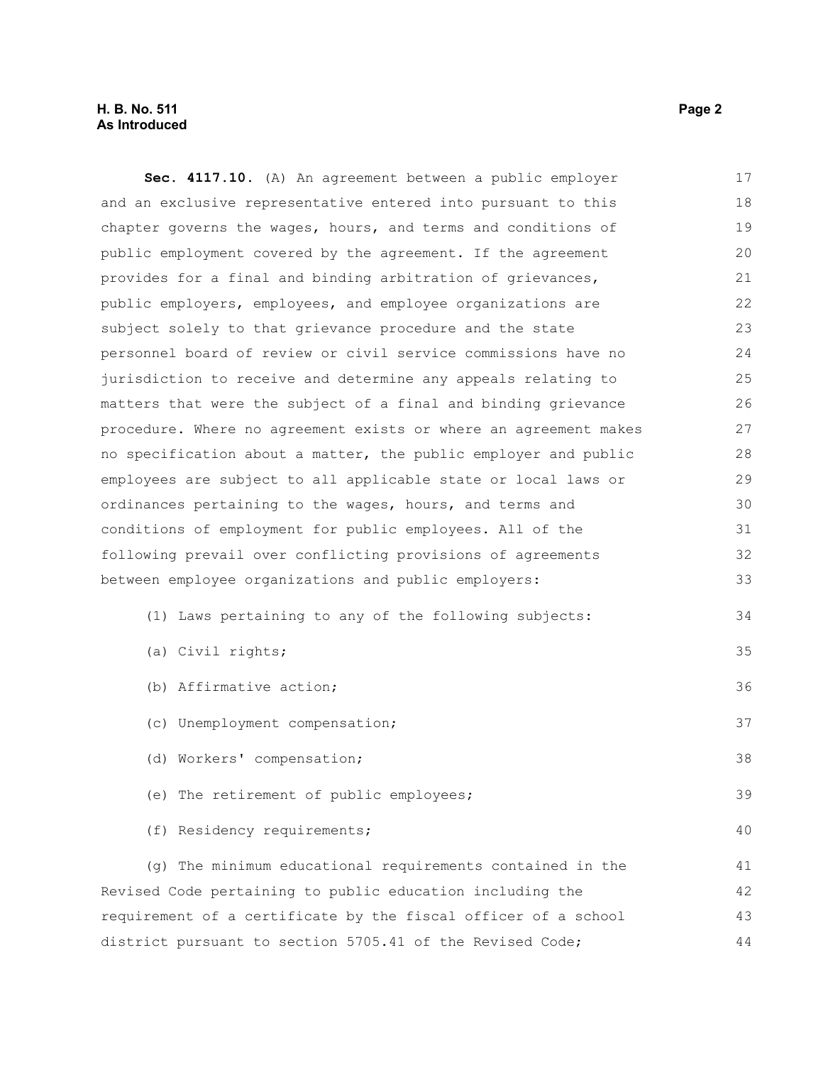**Sec. 4117.10.** (A) An agreement between a public employer and an exclusive representative entered into pursuant to this chapter governs the wages, hours, and terms and conditions of public employment covered by the agreement. If the agreement provides for a final and binding arbitration of grievances, public employers, employees, and employee organizations are subject solely to that grievance procedure and the state personnel board of review or civil service commissions have no jurisdiction to receive and determine any appeals relating to matters that were the subject of a final and binding grievance procedure. Where no agreement exists or where an agreement makes no specification about a matter, the public employer and public employees are subject to all applicable state or local laws or ordinances pertaining to the wages, hours, and terms and conditions of employment for public employees. All of the following prevail over conflicting provisions of agreements between employee organizations and public employers:

(1) Laws pertaining to any of the following subjects:

(a) Civil rights;

(b) Affirmative action;

(c) Unemployment compensation;

(d) Workers' compensation;

(e) The retirement of public employees;

(f) Residency requirements;

(g) The minimum educational requirements contained in the Revised Code pertaining to public education including the requirement of a certificate by the fiscal officer of a school district pursuant to section 5705.41 of the Revised Code;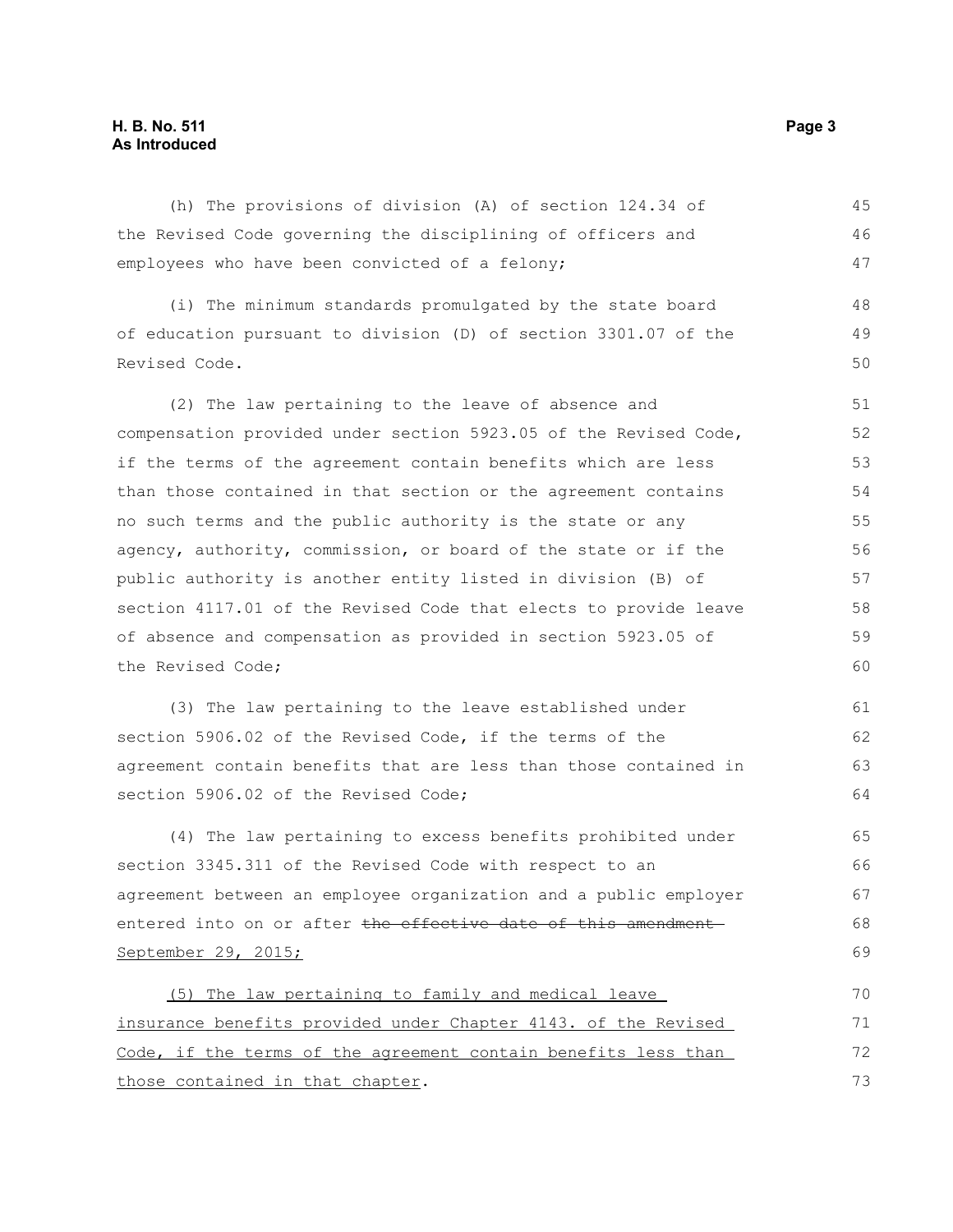(h) The provisions of division (A) of section 124.34 of the Revised Code governing the disciplining of officers and employees who have been convicted of a felony;

(i) The minimum standards promulgated by the state board of education pursuant to division (D) of section 3301.07 of the Revised Code.

(2) The law pertaining to the leave of absence and compensation provided under section 5923.05 of the Revised Code, if the terms of the agreement contain benefits which are less than those contained in that section or the agreement contains no such terms and the public authority is the state or any agency, authority, commission, or board of the state or if the public authority is another entity listed in division (B) of section 4117.01 of the Revised Code that elects to provide leave of absence and compensation as provided in section 5923.05 of the Revised Code;

(3) The law pertaining to the leave established under section 5906.02 of the Revised Code, if the terms of the agreement contain benefits that are less than those contained in section 5906.02 of the Revised Code;

(4) The law pertaining to excess benefits prohibited under section 3345.311 of the Revised Code with respect to an agreement between an employee organization and a public employer entered into on or after ~~the effective date of this amendment~~ <u>September 29, 2015</u>;

<u>(5) The law pertaining to family and medical leave insurance benefits provided under Chapter 4143. of the Revised Code, if the terms of the agreement contain benefits less than those contained in that chapter</u>.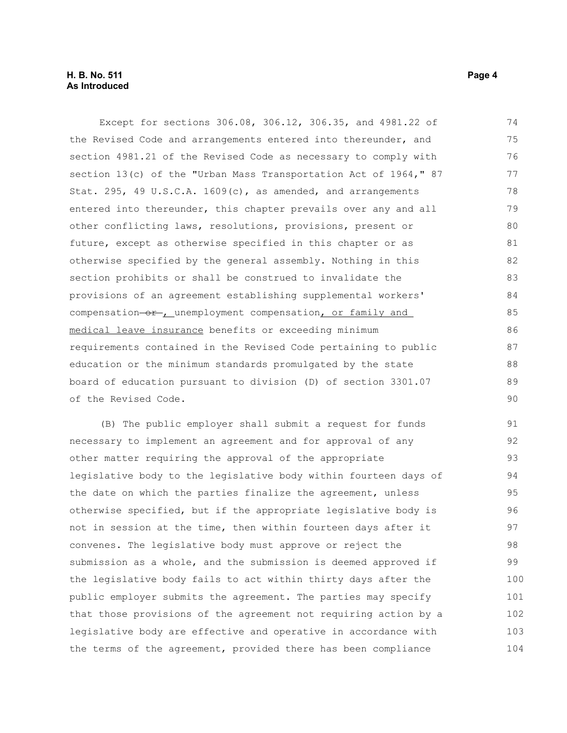Except for sections 306.08, 306.12, 306.35, and 4981.22 of the Revised Code and arrangements entered into thereunder, and section 4981.21 of the Revised Code as necessary to comply with section 13(c) of the "Urban Mass Transportation Act of 1964," 87 Stat. 295, 49 U.S.C.A. 1609(c), as amended, and arrangements entered into thereunder, this chapter prevails over any and all other conflicting laws, resolutions, provisions, present or future, except as otherwise specified in this chapter or as otherwise specified by the general assembly. Nothing in this section prohibits or shall be construed to invalidate the provisions of an agreement establishing supplemental workers' compensation ~~or~~ , unemployment compensation, or family and medical leave insurance benefits or exceeding minimum requirements contained in the Revised Code pertaining to public education or the minimum standards promulgated by the state board of education pursuant to division (D) of section 3301.07 of the Revised Code.

(B) The public employer shall submit a request for funds necessary to implement an agreement and for approval of any other matter requiring the approval of the appropriate legislative body to the legislative body within fourteen days of the date on which the parties finalize the agreement, unless otherwise specified, but if the appropriate legislative body is not in session at the time, then within fourteen days after it convenes. The legislative body must approve or reject the submission as a whole, and the submission is deemed approved if the legislative body fails to act within thirty days after the public employer submits the agreement. The parties may specify that those provisions of the agreement not requiring action by a legislative body are effective and operative in accordance with the terms of the agreement, provided there has been compliance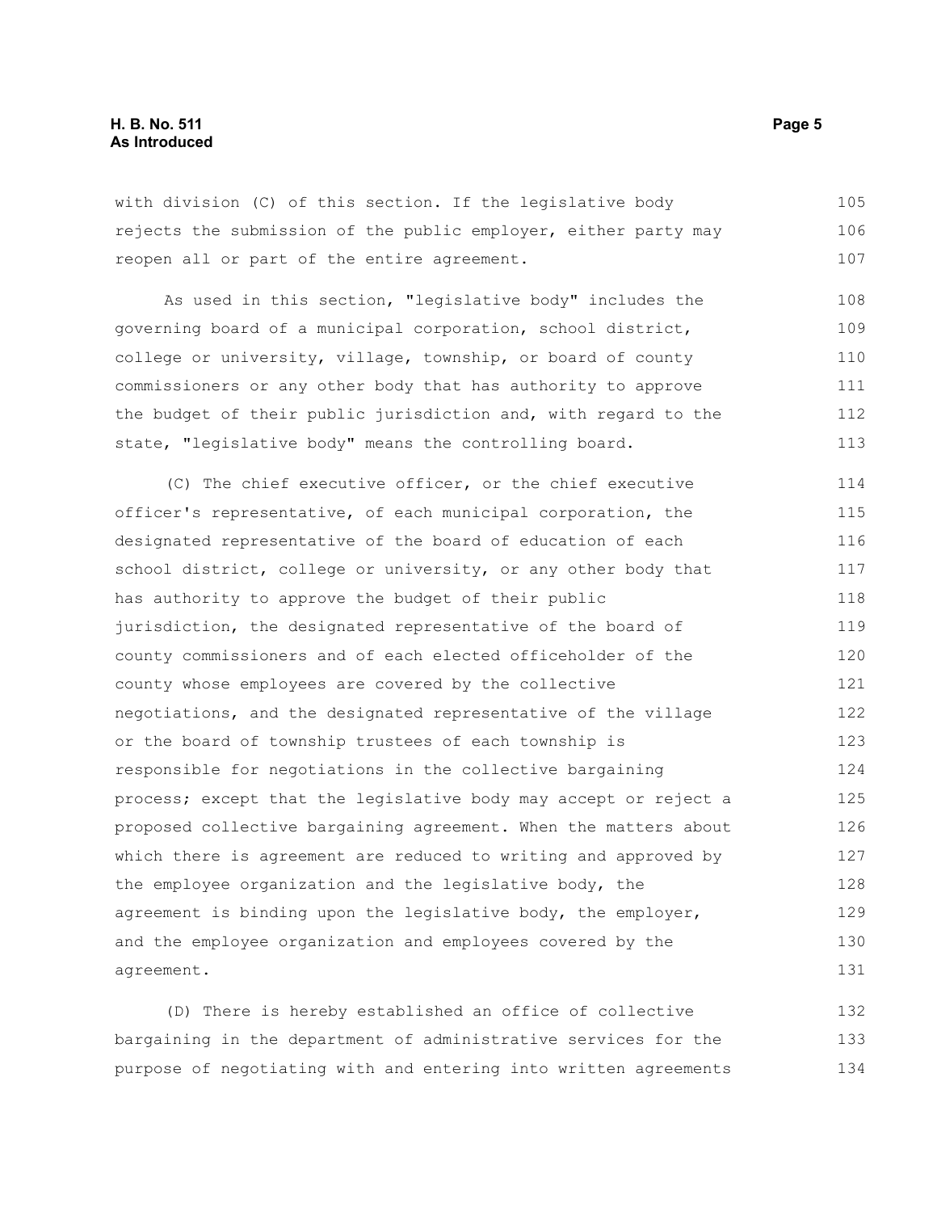with division (C) of this section. If the legislative body rejects the submission of the public employer, either party may reopen all or part of the entire agreement.

As used in this section, "legislative body" includes the governing board of a municipal corporation, school district, college or university, village, township, or board of county commissioners or any other body that has authority to approve the budget of their public jurisdiction and, with regard to the state, "legislative body" means the controlling board.

(C) The chief executive officer, or the chief executive officer's representative, of each municipal corporation, the designated representative of the board of education of each school district, college or university, or any other body that has authority to approve the budget of their public jurisdiction, the designated representative of the board of county commissioners and of each elected officeholder of the county whose employees are covered by the collective negotiations, and the designated representative of the village or the board of township trustees of each township is responsible for negotiations in the collective bargaining process; except that the legislative body may accept or reject a proposed collective bargaining agreement. When the matters about which there is agreement are reduced to writing and approved by the employee organization and the legislative body, the agreement is binding upon the legislative body, the employer, and the employee organization and employees covered by the agreement.

(D) There is hereby established an office of collective bargaining in the department of administrative services for the purpose of negotiating with and entering into written agreements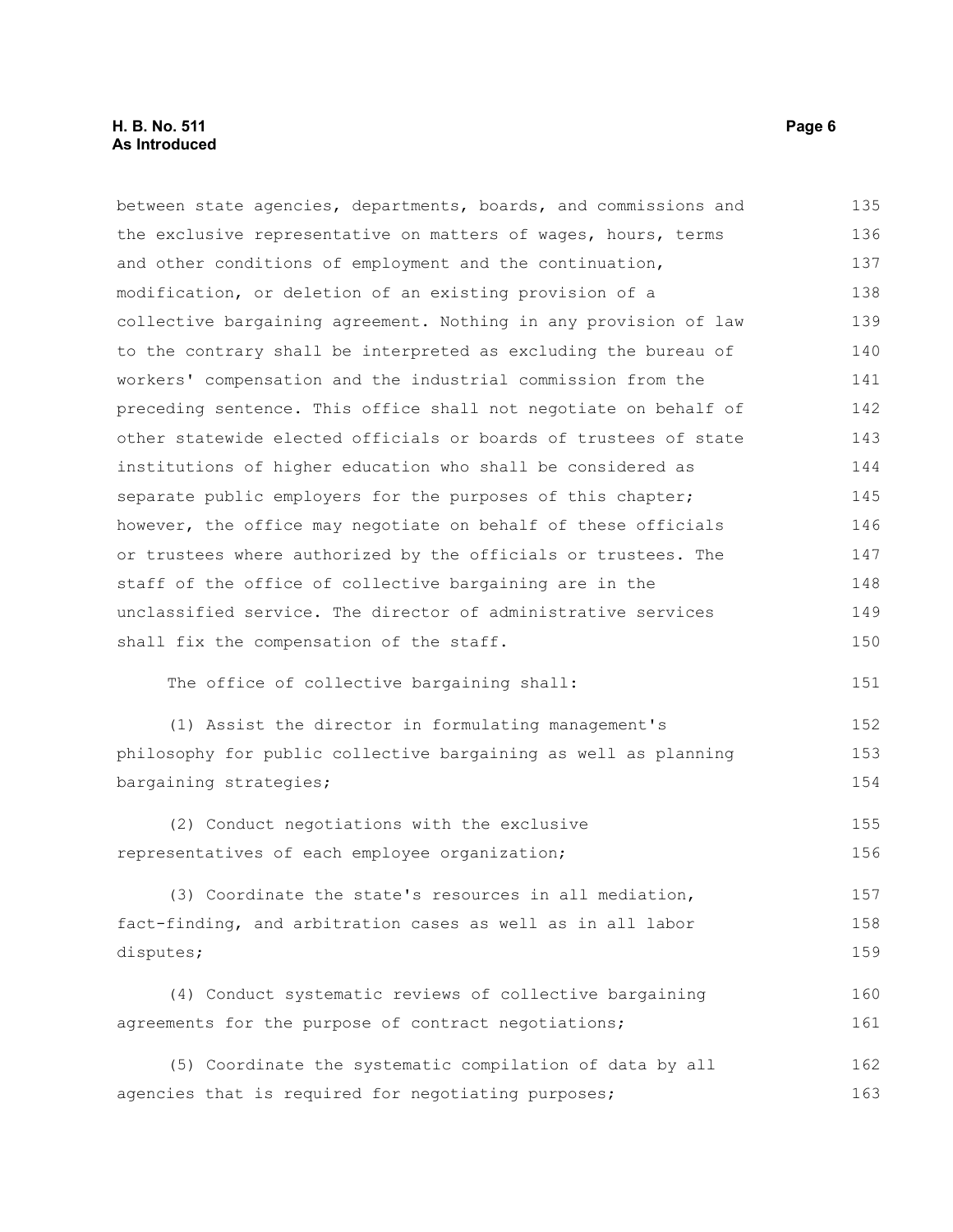between state agencies, departments, boards, and commissions and the exclusive representative on matters of wages, hours, terms and other conditions of employment and the continuation, modification, or deletion of an existing provision of a collective bargaining agreement. Nothing in any provision of law to the contrary shall be interpreted as excluding the bureau of workers' compensation and the industrial commission from the preceding sentence. This office shall not negotiate on behalf of other statewide elected officials or boards of trustees of state institutions of higher education who shall be considered as separate public employers for the purposes of this chapter; however, the office may negotiate on behalf of these officials or trustees where authorized by the officials or trustees. The staff of the office of collective bargaining are in the unclassified service. The director of administrative services shall fix the compensation of the staff.

The office of collective bargaining shall:

(1) Assist the director in formulating management's philosophy for public collective bargaining as well as planning bargaining strategies;

(2) Conduct negotiations with the exclusive representatives of each employee organization;

(3) Coordinate the state's resources in all mediation, fact-finding, and arbitration cases as well as in all labor disputes;

(4) Conduct systematic reviews of collective bargaining agreements for the purpose of contract negotiations;

(5) Coordinate the systematic compilation of data by all agencies that is required for negotiating purposes;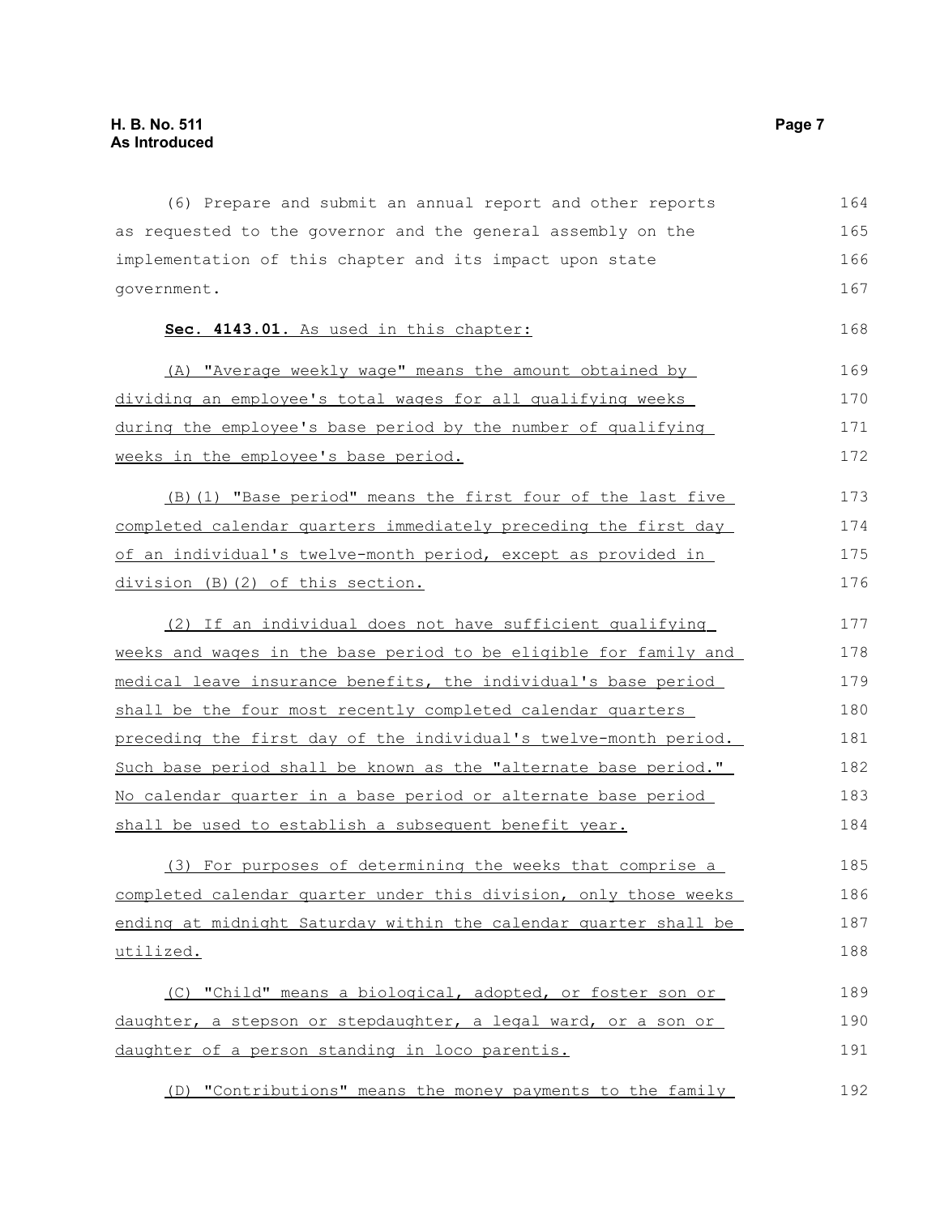(6) Prepare and submit an annual report and other reports as requested to the governor and the general assembly on the implementation of this chapter and its impact upon state government.

**Sec. 4143.01.** As used in this chapter:

(A) "Average weekly wage" means the amount obtained by dividing an employee's total wages for all qualifying weeks during the employee's base period by the number of qualifying weeks in the employee's base period.

(B)(1) "Base period" means the first four of the last five completed calendar quarters immediately preceding the first day of an individual's twelve-month period, except as provided in division (B)(2) of this section.

(2) If an individual does not have sufficient qualifying weeks and wages in the base period to be eligible for family and medical leave insurance benefits, the individual's base period shall be the four most recently completed calendar quarters preceding the first day of the individual's twelve-month period. Such base period shall be known as the "alternate base period." No calendar quarter in a base period or alternate base period shall be used to establish a subsequent benefit year.

(3) For purposes of determining the weeks that comprise a completed calendar quarter under this division, only those weeks ending at midnight Saturday within the calendar quarter shall be utilized.

(C) "Child" means a biological, adopted, or foster son or daughter, a stepson or stepdaughter, a legal ward, or a son or daughter of a person standing in loco parentis.

(D) "Contributions" means the money payments to the family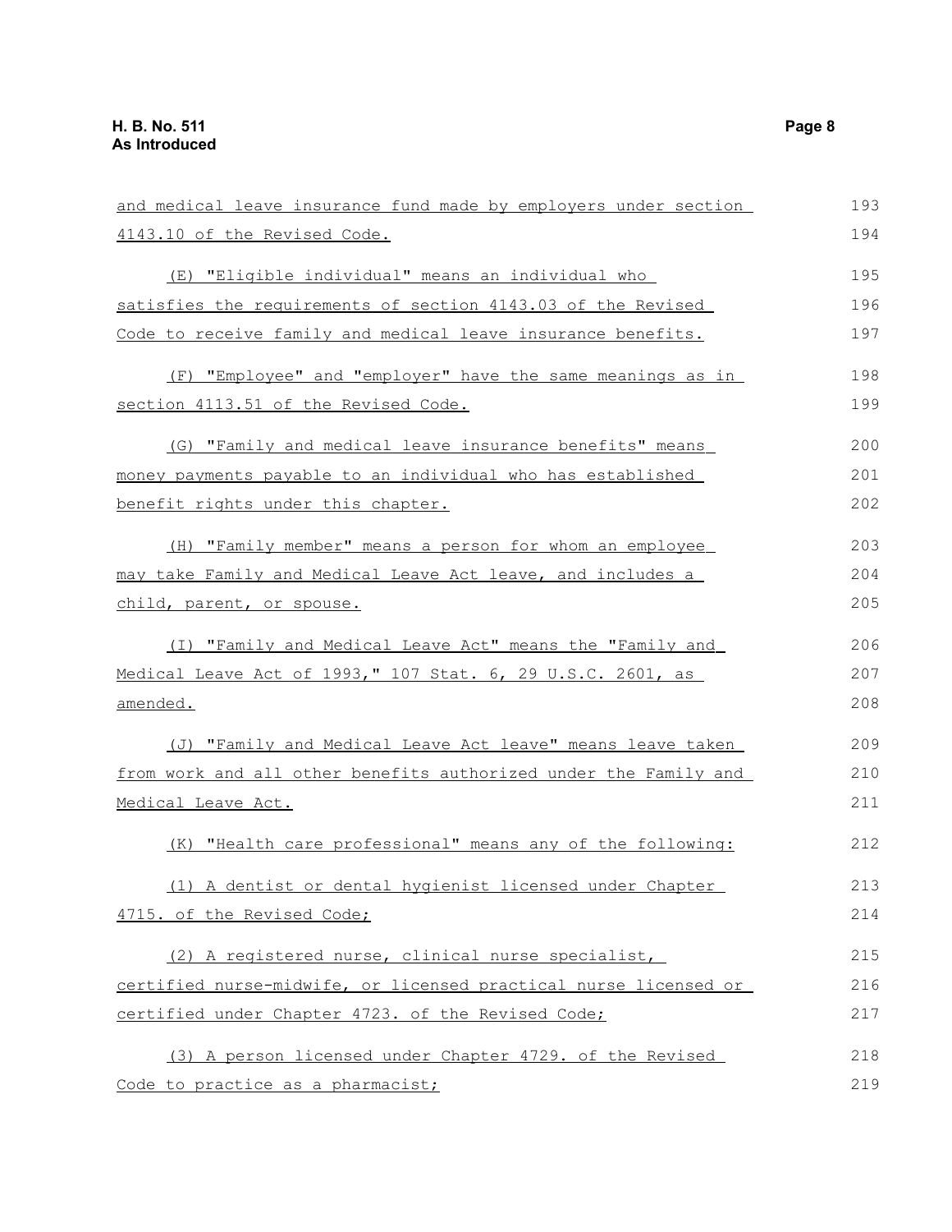and medical leave insurance fund made by employers under section 4143.10 of the Revised Code.

(E) "Eligible individual" means an individual who satisfies the requirements of section 4143.03 of the Revised Code to receive family and medical leave insurance benefits.

(F) "Employee" and "employer" have the same meanings as in section 4113.51 of the Revised Code.

(G) "Family and medical leave insurance benefits" means money payments payable to an individual who has established benefit rights under this chapter.

(H) "Family member" means a person for whom an employee may take Family and Medical Leave Act leave, and includes a child, parent, or spouse.

(I) "Family and Medical Leave Act" means the "Family and Medical Leave Act of 1993," 107 Stat. 6, 29 U.S.C. 2601, as amended.

(J) "Family and Medical Leave Act leave" means leave taken from work and all other benefits authorized under the Family and Medical Leave Act.

(K) "Health care professional" means any of the following:

(1) A dentist or dental hygienist licensed under Chapter 4715. of the Revised Code;

(2) A registered nurse, clinical nurse specialist, certified nurse-midwife, or licensed practical nurse licensed or certified under Chapter 4723. of the Revised Code;

(3) A person licensed under Chapter 4729. of the Revised Code to practice as a pharmacist;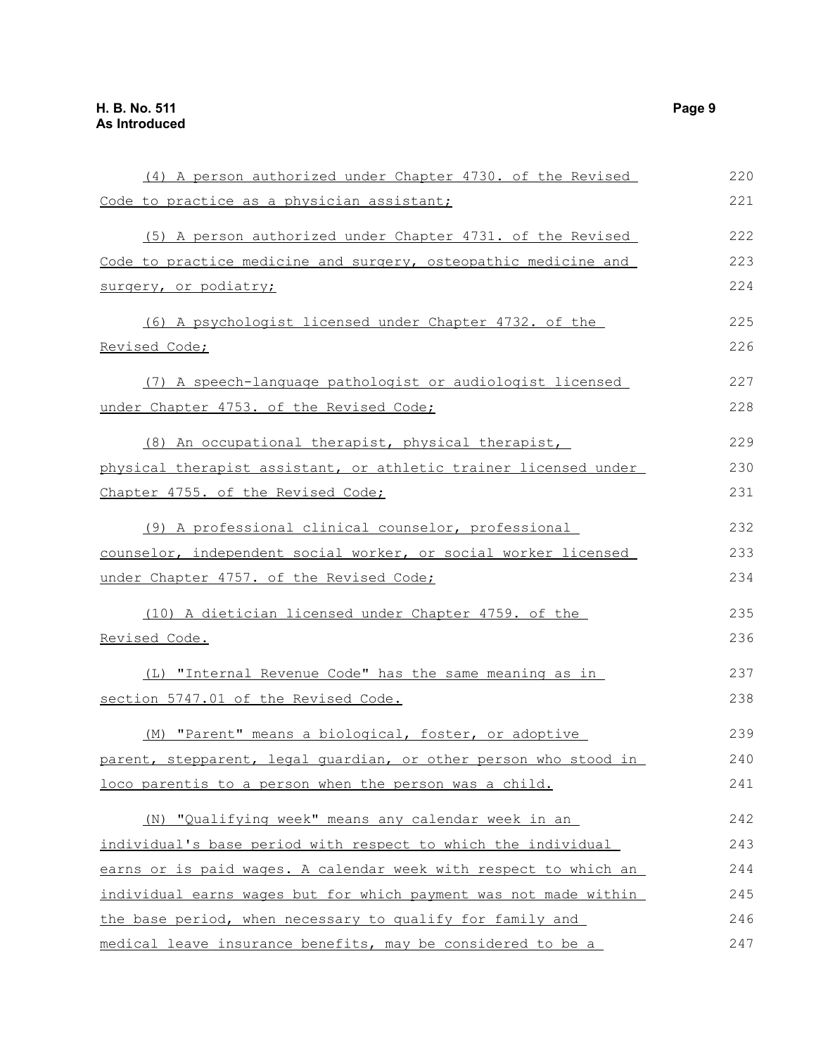(4) A person authorized under Chapter 4730. of the Revised Code to practice as a physician assistant;

(5) A person authorized under Chapter 4731. of the Revised Code to practice medicine and surgery, osteopathic medicine and surgery, or podiatry;

(6) A psychologist licensed under Chapter 4732. of the Revised Code;

(7) A speech-language pathologist or audiologist licensed under Chapter 4753. of the Revised Code;

(8) An occupational therapist, physical therapist, physical therapist assistant, or athletic trainer licensed under Chapter 4755. of the Revised Code;

(9) A professional clinical counselor, professional counselor, independent social worker, or social worker licensed under Chapter 4757. of the Revised Code;

(10) A dietician licensed under Chapter 4759. of the Revised Code.

(L) "Internal Revenue Code" has the same meaning as in section 5747.01 of the Revised Code.

(M) "Parent" means a biological, foster, or adoptive parent, stepparent, legal guardian, or other person who stood in loco parentis to a person when the person was a child.

(N) "Qualifying week" means any calendar week in an individual's base period with respect to which the individual earns or is paid wages. A calendar week with respect to which an individual earns wages but for which payment was not made within the base period, when necessary to qualify for family and medical leave insurance benefits, may be considered to be a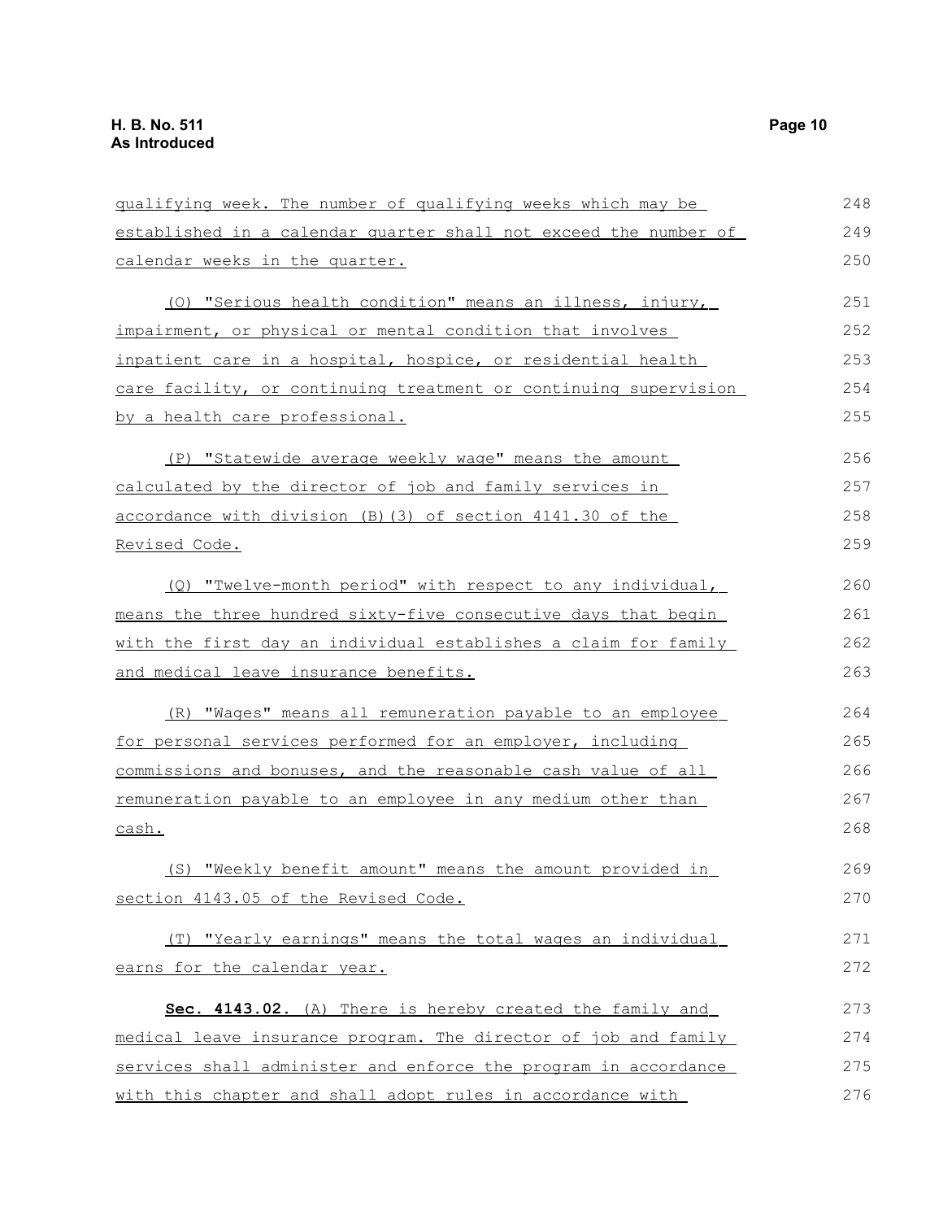qualifying week. The number of qualifying weeks which may be established in a calendar quarter shall not exceed the number of calendar weeks in the quarter.

(O) "Serious health condition" means an illness, injury, impairment, or physical or mental condition that involves inpatient care in a hospital, hospice, or residential health care facility, or continuing treatment or continuing supervision by a health care professional.

(P) "Statewide average weekly wage" means the amount calculated by the director of job and family services in accordance with division (B)(3) of section 4141.30 of the Revised Code.

(Q) "Twelve-month period" with respect to any individual, means the three hundred sixty-five consecutive days that begin with the first day an individual establishes a claim for family and medical leave insurance benefits.

(R) "Wages" means all remuneration payable to an employee for personal services performed for an employer, including commissions and bonuses, and the reasonable cash value of all remuneration payable to an employee in any medium other than cash.

(S) "Weekly benefit amount" means the amount provided in section 4143.05 of the Revised Code.

(T) "Yearly earnings" means the total wages an individual earns for the calendar year.

**Sec. 4143.02.** (A) There is hereby created the family and medical leave insurance program. The director of job and family services shall administer and enforce the program in accordance with this chapter and shall adopt rules in accordance with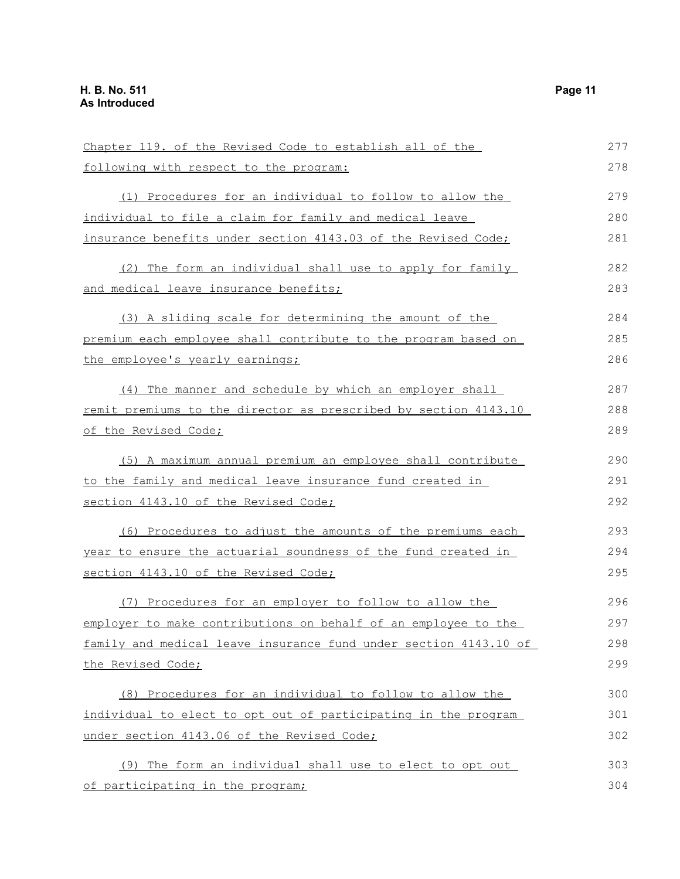Chapter 119. of the Revised Code to establish all of the following with respect to the program:

(1) Procedures for an individual to follow to allow the individual to file a claim for family and medical leave insurance benefits under section 4143.03 of the Revised Code;

(2) The form an individual shall use to apply for family and medical leave insurance benefits;

(3) A sliding scale for determining the amount of the premium each employee shall contribute to the program based on the employee's yearly earnings;

(4) The manner and schedule by which an employer shall remit premiums to the director as prescribed by section 4143.10 of the Revised Code;

(5) A maximum annual premium an employee shall contribute to the family and medical leave insurance fund created in section 4143.10 of the Revised Code;

(6) Procedures to adjust the amounts of the premiums each year to ensure the actuarial soundness of the fund created in section 4143.10 of the Revised Code;

(7) Procedures for an employer to follow to allow the employer to make contributions on behalf of an employee to the family and medical leave insurance fund under section 4143.10 of the Revised Code;

(8) Procedures for an individual to follow to allow the individual to elect to opt out of participating in the program under section 4143.06 of the Revised Code;

(9) The form an individual shall use to elect to opt out of participating in the program;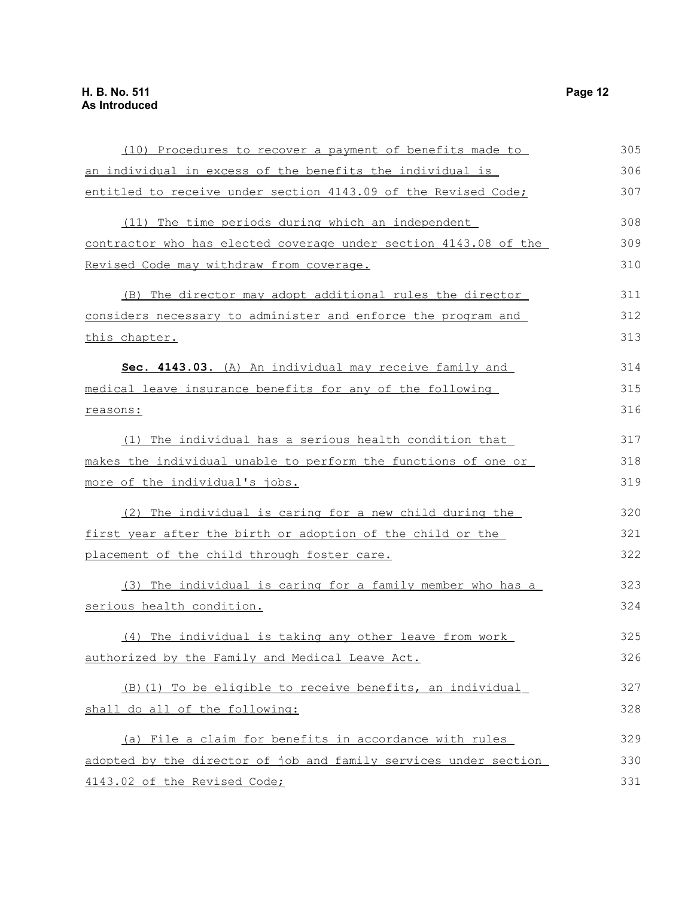(10) Procedures to recover a payment of benefits made to an individual in excess of the benefits the individual is entitled to receive under section 4143.09 of the Revised Code;

(11) The time periods during which an independent contractor who has elected coverage under section 4143.08 of the Revised Code may withdraw from coverage.

(B) The director may adopt additional rules the director considers necessary to administer and enforce the program and this chapter.

**Sec. 4143.03.** (A) An individual may receive family and medical leave insurance benefits for any of the following reasons:

(1) The individual has a serious health condition that makes the individual unable to perform the functions of one or more of the individual's jobs.

(2) The individual is caring for a new child during the first year after the birth or adoption of the child or the placement of the child through foster care.

(3) The individual is caring for a family member who has a serious health condition.

(4) The individual is taking any other leave from work authorized by the Family and Medical Leave Act.

(B)(1) To be eligible to receive benefits, an individual shall do all of the following:

(a) File a claim for benefits in accordance with rules adopted by the director of job and family services under section 4143.02 of the Revised Code;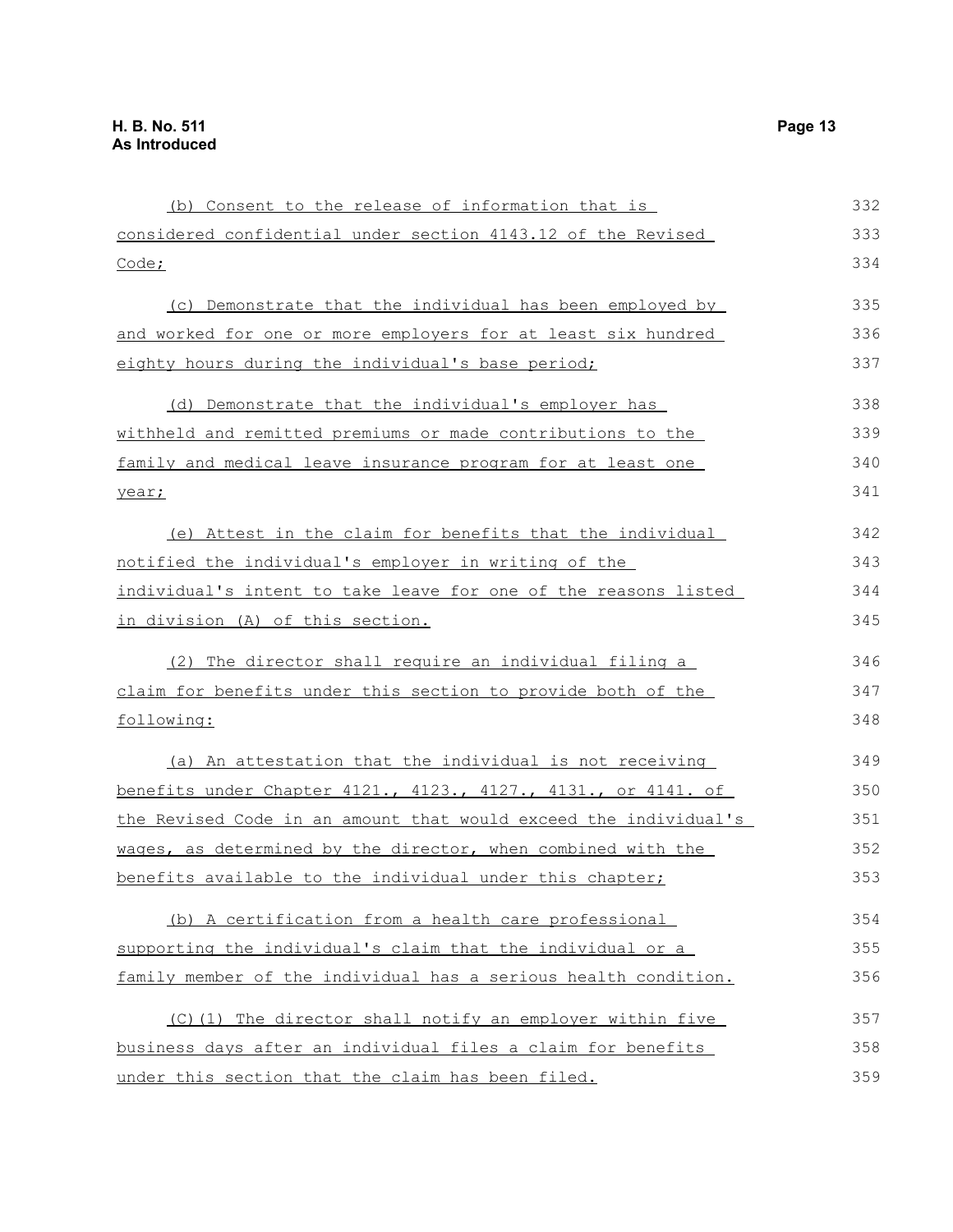(b) Consent to the release of information that is considered confidential under section 4143.12 of the Revised Code;

(c) Demonstrate that the individual has been employed by and worked for one or more employers for at least six hundred eighty hours during the individual's base period;

(d) Demonstrate that the individual's employer has withheld and remitted premiums or made contributions to the family and medical leave insurance program for at least one year;

(e) Attest in the claim for benefits that the individual notified the individual's employer in writing of the individual's intent to take leave for one of the reasons listed in division (A) of this section.

(2) The director shall require an individual filing a claim for benefits under this section to provide both of the following:

(a) An attestation that the individual is not receiving benefits under Chapter 4121., 4123., 4127., 4131., or 4141. of the Revised Code in an amount that would exceed the individual's wages, as determined by the director, when combined with the benefits available to the individual under this chapter;

(b) A certification from a health care professional supporting the individual's claim that the individual or a family member of the individual has a serious health condition.

(C)(1) The director shall notify an employer within five business days after an individual files a claim for benefits under this section that the claim has been filed.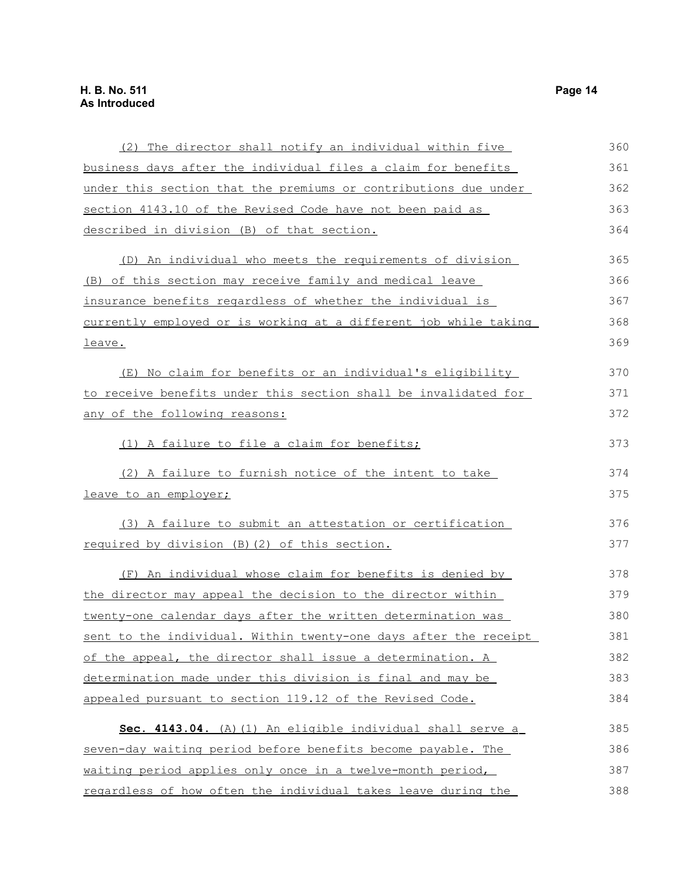(2) The director shall notify an individual within five business days after the individual files a claim for benefits under this section that the premiums or contributions due under section 4143.10 of the Revised Code have not been paid as described in division (B) of that section.

(D) An individual who meets the requirements of division (B) of this section may receive family and medical leave insurance benefits regardless of whether the individual is currently employed or is working at a different job while taking leave.

(E) No claim for benefits or an individual's eligibility to receive benefits under this section shall be invalidated for any of the following reasons:

(1) A failure to file a claim for benefits;

(2) A failure to furnish notice of the intent to take leave to an employer;

(3) A failure to submit an attestation or certification required by division (B)(2) of this section.

(F) An individual whose claim for benefits is denied by the director may appeal the decision to the director within twenty-one calendar days after the written determination was sent to the individual. Within twenty-one days after the receipt of the appeal, the director shall issue a determination. A determination made under this division is final and may be appealed pursuant to section 119.12 of the Revised Code.

**Sec. 4143.04.** (A)(1) An eligible individual shall serve a seven-day waiting period before benefits become payable. The waiting period applies only once in a twelve-month period, regardless of how often the individual takes leave during the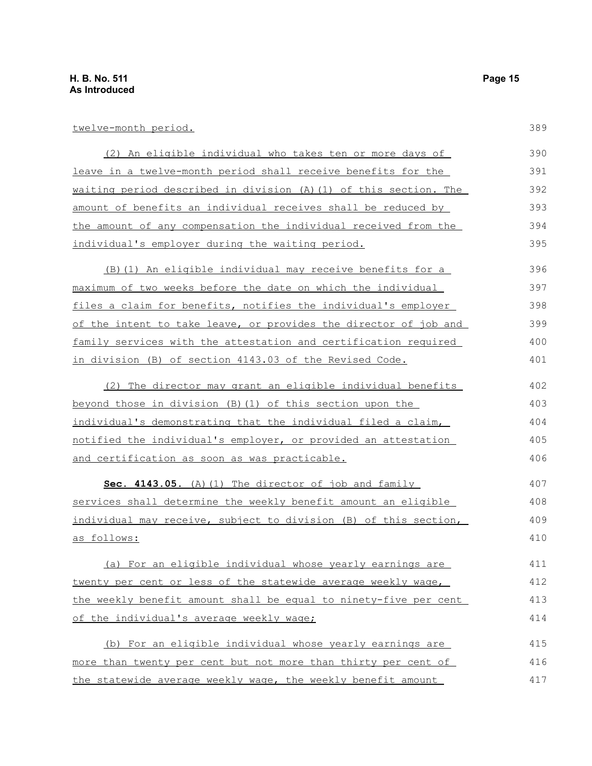twelve-month period.

(2) An eligible individual who takes ten or more days of leave in a twelve-month period shall receive benefits for the waiting period described in division (A)(1) of this section. The amount of benefits an individual receives shall be reduced by the amount of any compensation the individual received from the individual's employer during the waiting period.

(B)(1) An eligible individual may receive benefits for a maximum of two weeks before the date on which the individual files a claim for benefits, notifies the individual's employer of the intent to take leave, or provides the director of job and family services with the attestation and certification required in division (B) of section 4143.03 of the Revised Code.

(2) The director may grant an eligible individual benefits beyond those in division (B)(1) of this section upon the individual's demonstrating that the individual filed a claim, notified the individual's employer, or provided an attestation and certification as soon as was practicable.

**Sec. 4143.05.** (A)(1) The director of job and family services shall determine the weekly benefit amount an eligible individual may receive, subject to division (B) of this section, as follows:

(a) For an eligible individual whose yearly earnings are twenty per cent or less of the statewide average weekly wage, the weekly benefit amount shall be equal to ninety-five per cent of the individual's average weekly wage;

(b) For an eligible individual whose yearly earnings are more than twenty per cent but not more than thirty per cent of the statewide average weekly wage, the weekly benefit amount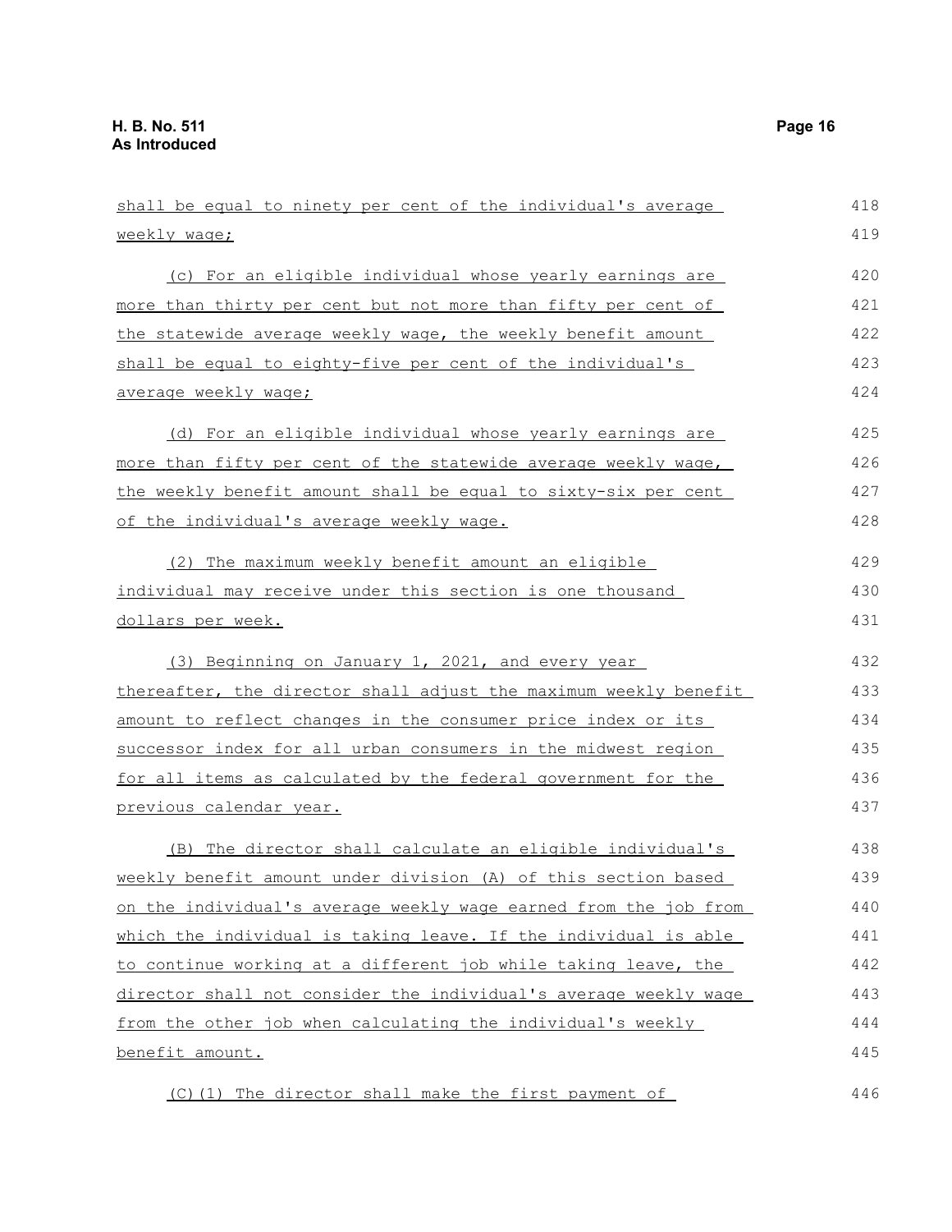shall be equal to ninety per cent of the individual's average weekly wage;

(c) For an eligible individual whose yearly earnings are more than thirty per cent but not more than fifty per cent of the statewide average weekly wage, the weekly benefit amount shall be equal to eighty-five per cent of the individual's average weekly wage;

(d) For an eligible individual whose yearly earnings are more than fifty per cent of the statewide average weekly wage, the weekly benefit amount shall be equal to sixty-six per cent of the individual's average weekly wage.

(2) The maximum weekly benefit amount an eligible individual may receive under this section is one thousand dollars per week.

(3) Beginning on January 1, 2021, and every year thereafter, the director shall adjust the maximum weekly benefit amount to reflect changes in the consumer price index or its successor index for all urban consumers in the midwest region for all items as calculated by the federal government for the previous calendar year.

(B) The director shall calculate an eligible individual's weekly benefit amount under division (A) of this section based on the individual's average weekly wage earned from the job from which the individual is taking leave. If the individual is able to continue working at a different job while taking leave, the director shall not consider the individual's average weekly wage from the other job when calculating the individual's weekly benefit amount.

(C)(1) The director shall make the first payment of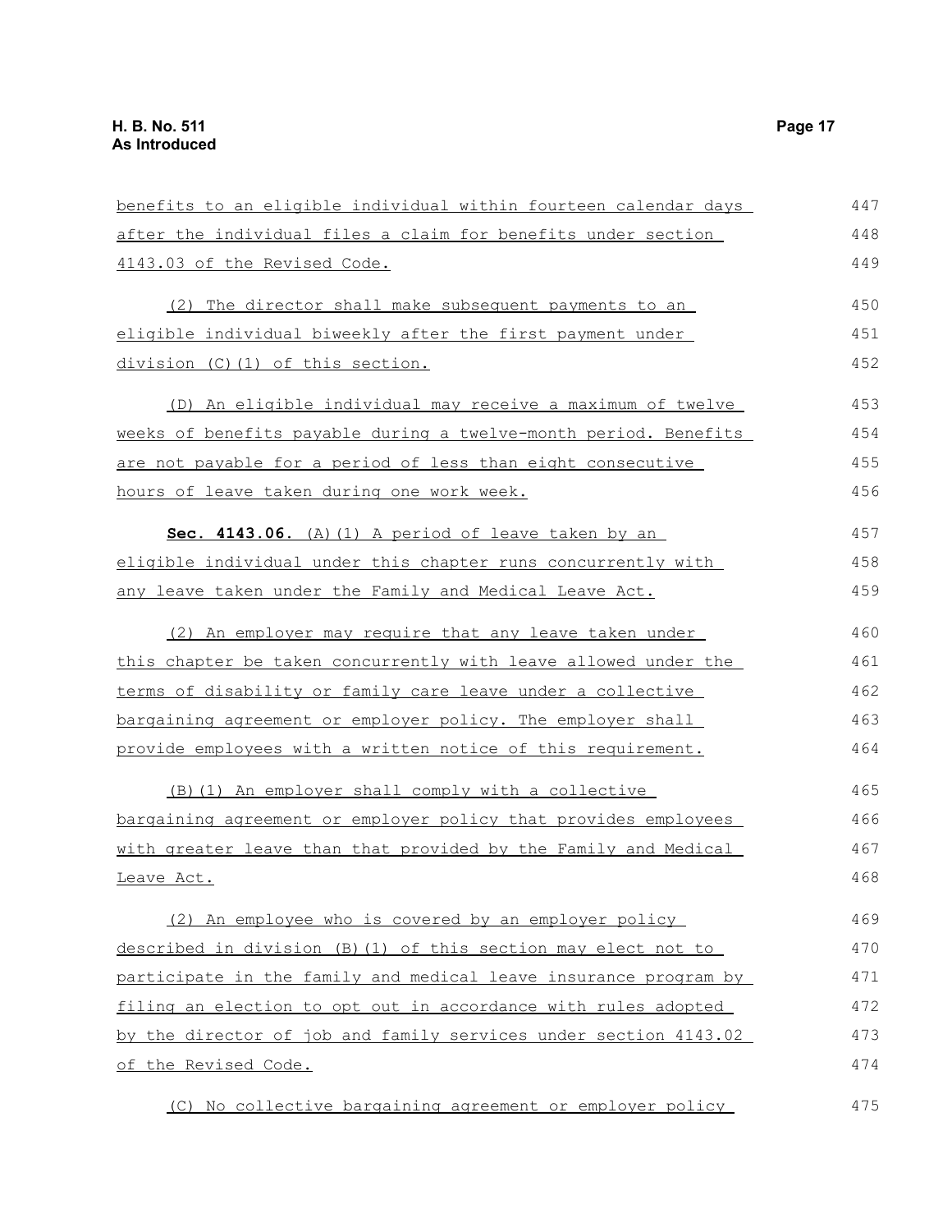benefits to an eligible individual within fourteen calendar days after the individual files a claim for benefits under section 4143.03 of the Revised Code.

(2) The director shall make subsequent payments to an eligible individual biweekly after the first payment under division (C)(1) of this section.

(D) An eligible individual may receive a maximum of twelve weeks of benefits payable during a twelve-month period. Benefits are not payable for a period of less than eight consecutive hours of leave taken during one work week.

**Sec. 4143.06.** (A)(1) A period of leave taken by an eligible individual under this chapter runs concurrently with any leave taken under the Family and Medical Leave Act.

(2) An employer may require that any leave taken under this chapter be taken concurrently with leave allowed under the terms of disability or family care leave under a collective bargaining agreement or employer policy. The employer shall provide employees with a written notice of this requirement.

(B)(1) An employer shall comply with a collective bargaining agreement or employer policy that provides employees with greater leave than that provided by the Family and Medical Leave Act.

(2) An employee who is covered by an employer policy described in division (B)(1) of this section may elect not to participate in the family and medical leave insurance program by filing an election to opt out in accordance with rules adopted by the director of job and family services under section 4143.02 of the Revised Code.

(C) No collective bargaining agreement or employer policy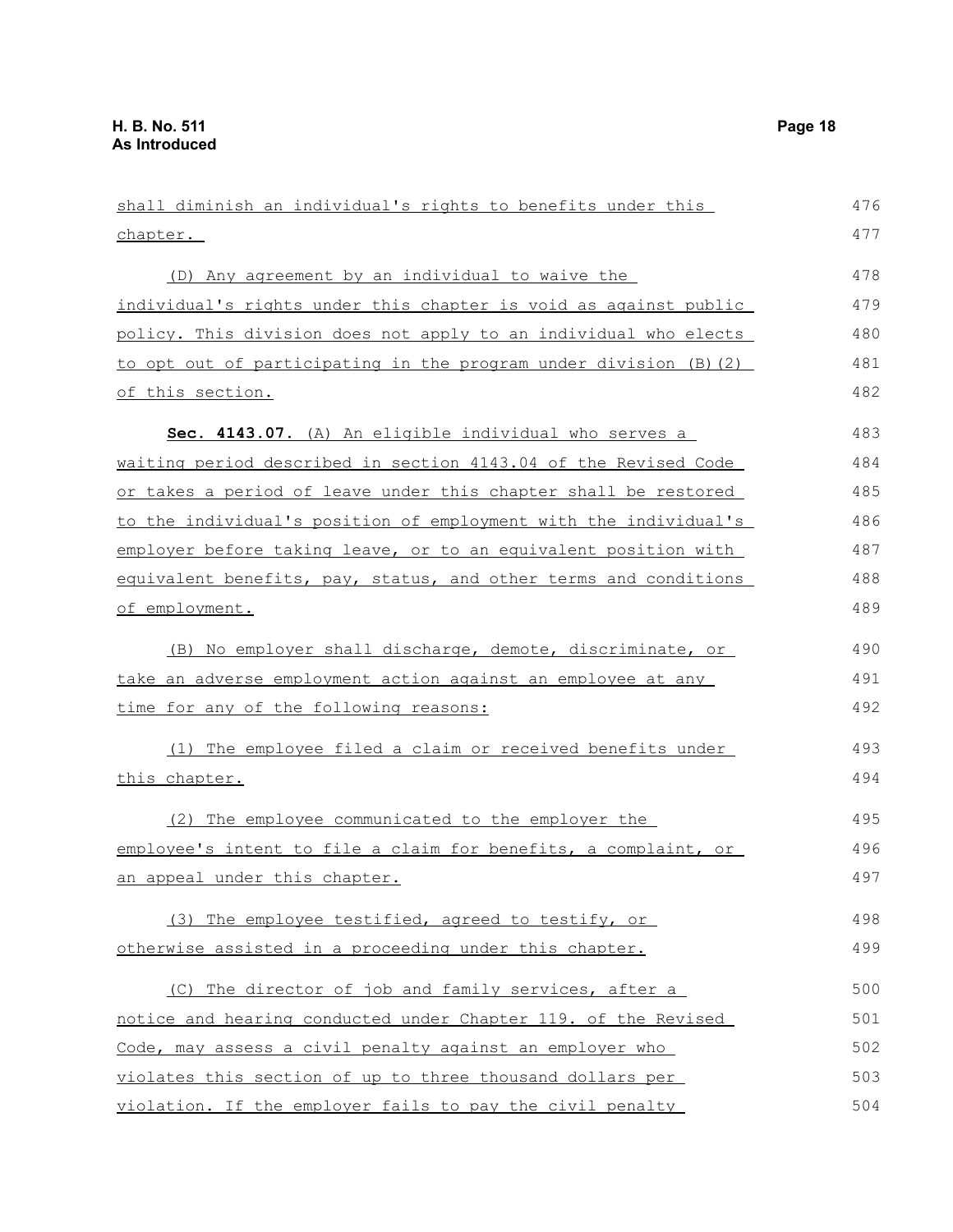shall diminish an individual's rights to benefits under this chapter.

(D) Any agreement by an individual to waive the individual's rights under this chapter is void as against public policy. This division does not apply to an individual who elects to opt out of participating in the program under division (B)(2) of this section.

**Sec. 4143.07.** (A) An eligible individual who serves a waiting period described in section 4143.04 of the Revised Code or takes a period of leave under this chapter shall be restored to the individual's position of employment with the individual's employer before taking leave, or to an equivalent position with equivalent benefits, pay, status, and other terms and conditions of employment.

(B) No employer shall discharge, demote, discriminate, or take an adverse employment action against an employee at any time for any of the following reasons:

(1) The employee filed a claim or received benefits under this chapter.

(2) The employee communicated to the employer the employee's intent to file a claim for benefits, a complaint, or an appeal under this chapter.

(3) The employee testified, agreed to testify, or otherwise assisted in a proceeding under this chapter.

(C) The director of job and family services, after a notice and hearing conducted under Chapter 119. of the Revised Code, may assess a civil penalty against an employer who violates this section of up to three thousand dollars per violation. If the employer fails to pay the civil penalty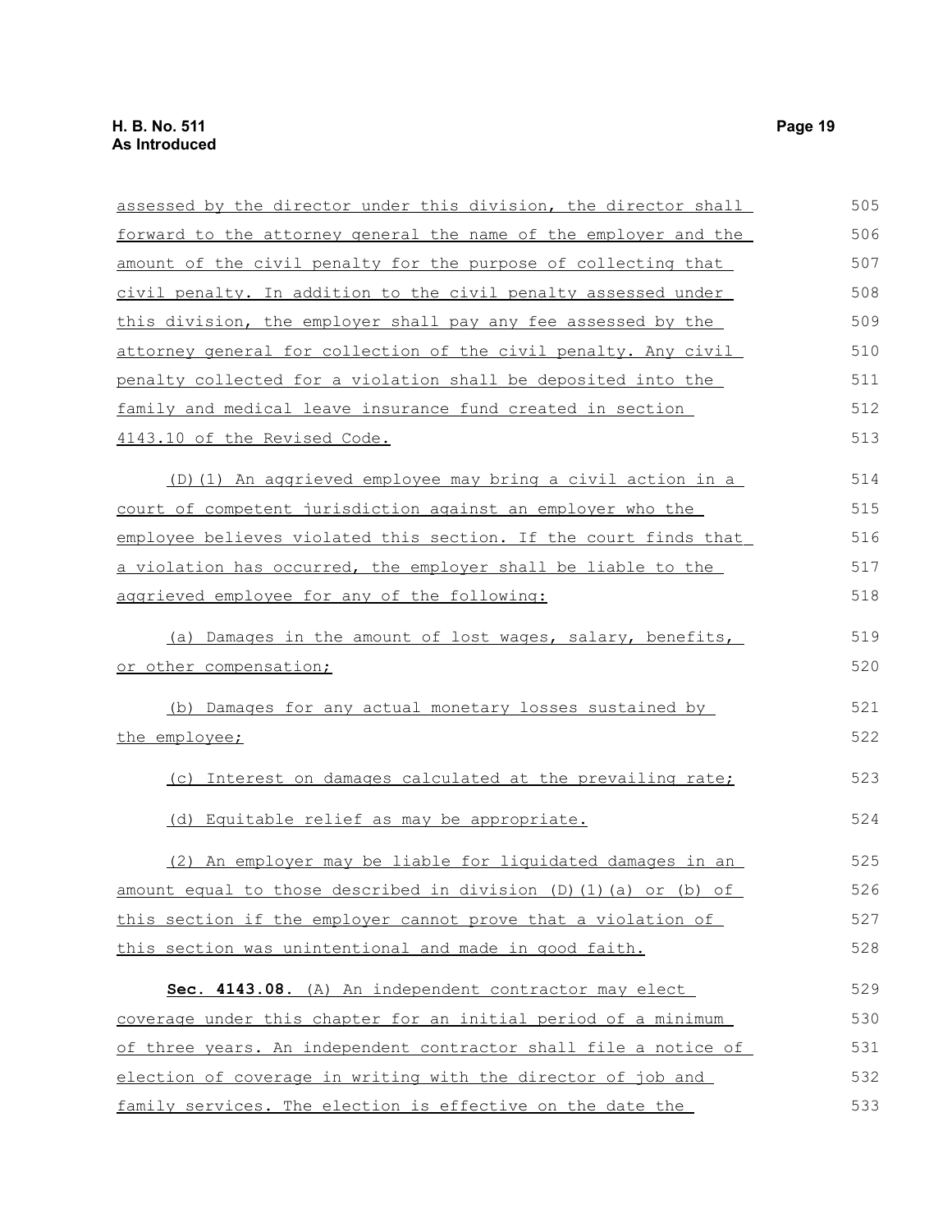assessed by the director under this division, the director shall forward to the attorney general the name of the employer and the amount of the civil penalty for the purpose of collecting that civil penalty. In addition to the civil penalty assessed under this division, the employer shall pay any fee assessed by the attorney general for collection of the civil penalty. Any civil penalty collected for a violation shall be deposited into the family and medical leave insurance fund created in section 4143.10 of the Revised Code.

(D)(1) An aggrieved employee may bring a civil action in a court of competent jurisdiction against an employer who the employee believes violated this section. If the court finds that a violation has occurred, the employer shall be liable to the aggrieved employee for any of the following:

(a) Damages in the amount of lost wages, salary, benefits, or other compensation;

(b) Damages for any actual monetary losses sustained by the employee;

(c) Interest on damages calculated at the prevailing rate;

(d) Equitable relief as may be appropriate.

(2) An employer may be liable for liquidated damages in an amount equal to those described in division (D)(1)(a) or (b) of this section if the employer cannot prove that a violation of this section was unintentional and made in good faith.

**Sec. 4143.08.** (A) An independent contractor may elect coverage under this chapter for an initial period of a minimum of three years. An independent contractor shall file a notice of election of coverage in writing with the director of job and family services. The election is effective on the date the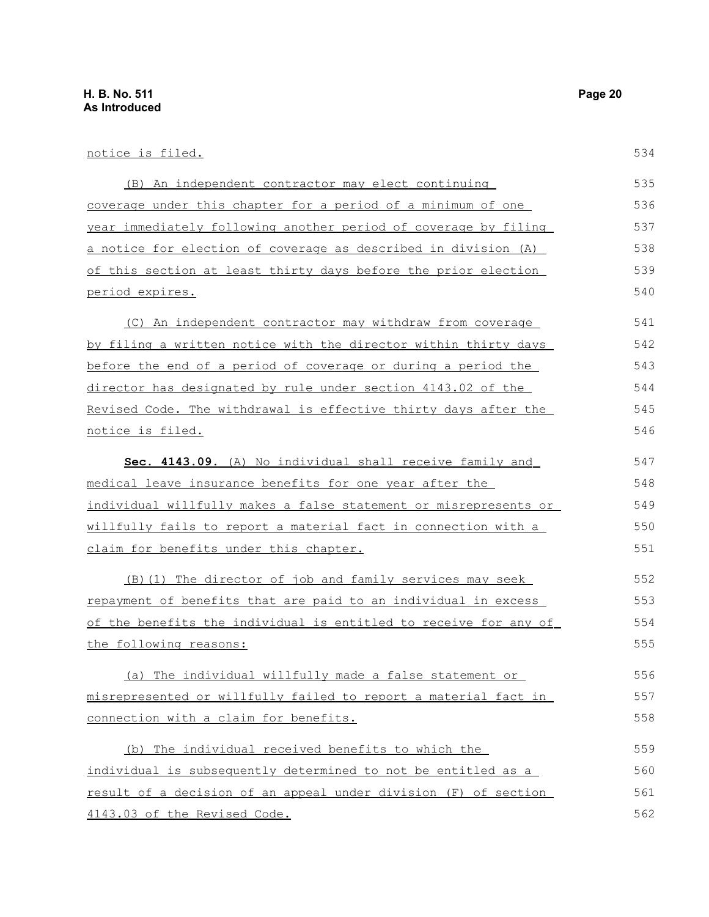notice is filed.

(B) An independent contractor may elect continuing coverage under this chapter for a period of a minimum of one year immediately following another period of coverage by filing a notice for election of coverage as described in division (A) of this section at least thirty days before the prior election period expires.

(C) An independent contractor may withdraw from coverage by filing a written notice with the director within thirty days before the end of a period of coverage or during a period the director has designated by rule under section 4143.02 of the Revised Code. The withdrawal is effective thirty days after the notice is filed.

**Sec. 4143.09.** (A) No individual shall receive family and medical leave insurance benefits for one year after the individual willfully makes a false statement or misrepresents or willfully fails to report a material fact in connection with a claim for benefits under this chapter.

(B)(1) The director of job and family services may seek repayment of benefits that are paid to an individual in excess of the benefits the individual is entitled to receive for any of the following reasons:

(a) The individual willfully made a false statement or misrepresented or willfully failed to report a material fact in connection with a claim for benefits.

(b) The individual received benefits to which the individual is subsequently determined to not be entitled as a result of a decision of an appeal under division (F) of section 4143.03 of the Revised Code.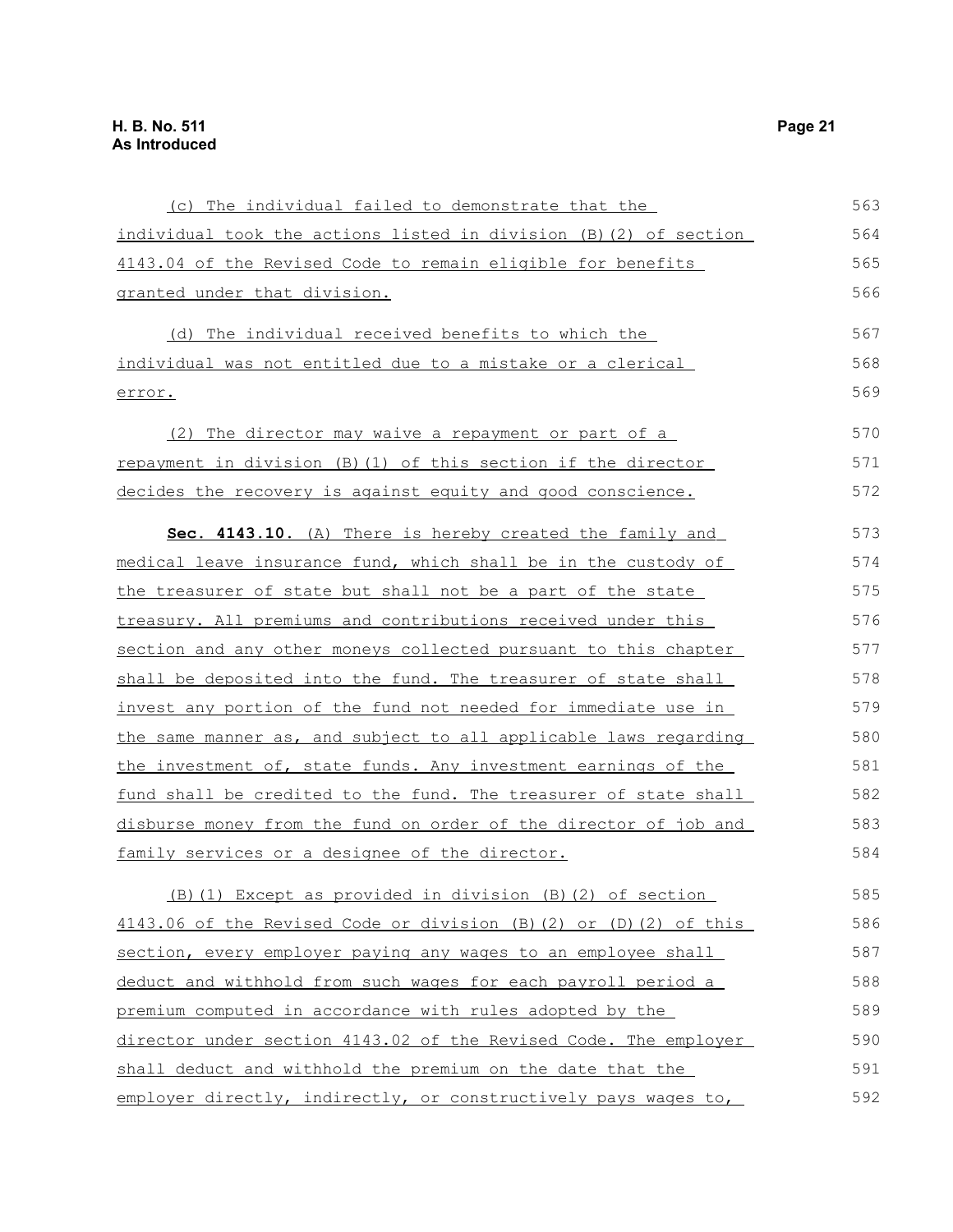(c) The individual failed to demonstrate that the individual took the actions listed in division (B)(2) of section 4143.04 of the Revised Code to remain eligible for benefits granted under that division.

(d) The individual received benefits to which the individual was not entitled due to a mistake or a clerical error.

(2) The director may waive a repayment or part of a repayment in division (B)(1) of this section if the director decides the recovery is against equity and good conscience.

**Sec. 4143.10.** (A) There is hereby created the family and medical leave insurance fund, which shall be in the custody of the treasurer of state but shall not be a part of the state treasury. All premiums and contributions received under this section and any other moneys collected pursuant to this chapter shall be deposited into the fund. The treasurer of state shall invest any portion of the fund not needed for immediate use in the same manner as, and subject to all applicable laws regarding the investment of, state funds. Any investment earnings of the fund shall be credited to the fund. The treasurer of state shall disburse money from the fund on order of the director of job and family services or a designee of the director.

(B)(1) Except as provided in division (B)(2) of section 4143.06 of the Revised Code or division (B)(2) or (D)(2) of this section, every employer paying any wages to an employee shall deduct and withhold from such wages for each payroll period a premium computed in accordance with rules adopted by the director under section 4143.02 of the Revised Code. The employer shall deduct and withhold the premium on the date that the employer directly, indirectly, or constructively pays wages to,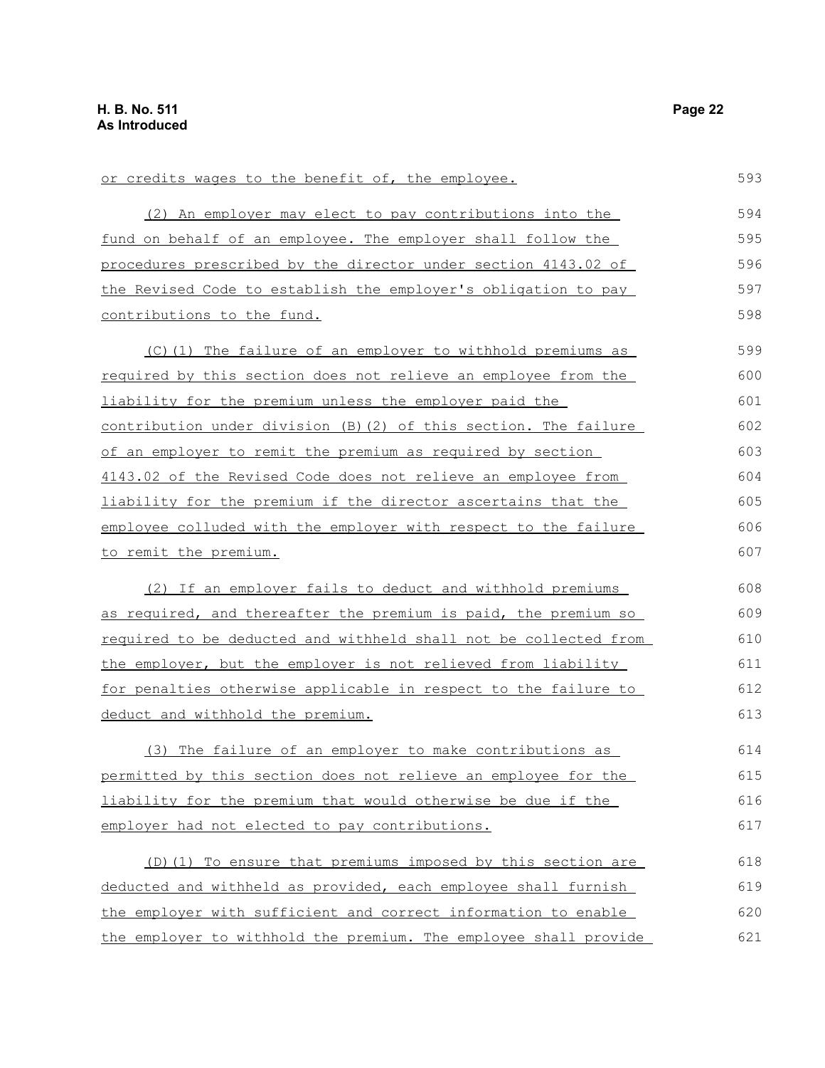or credits wages to the benefit of, the employee.

(2) An employer may elect to pay contributions into the fund on behalf of an employee. The employer shall follow the procedures prescribed by the director under section 4143.02 of the Revised Code to establish the employer's obligation to pay contributions to the fund.

(C)(1) The failure of an employer to withhold premiums as required by this section does not relieve an employee from the liability for the premium unless the employer paid the contribution under division (B)(2) of this section. The failure of an employer to remit the premium as required by section 4143.02 of the Revised Code does not relieve an employee from liability for the premium if the director ascertains that the employee colluded with the employer with respect to the failure to remit the premium.

(2) If an employer fails to deduct and withhold premiums as required, and thereafter the premium is paid, the premium so required to be deducted and withheld shall not be collected from the employer, but the employer is not relieved from liability for penalties otherwise applicable in respect to the failure to deduct and withhold the premium.

(3) The failure of an employer to make contributions as permitted by this section does not relieve an employee for the liability for the premium that would otherwise be due if the employer had not elected to pay contributions.

(D)(1) To ensure that premiums imposed by this section are deducted and withheld as provided, each employee shall furnish the employer with sufficient and correct information to enable the employer to withhold the premium. The employee shall provide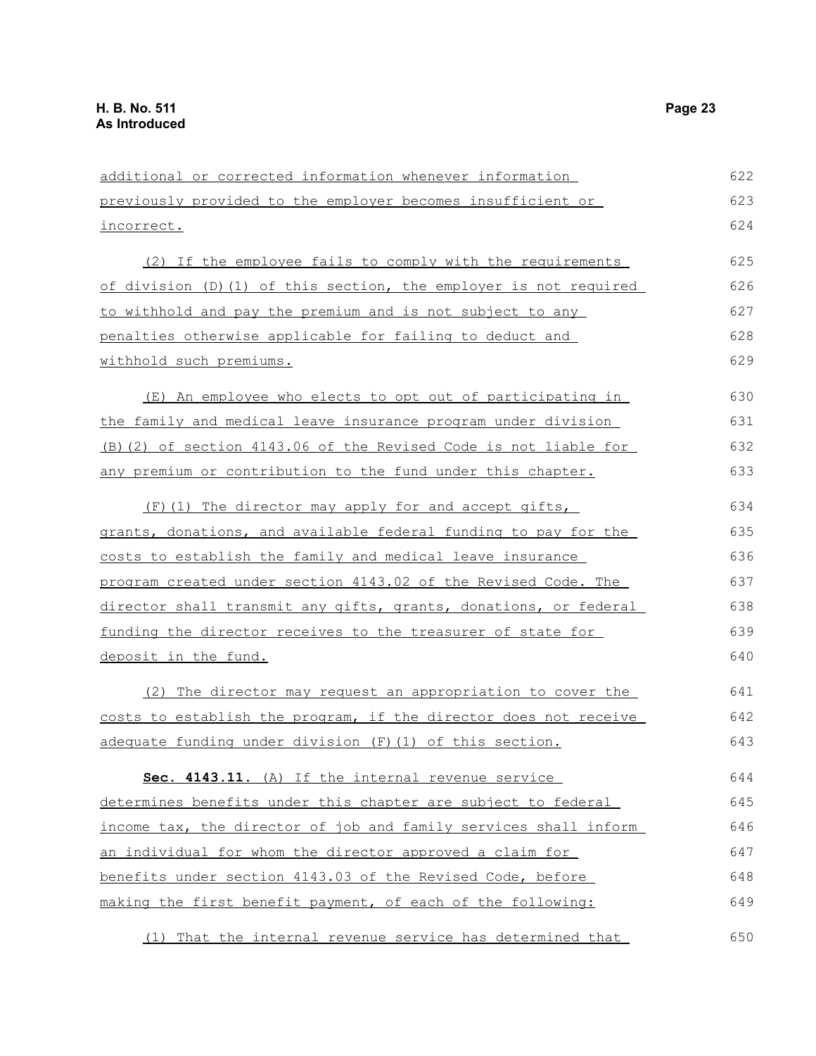additional or corrected information whenever information previously provided to the employer becomes insufficient or incorrect.

(2) If the employee fails to comply with the requirements of division (D)(1) of this section, the employer is not required to withhold and pay the premium and is not subject to any penalties otherwise applicable for failing to deduct and withhold such premiums.

(E) An employee who elects to opt out of participating in the family and medical leave insurance program under division (B)(2) of section 4143.06 of the Revised Code is not liable for any premium or contribution to the fund under this chapter.

(F)(1) The director may apply for and accept gifts, grants, donations, and available federal funding to pay for the costs to establish the family and medical leave insurance program created under section 4143.02 of the Revised Code. The director shall transmit any gifts, grants, donations, or federal funding the director receives to the treasurer of state for deposit in the fund.

(2) The director may request an appropriation to cover the costs to establish the program, if the director does not receive adequate funding under division (F)(1) of this section.

**Sec. 4143.11.** (A) If the internal revenue service determines benefits under this chapter are subject to federal income tax, the director of job and family services shall inform an individual for whom the director approved a claim for benefits under section 4143.03 of the Revised Code, before making the first benefit payment, of each of the following:

(1) That the internal revenue service has determined that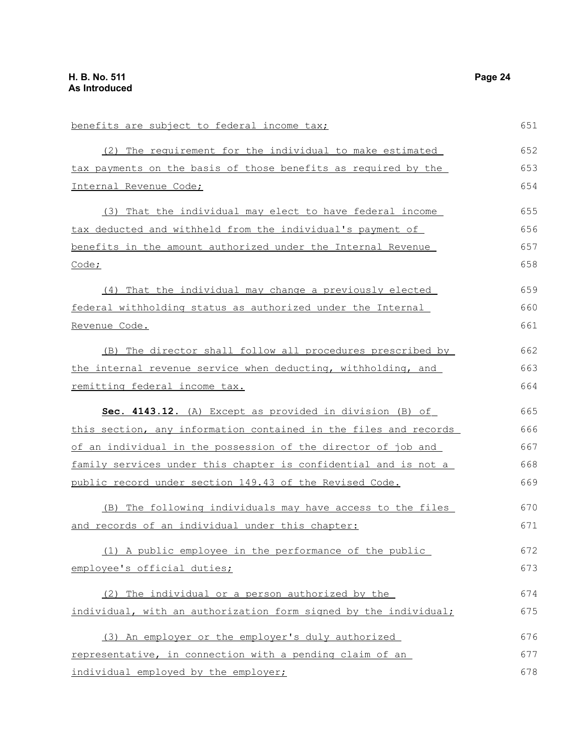benefits are subject to federal income tax;

(2) The requirement for the individual to make estimated tax payments on the basis of those benefits as required by the Internal Revenue Code;

(3) That the individual may elect to have federal income tax deducted and withheld from the individual's payment of benefits in the amount authorized under the Internal Revenue Code;

(4) That the individual may change a previously elected federal withholding status as authorized under the Internal Revenue Code.

(B) The director shall follow all procedures prescribed by the internal revenue service when deducting, withholding, and remitting federal income tax.

**Sec. 4143.12.** (A) Except as provided in division (B) of this section, any information contained in the files and records of an individual in the possession of the director of job and family services under this chapter is confidential and is not a public record under section 149.43 of the Revised Code.

(B) The following individuals may have access to the files and records of an individual under this chapter:

(1) A public employee in the performance of the public employee's official duties;

(2) The individual or a person authorized by the individual, with an authorization form signed by the individual;

(3) An employer or the employer's duly authorized representative, in connection with a pending claim of an individual employed by the employer;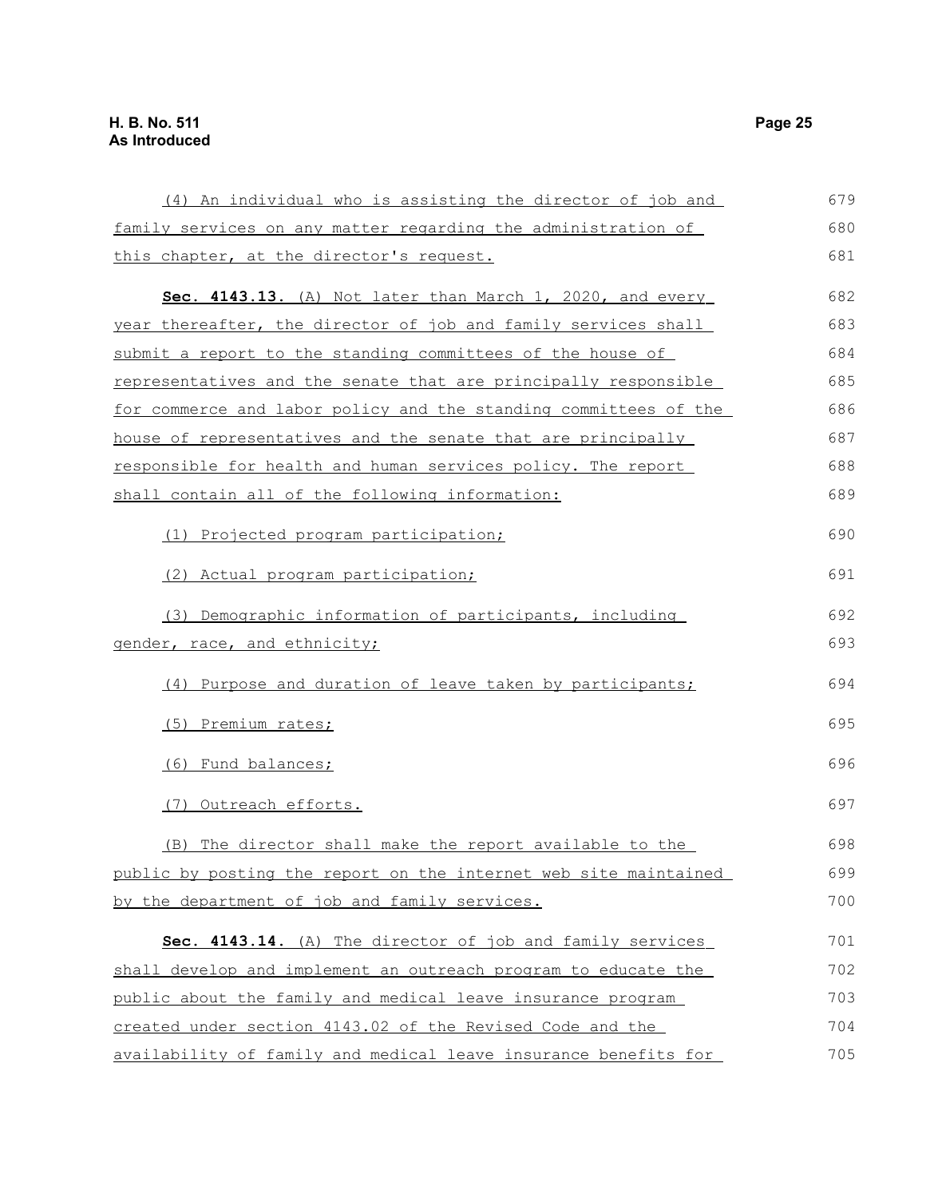(4) An individual who is assisting the director of job and family services on any matter regarding the administration of this chapter, at the director's request.

**Sec. 4143.13.** (A) Not later than March 1, 2020, and every year thereafter, the director of job and family services shall submit a report to the standing committees of the house of representatives and the senate that are principally responsible for commerce and labor policy and the standing committees of the house of representatives and the senate that are principally responsible for health and human services policy. The report shall contain all of the following information:

(1) Projected program participation;

(2) Actual program participation;

(3) Demographic information of participants, including gender, race, and ethnicity;

(4) Purpose and duration of leave taken by participants;

(5) Premium rates;

(6) Fund balances;

(7) Outreach efforts.

(B) The director shall make the report available to the public by posting the report on the internet web site maintained by the department of job and family services.

**Sec. 4143.14.** (A) The director of job and family services shall develop and implement an outreach program to educate the public about the family and medical leave insurance program created under section 4143.02 of the Revised Code and the availability of family and medical leave insurance benefits for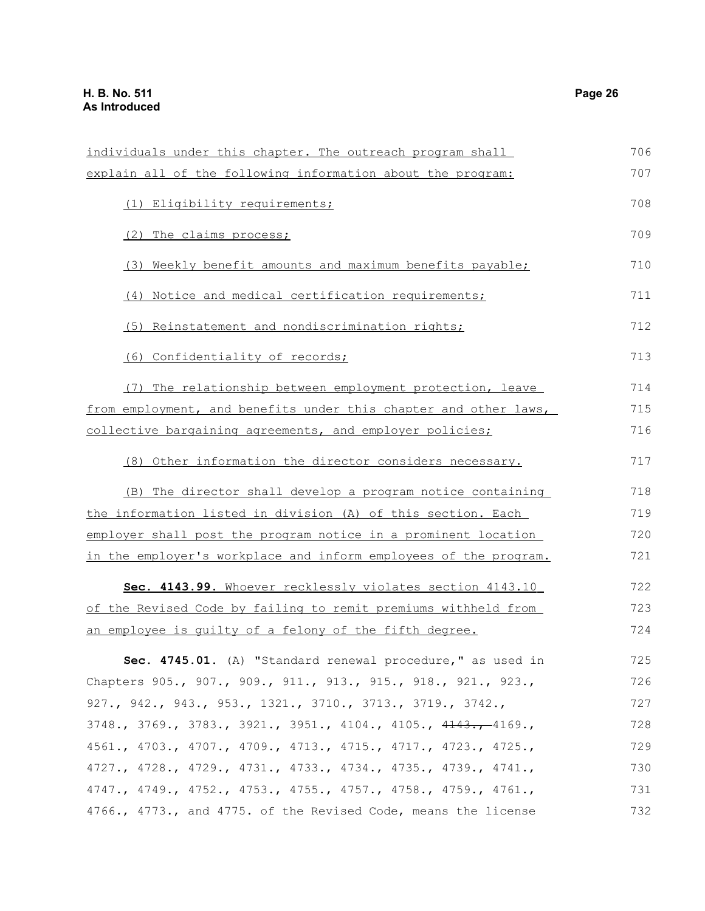individuals under this chapter. The outreach program shall explain all of the following information about the program:

(1) Eligibility requirements;

(2) The claims process;

(3) Weekly benefit amounts and maximum benefits payable;

(4) Notice and medical certification requirements;

(5) Reinstatement and nondiscrimination rights;

(6) Confidentiality of records;

(7) The relationship between employment protection, leave from employment, and benefits under this chapter and other laws, collective bargaining agreements, and employer policies;

(8) Other information the director considers necessary.

(B) The director shall develop a program notice containing the information listed in division (A) of this section. Each employer shall post the program notice in a prominent location in the employer's workplace and inform employees of the program.

**Sec. 4143.99.** Whoever recklessly violates section 4143.10 of the Revised Code by failing to remit premiums withheld from an employee is guilty of a felony of the fifth degree.

**Sec. 4745.01.** (A) "Standard renewal procedure," as used in Chapters 905., 907., 909., 911., 913., 915., 918., 921., 923., 927., 942., 943., 953., 1321., 3710., 3713., 3719., 3742., 3748., 3769., 3783., 3921., 3951., 4104., 4105., ~~4143.,~~ 4169., 4561., 4703., 4707., 4709., 4713., 4715., 4717., 4723., 4725., 4727., 4728., 4729., 4731., 4733., 4734., 4735., 4739., 4741., 4747., 4749., 4752., 4753., 4755., 4757., 4758., 4759., 4761., 4766., 4773., and 4775. of the Revised Code, means the license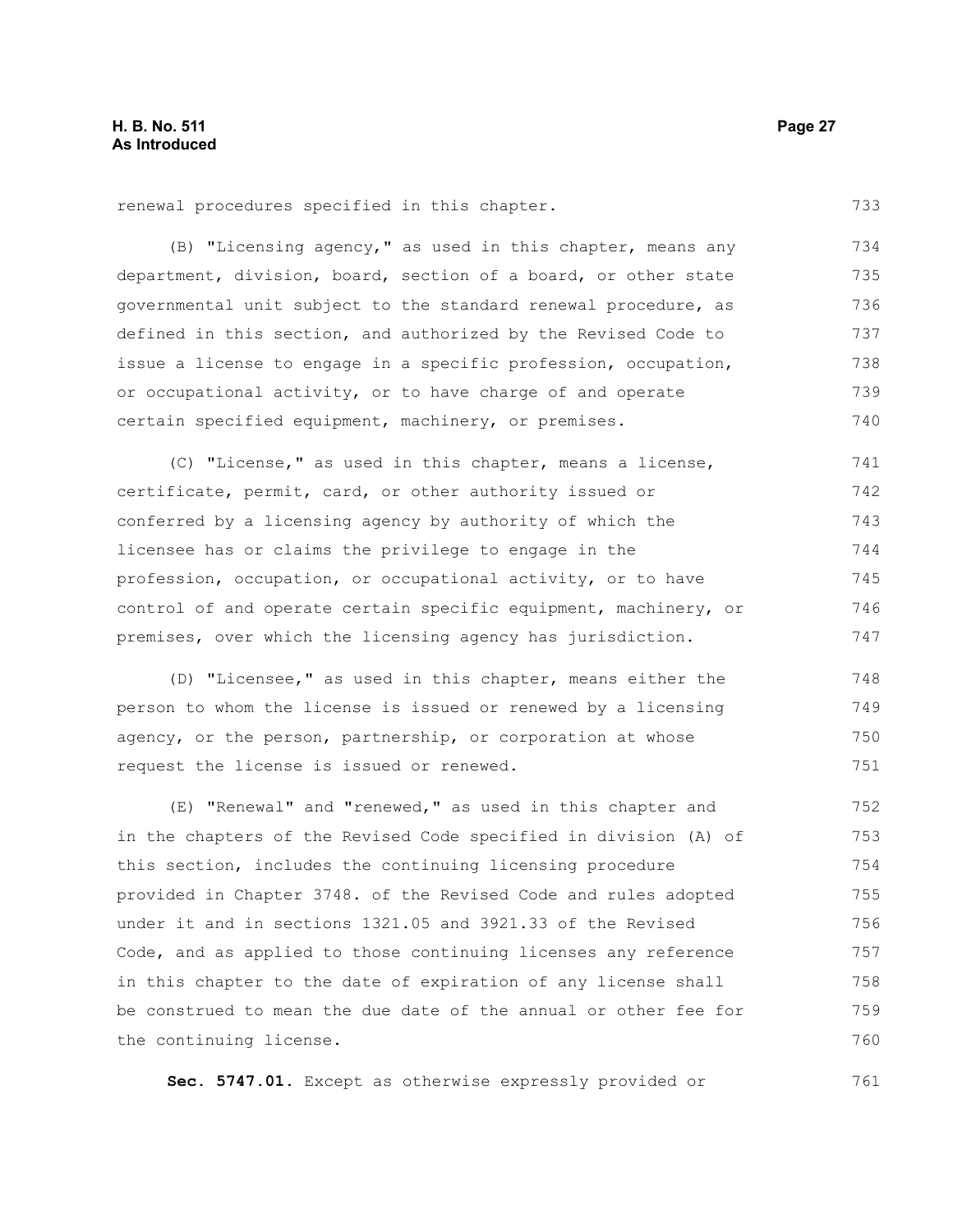renewal procedures specified in this chapter.

(B) "Licensing agency," as used in this chapter, means any department, division, board, section of a board, or other state governmental unit subject to the standard renewal procedure, as defined in this section, and authorized by the Revised Code to issue a license to engage in a specific profession, occupation, or occupational activity, or to have charge of and operate certain specified equipment, machinery, or premises.

(C) "License," as used in this chapter, means a license, certificate, permit, card, or other authority issued or conferred by a licensing agency by authority of which the licensee has or claims the privilege to engage in the profession, occupation, or occupational activity, or to have control of and operate certain specific equipment, machinery, or premises, over which the licensing agency has jurisdiction.

(D) "Licensee," as used in this chapter, means either the person to whom the license is issued or renewed by a licensing agency, or the person, partnership, or corporation at whose request the license is issued or renewed.

(E) "Renewal" and "renewed," as used in this chapter and in the chapters of the Revised Code specified in division (A) of this section, includes the continuing licensing procedure provided in Chapter 3748. of the Revised Code and rules adopted under it and in sections 1321.05 and 3921.33 of the Revised Code, and as applied to those continuing licenses any reference in this chapter to the date of expiration of any license shall be construed to mean the due date of the annual or other fee for the continuing license.

**Sec. 5747.01.** Except as otherwise expressly provided or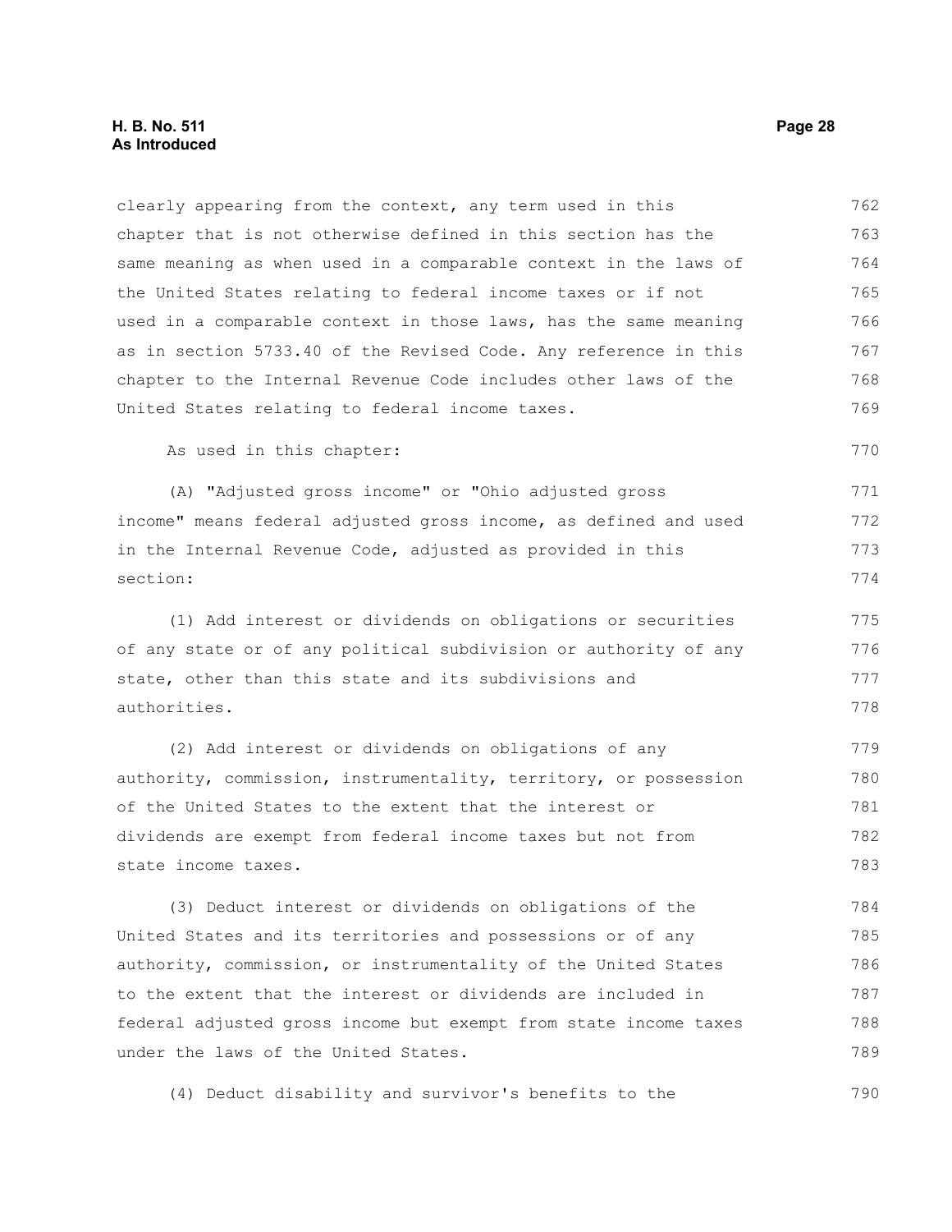clearly appearing from the context, any term used in this chapter that is not otherwise defined in this section has the same meaning as when used in a comparable context in the laws of the United States relating to federal income taxes or if not used in a comparable context in those laws, has the same meaning as in section 5733.40 of the Revised Code. Any reference in this chapter to the Internal Revenue Code includes other laws of the United States relating to federal income taxes.

As used in this chapter:

(A) "Adjusted gross income" or "Ohio adjusted gross income" means federal adjusted gross income, as defined and used in the Internal Revenue Code, adjusted as provided in this section:

(1) Add interest or dividends on obligations or securities of any state or of any political subdivision or authority of any state, other than this state and its subdivisions and authorities.

(2) Add interest or dividends on obligations of any authority, commission, instrumentality, territory, or possession of the United States to the extent that the interest or dividends are exempt from federal income taxes but not from state income taxes.

(3) Deduct interest or dividends on obligations of the United States and its territories and possessions or of any authority, commission, or instrumentality of the United States to the extent that the interest or dividends are included in federal adjusted gross income but exempt from state income taxes under the laws of the United States.

(4) Deduct disability and survivor's benefits to the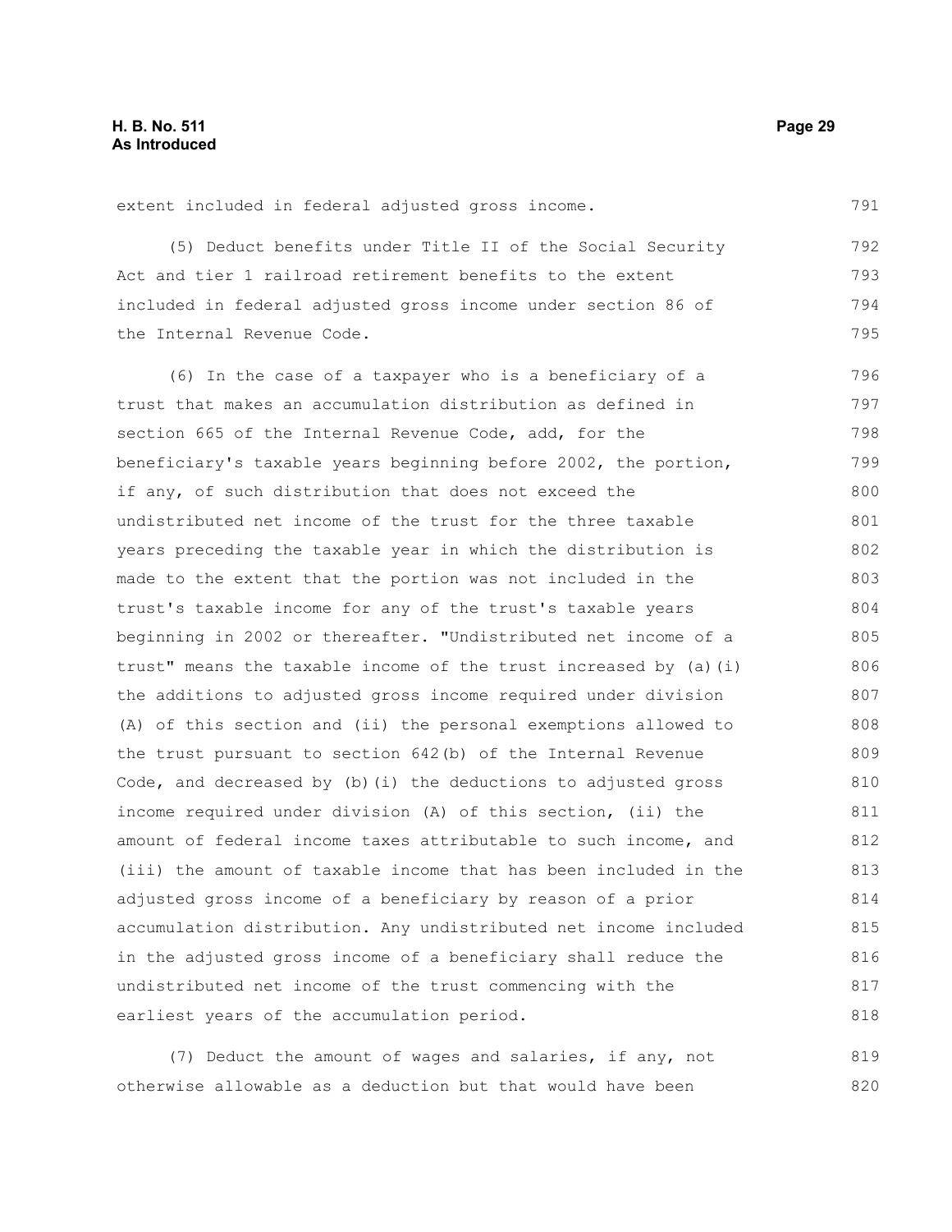extent included in federal adjusted gross income.

(5) Deduct benefits under Title II of the Social Security Act and tier 1 railroad retirement benefits to the extent included in federal adjusted gross income under section 86 of the Internal Revenue Code.

(6) In the case of a taxpayer who is a beneficiary of a trust that makes an accumulation distribution as defined in section 665 of the Internal Revenue Code, add, for the beneficiary's taxable years beginning before 2002, the portion, if any, of such distribution that does not exceed the undistributed net income of the trust for the three taxable years preceding the taxable year in which the distribution is made to the extent that the portion was not included in the trust's taxable income for any of the trust's taxable years beginning in 2002 or thereafter. "Undistributed net income of a trust" means the taxable income of the trust increased by (a)(i) the additions to adjusted gross income required under division (A) of this section and (ii) the personal exemptions allowed to the trust pursuant to section 642(b) of the Internal Revenue Code, and decreased by (b)(i) the deductions to adjusted gross income required under division (A) of this section, (ii) the amount of federal income taxes attributable to such income, and (iii) the amount of taxable income that has been included in the adjusted gross income of a beneficiary by reason of a prior accumulation distribution. Any undistributed net income included in the adjusted gross income of a beneficiary shall reduce the undistributed net income of the trust commencing with the earliest years of the accumulation period.

(7) Deduct the amount of wages and salaries, if any, not otherwise allowable as a deduction but that would have been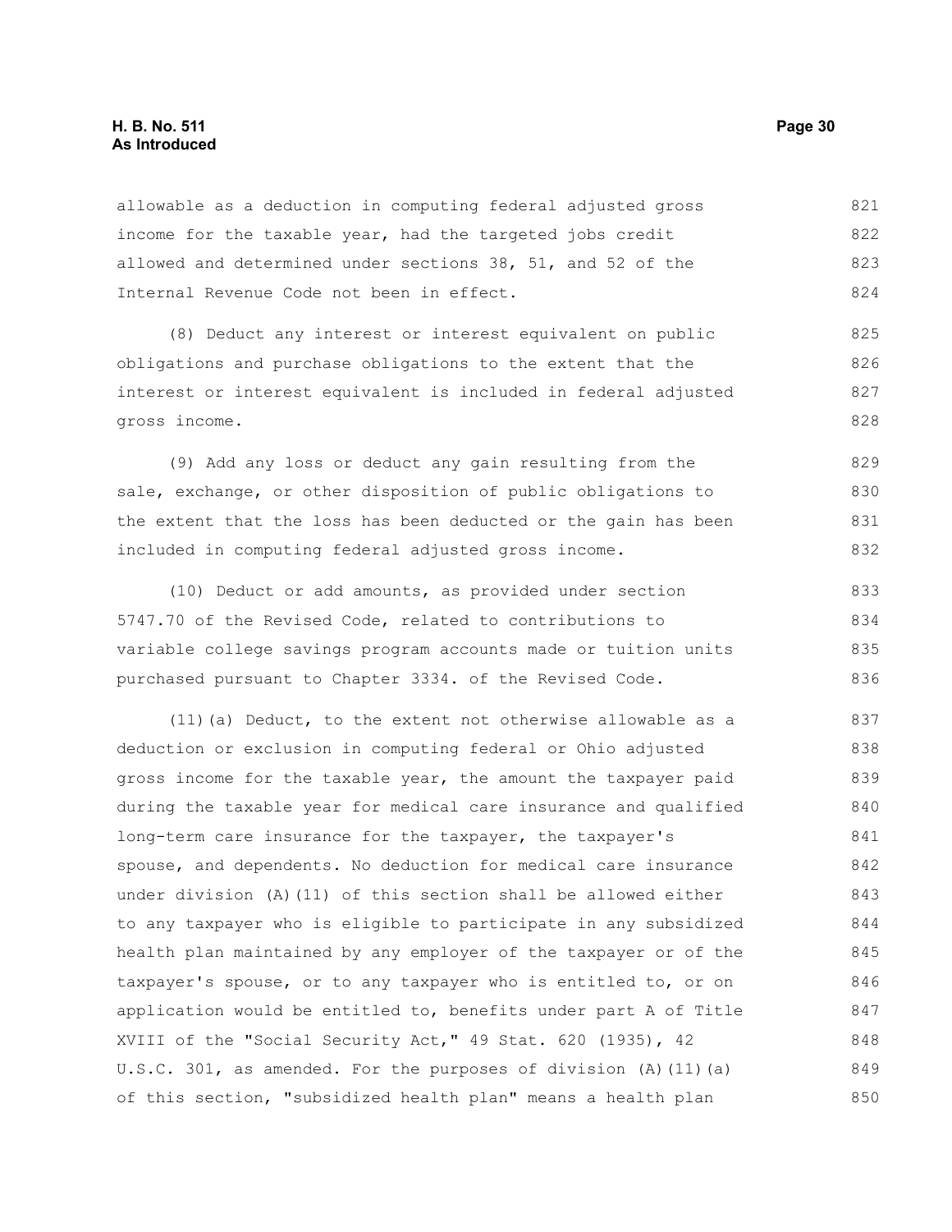allowable as a deduction in computing federal adjusted gross income for the taxable year, had the targeted jobs credit allowed and determined under sections 38, 51, and 52 of the Internal Revenue Code not been in effect.

(8) Deduct any interest or interest equivalent on public obligations and purchase obligations to the extent that the interest or interest equivalent is included in federal adjusted gross income.

(9) Add any loss or deduct any gain resulting from the sale, exchange, or other disposition of public obligations to the extent that the loss has been deducted or the gain has been included in computing federal adjusted gross income.

(10) Deduct or add amounts, as provided under section 5747.70 of the Revised Code, related to contributions to variable college savings program accounts made or tuition units purchased pursuant to Chapter 3334. of the Revised Code.

(11)(a) Deduct, to the extent not otherwise allowable as a deduction or exclusion in computing federal or Ohio adjusted gross income for the taxable year, the amount the taxpayer paid during the taxable year for medical care insurance and qualified long-term care insurance for the taxpayer, the taxpayer's spouse, and dependents. No deduction for medical care insurance under division (A)(11) of this section shall be allowed either to any taxpayer who is eligible to participate in any subsidized health plan maintained by any employer of the taxpayer or of the taxpayer's spouse, or to any taxpayer who is entitled to, or on application would be entitled to, benefits under part A of Title XVIII of the "Social Security Act," 49 Stat. 620 (1935), 42 U.S.C. 301, as amended. For the purposes of division (A)(11)(a) of this section, "subsidized health plan" means a health plan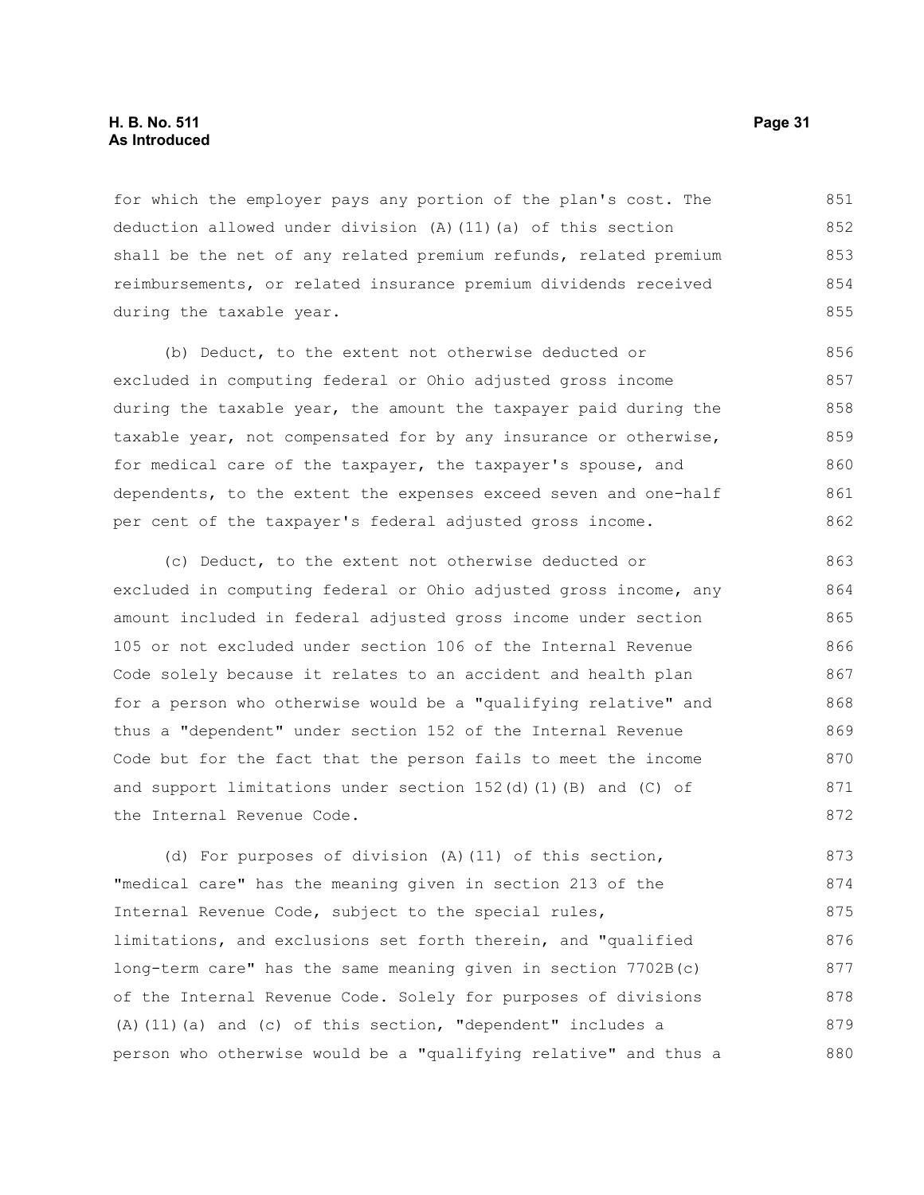for which the employer pays any portion of the plan's cost. The deduction allowed under division (A)(11)(a) of this section shall be the net of any related premium refunds, related premium reimbursements, or related insurance premium dividends received during the taxable year.

(b) Deduct, to the extent not otherwise deducted or excluded in computing federal or Ohio adjusted gross income during the taxable year, the amount the taxpayer paid during the taxable year, not compensated for by any insurance or otherwise, for medical care of the taxpayer, the taxpayer's spouse, and dependents, to the extent the expenses exceed seven and one-half per cent of the taxpayer's federal adjusted gross income.

(c) Deduct, to the extent not otherwise deducted or excluded in computing federal or Ohio adjusted gross income, any amount included in federal adjusted gross income under section 105 or not excluded under section 106 of the Internal Revenue Code solely because it relates to an accident and health plan for a person who otherwise would be a "qualifying relative" and thus a "dependent" under section 152 of the Internal Revenue Code but for the fact that the person fails to meet the income and support limitations under section 152(d)(1)(B) and (C) of the Internal Revenue Code.

(d) For purposes of division (A)(11) of this section, "medical care" has the meaning given in section 213 of the Internal Revenue Code, subject to the special rules, limitations, and exclusions set forth therein, and "qualified long-term care" has the same meaning given in section 7702B(c) of the Internal Revenue Code. Solely for purposes of divisions (A)(11)(a) and (c) of this section, "dependent" includes a person who otherwise would be a "qualifying relative" and thus a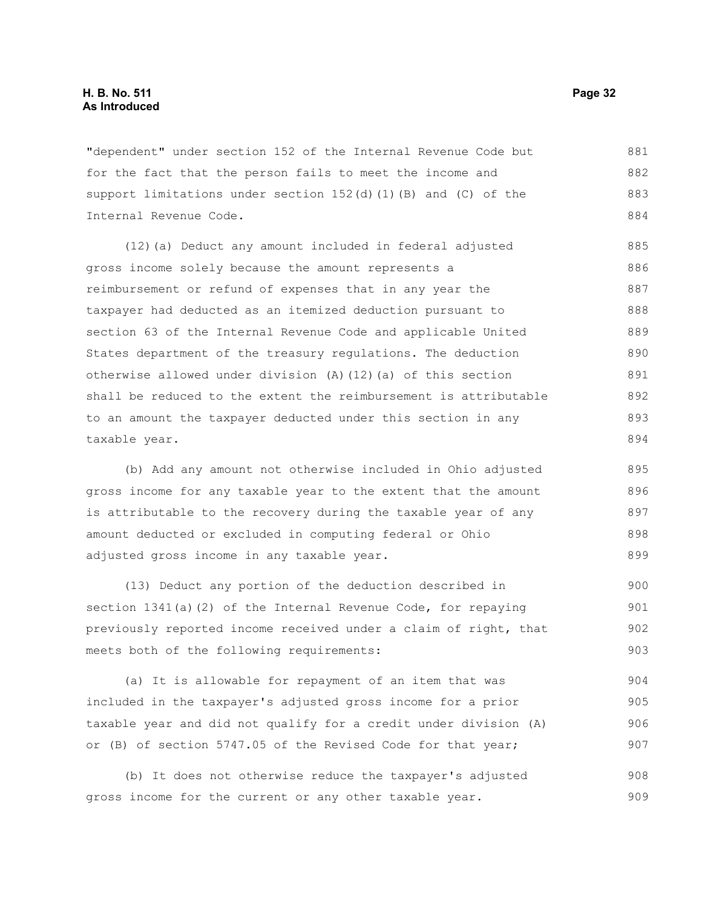"dependent" under section 152 of the Internal Revenue Code but for the fact that the person fails to meet the income and support limitations under section 152(d)(1)(B) and (C) of the Internal Revenue Code.

(12)(a) Deduct any amount included in federal adjusted gross income solely because the amount represents a reimbursement or refund of expenses that in any year the taxpayer had deducted as an itemized deduction pursuant to section 63 of the Internal Revenue Code and applicable United States department of the treasury regulations. The deduction otherwise allowed under division (A)(12)(a) of this section shall be reduced to the extent the reimbursement is attributable to an amount the taxpayer deducted under this section in any taxable year.

(b) Add any amount not otherwise included in Ohio adjusted gross income for any taxable year to the extent that the amount is attributable to the recovery during the taxable year of any amount deducted or excluded in computing federal or Ohio adjusted gross income in any taxable year.

(13) Deduct any portion of the deduction described in section 1341(a)(2) of the Internal Revenue Code, for repaying previously reported income received under a claim of right, that meets both of the following requirements:

(a) It is allowable for repayment of an item that was included in the taxpayer's adjusted gross income for a prior taxable year and did not qualify for a credit under division (A) or (B) of section 5747.05 of the Revised Code for that year;

(b) It does not otherwise reduce the taxpayer's adjusted gross income for the current or any other taxable year.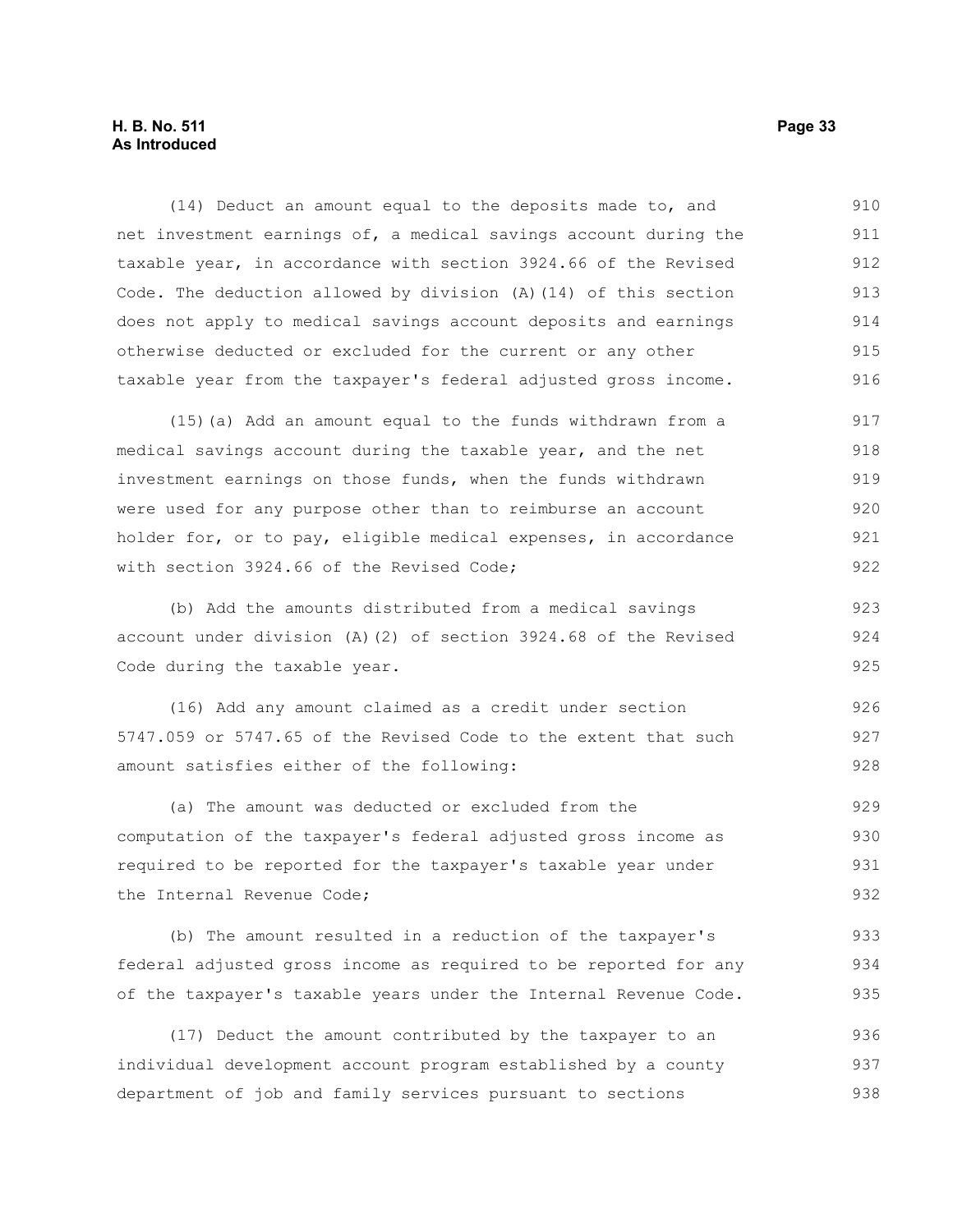(14) Deduct an amount equal to the deposits made to, and net investment earnings of, a medical savings account during the taxable year, in accordance with section 3924.66 of the Revised Code. The deduction allowed by division (A)(14) of this section does not apply to medical savings account deposits and earnings otherwise deducted or excluded for the current or any other taxable year from the taxpayer's federal adjusted gross income.

(15)(a) Add an amount equal to the funds withdrawn from a medical savings account during the taxable year, and the net investment earnings on those funds, when the funds withdrawn were used for any purpose other than to reimburse an account holder for, or to pay, eligible medical expenses, in accordance with section 3924.66 of the Revised Code;

(b) Add the amounts distributed from a medical savings account under division (A)(2) of section 3924.68 of the Revised Code during the taxable year.

(16) Add any amount claimed as a credit under section 5747.059 or 5747.65 of the Revised Code to the extent that such amount satisfies either of the following:

(a) The amount was deducted or excluded from the computation of the taxpayer's federal adjusted gross income as required to be reported for the taxpayer's taxable year under the Internal Revenue Code;

(b) The amount resulted in a reduction of the taxpayer's federal adjusted gross income as required to be reported for any of the taxpayer's taxable years under the Internal Revenue Code.

(17) Deduct the amount contributed by the taxpayer to an individual development account program established by a county department of job and family services pursuant to sections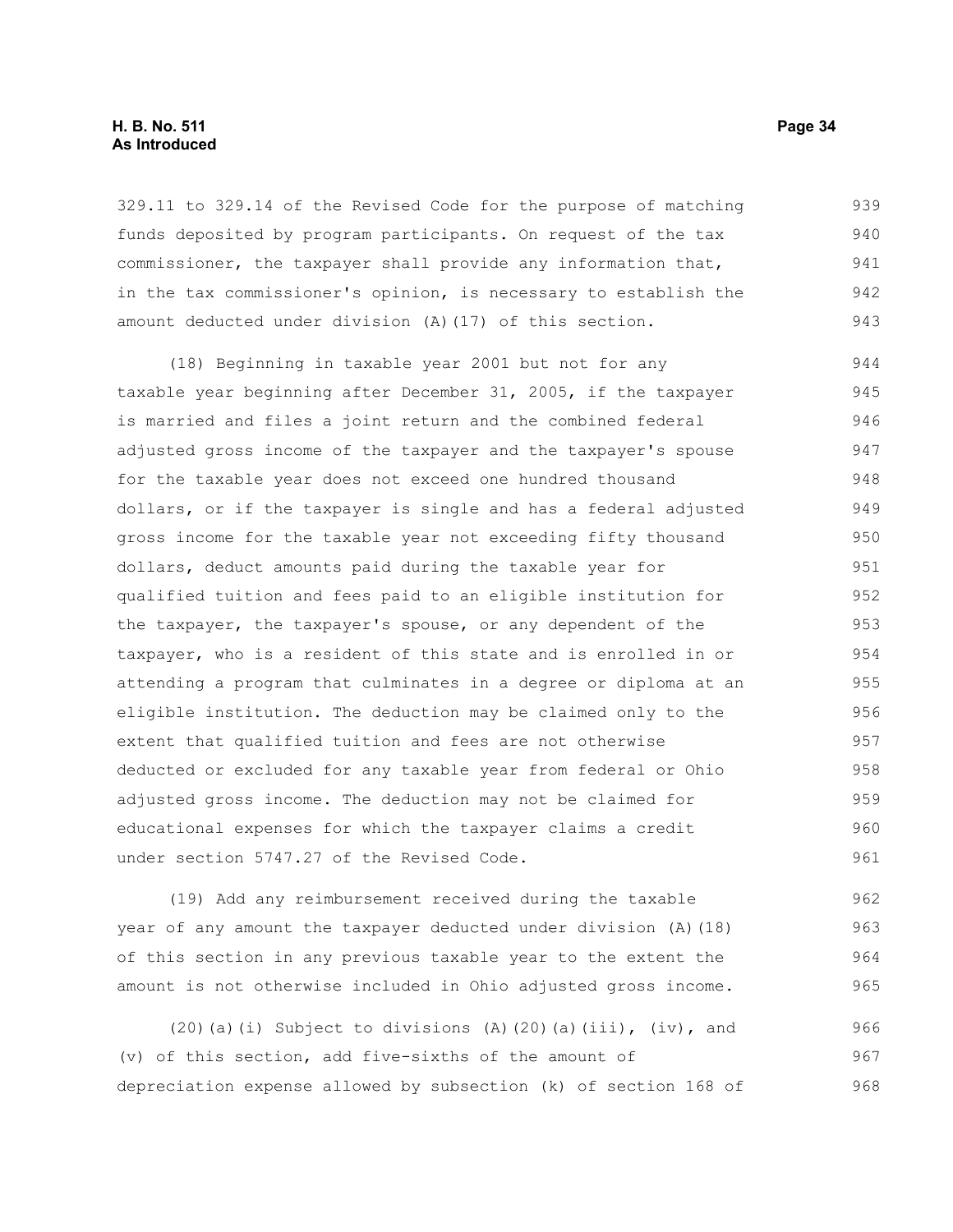329.11 to 329.14 of the Revised Code for the purpose of matching funds deposited by program participants. On request of the tax commissioner, the taxpayer shall provide any information that, in the tax commissioner's opinion, is necessary to establish the amount deducted under division (A)(17) of this section.

(18) Beginning in taxable year 2001 but not for any taxable year beginning after December 31, 2005, if the taxpayer is married and files a joint return and the combined federal adjusted gross income of the taxpayer and the taxpayer's spouse for the taxable year does not exceed one hundred thousand dollars, or if the taxpayer is single and has a federal adjusted gross income for the taxable year not exceeding fifty thousand dollars, deduct amounts paid during the taxable year for qualified tuition and fees paid to an eligible institution for the taxpayer, the taxpayer's spouse, or any dependent of the taxpayer, who is a resident of this state and is enrolled in or attending a program that culminates in a degree or diploma at an eligible institution. The deduction may be claimed only to the extent that qualified tuition and fees are not otherwise deducted or excluded for any taxable year from federal or Ohio adjusted gross income. The deduction may not be claimed for educational expenses for which the taxpayer claims a credit under section 5747.27 of the Revised Code.

(19) Add any reimbursement received during the taxable year of any amount the taxpayer deducted under division (A)(18) of this section in any previous taxable year to the extent the amount is not otherwise included in Ohio adjusted gross income.

(20)(a)(i) Subject to divisions (A)(20)(a)(iii), (iv), and (v) of this section, add five-sixths of the amount of depreciation expense allowed by subsection (k) of section 168 of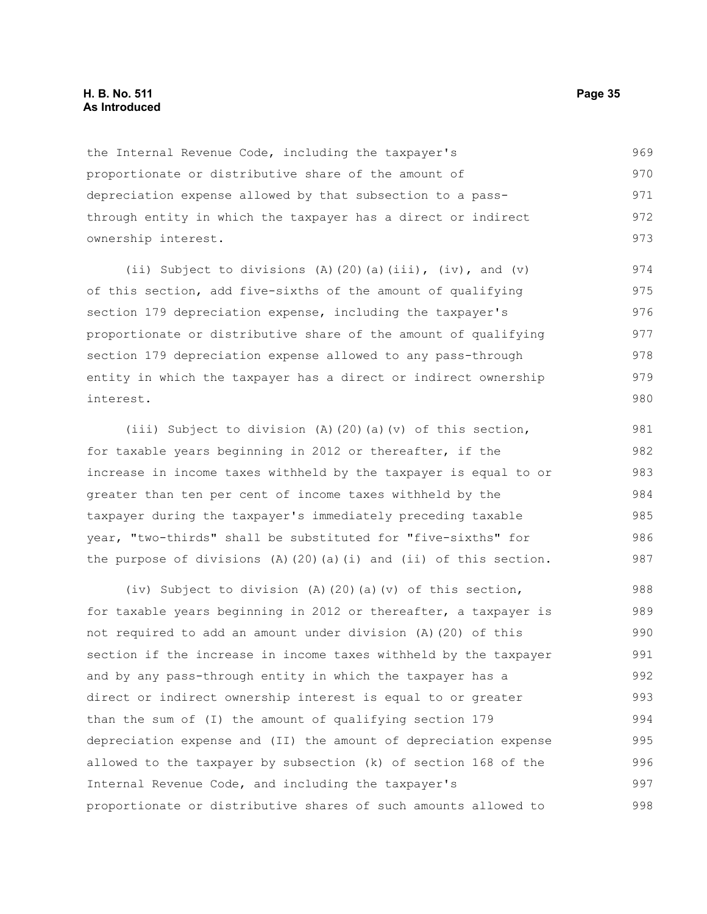the Internal Revenue Code, including the taxpayer's proportionate or distributive share of the amount of depreciation expense allowed by that subsection to a pass-through entity in which the taxpayer has a direct or indirect ownership interest.

(ii) Subject to divisions (A)(20)(a)(iii), (iv), and (v) of this section, add five-sixths of the amount of qualifying section 179 depreciation expense, including the taxpayer's proportionate or distributive share of the amount of qualifying section 179 depreciation expense allowed to any pass-through entity in which the taxpayer has a direct or indirect ownership interest.

(iii) Subject to division (A)(20)(a)(v) of this section, for taxable years beginning in 2012 or thereafter, if the increase in income taxes withheld by the taxpayer is equal to or greater than ten per cent of income taxes withheld by the taxpayer during the taxpayer's immediately preceding taxable year, "two-thirds" shall be substituted for "five-sixths" for the purpose of divisions (A)(20)(a)(i) and (ii) of this section.

(iv) Subject to division (A)(20)(a)(v) of this section, for taxable years beginning in 2012 or thereafter, a taxpayer is not required to add an amount under division (A)(20) of this section if the increase in income taxes withheld by the taxpayer and by any pass-through entity in which the taxpayer has a direct or indirect ownership interest is equal to or greater than the sum of (I) the amount of qualifying section 179 depreciation expense and (II) the amount of depreciation expense allowed to the taxpayer by subsection (k) of section 168 of the Internal Revenue Code, and including the taxpayer's proportionate or distributive shares of such amounts allowed to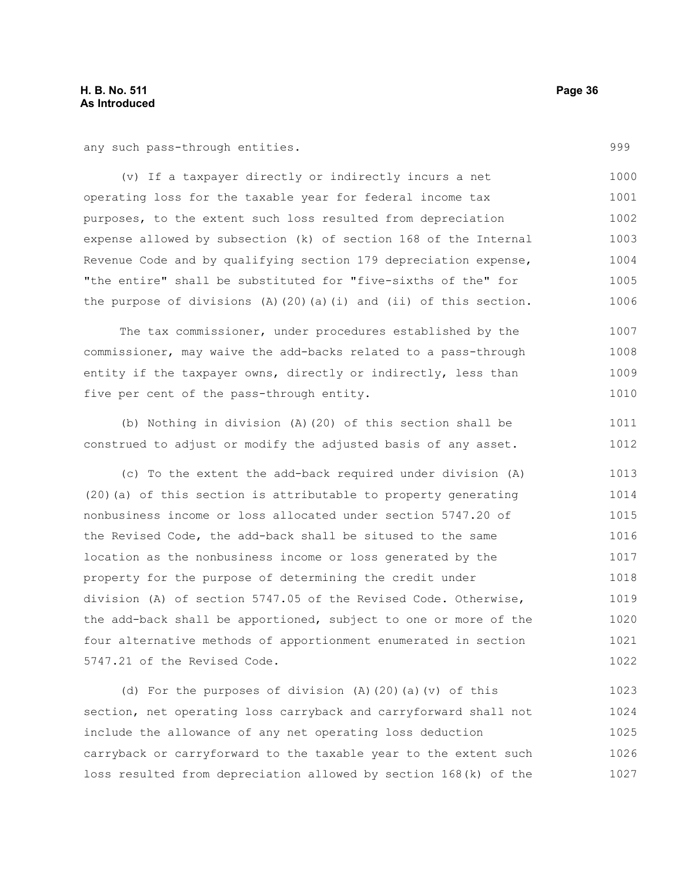any such pass-through entities.

(v) If a taxpayer directly or indirectly incurs a net operating loss for the taxable year for federal income tax purposes, to the extent such loss resulted from depreciation expense allowed by subsection (k) of section 168 of the Internal Revenue Code and by qualifying section 179 depreciation expense, "the entire" shall be substituted for "five-sixths of the" for the purpose of divisions (A)(20)(a)(i) and (ii) of this section.

The tax commissioner, under procedures established by the commissioner, may waive the add-backs related to a pass-through entity if the taxpayer owns, directly or indirectly, less than five per cent of the pass-through entity.

(b) Nothing in division (A)(20) of this section shall be construed to adjust or modify the adjusted basis of any asset.

(c) To the extent the add-back required under division (A)(20)(a) of this section is attributable to property generating nonbusiness income or loss allocated under section 5747.20 of the Revised Code, the add-back shall be sitused to the same location as the nonbusiness income or loss generated by the property for the purpose of determining the credit under division (A) of section 5747.05 of the Revised Code. Otherwise, the add-back shall be apportioned, subject to one or more of the four alternative methods of apportionment enumerated in section 5747.21 of the Revised Code.

(d) For the purposes of division (A)(20)(a)(v) of this section, net operating loss carryback and carryforward shall not include the allowance of any net operating loss deduction carryback or carryforward to the taxable year to the extent such loss resulted from depreciation allowed by section 168(k) of the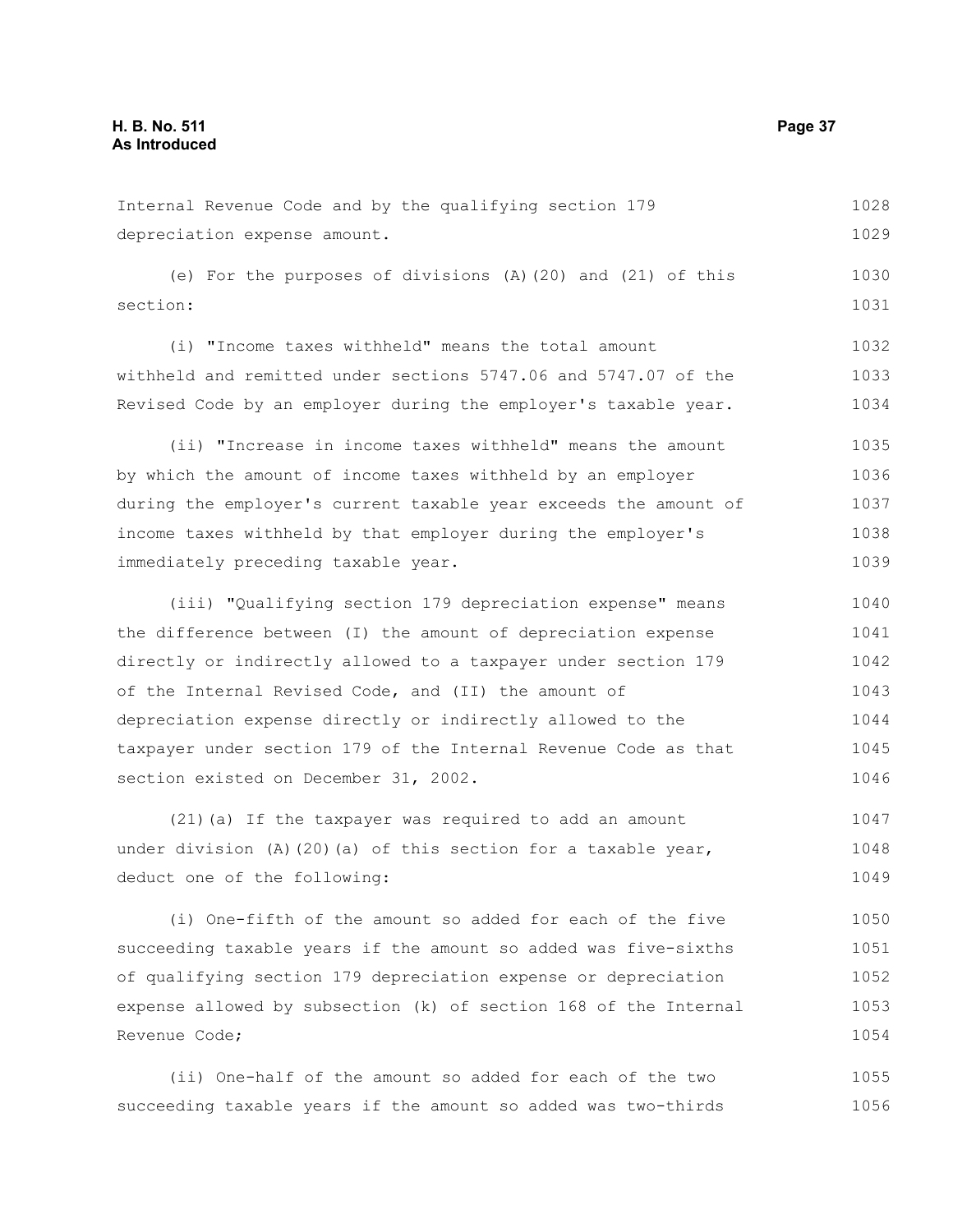Internal Revenue Code and by the qualifying section 179 depreciation expense amount.

(e) For the purposes of divisions (A)(20) and (21) of this section:

(i) "Income taxes withheld" means the total amount withheld and remitted under sections 5747.06 and 5747.07 of the Revised Code by an employer during the employer's taxable year.

(ii) "Increase in income taxes withheld" means the amount by which the amount of income taxes withheld by an employer during the employer's current taxable year exceeds the amount of income taxes withheld by that employer during the employer's immediately preceding taxable year.

(iii) "Qualifying section 179 depreciation expense" means the difference between (I) the amount of depreciation expense directly or indirectly allowed to a taxpayer under section 179 of the Internal Revised Code, and (II) the amount of depreciation expense directly or indirectly allowed to the taxpayer under section 179 of the Internal Revenue Code as that section existed on December 31, 2002.

(21)(a) If the taxpayer was required to add an amount under division (A)(20)(a) of this section for a taxable year, deduct one of the following:

(i) One-fifth of the amount so added for each of the five succeeding taxable years if the amount so added was five-sixths of qualifying section 179 depreciation expense or depreciation expense allowed by subsection (k) of section 168 of the Internal Revenue Code;

(ii) One-half of the amount so added for each of the two succeeding taxable years if the amount so added was two-thirds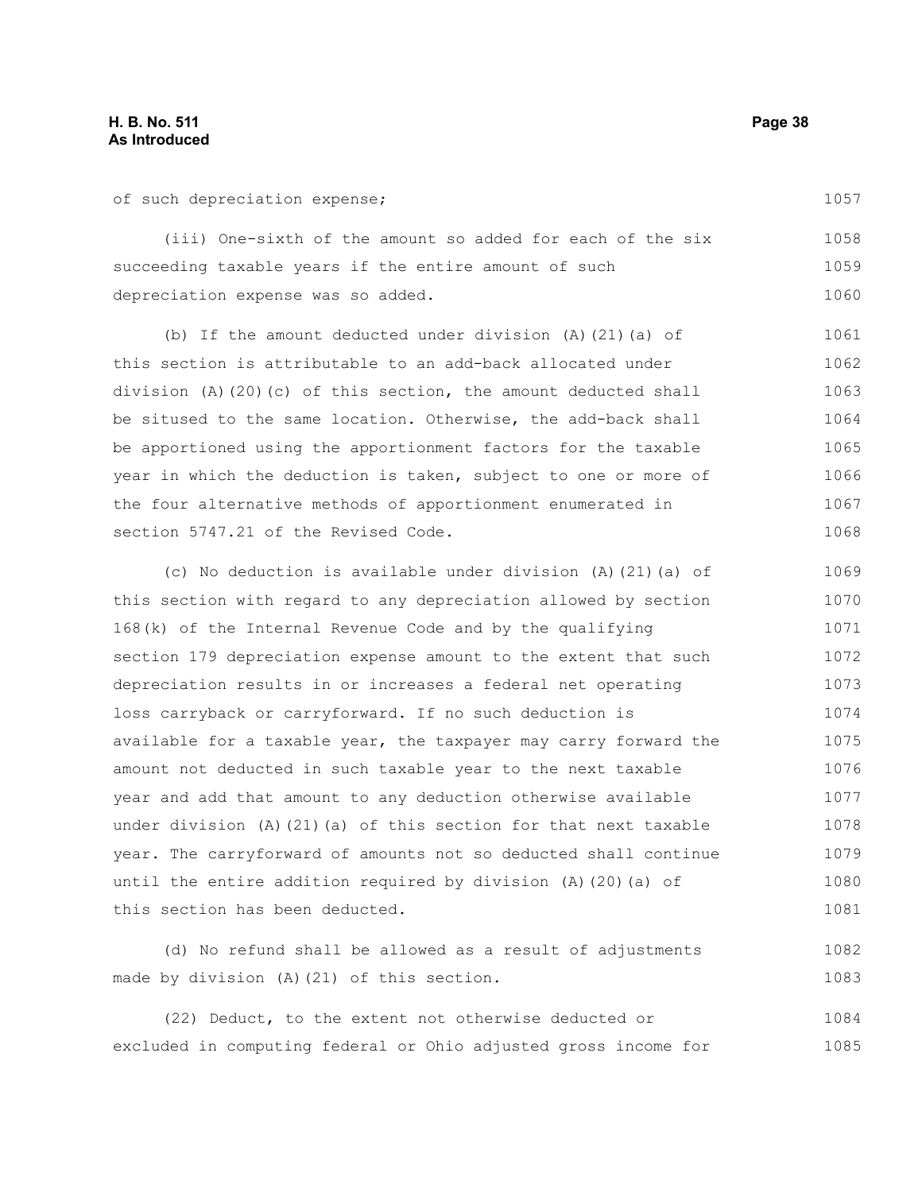of such depreciation expense;

(iii) One-sixth of the amount so added for each of the six succeeding taxable years if the entire amount of such depreciation expense was so added.

(b) If the amount deducted under division (A)(21)(a) of this section is attributable to an add-back allocated under division (A)(20)(c) of this section, the amount deducted shall be sitused to the same location. Otherwise, the add-back shall be apportioned using the apportionment factors for the taxable year in which the deduction is taken, subject to one or more of the four alternative methods of apportionment enumerated in section 5747.21 of the Revised Code.

(c) No deduction is available under division (A)(21)(a) of this section with regard to any depreciation allowed by section 168(k) of the Internal Revenue Code and by the qualifying section 179 depreciation expense amount to the extent that such depreciation results in or increases a federal net operating loss carryback or carryforward. If no such deduction is available for a taxable year, the taxpayer may carry forward the amount not deducted in such taxable year to the next taxable year and add that amount to any deduction otherwise available under division (A)(21)(a) of this section for that next taxable year. The carryforward of amounts not so deducted shall continue until the entire addition required by division (A)(20)(a) of this section has been deducted.

(d) No refund shall be allowed as a result of adjustments made by division (A)(21) of this section.

(22) Deduct, to the extent not otherwise deducted or excluded in computing federal or Ohio adjusted gross income for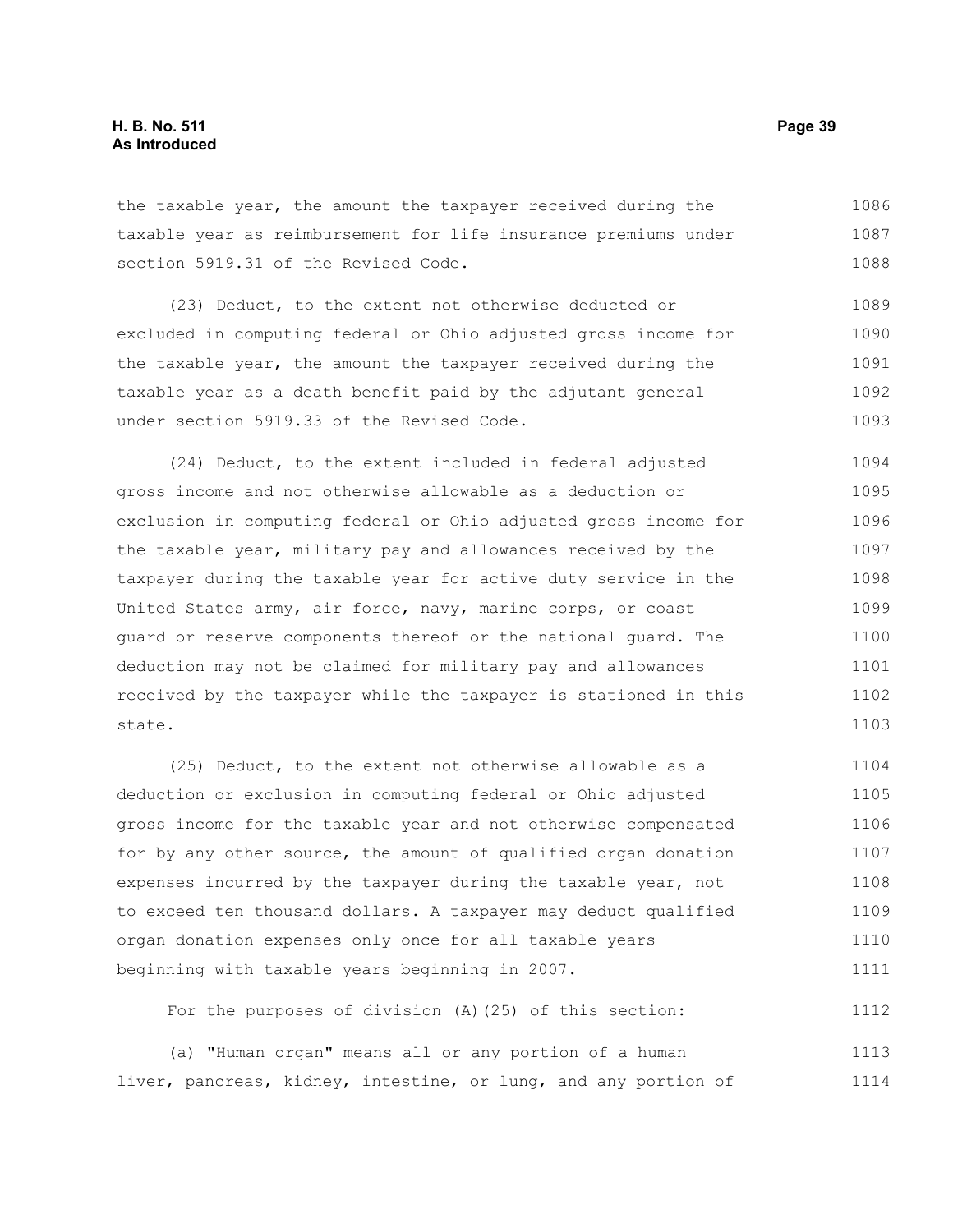the taxable year, the amount the taxpayer received during the taxable year as reimbursement for life insurance premiums under section 5919.31 of the Revised Code.

(23) Deduct, to the extent not otherwise deducted or excluded in computing federal or Ohio adjusted gross income for the taxable year, the amount the taxpayer received during the taxable year as a death benefit paid by the adjutant general under section 5919.33 of the Revised Code.

(24) Deduct, to the extent included in federal adjusted gross income and not otherwise allowable as a deduction or exclusion in computing federal or Ohio adjusted gross income for the taxable year, military pay and allowances received by the taxpayer during the taxable year for active duty service in the United States army, air force, navy, marine corps, or coast guard or reserve components thereof or the national guard. The deduction may not be claimed for military pay and allowances received by the taxpayer while the taxpayer is stationed in this state.

(25) Deduct, to the extent not otherwise allowable as a deduction or exclusion in computing federal or Ohio adjusted gross income for the taxable year and not otherwise compensated for by any other source, the amount of qualified organ donation expenses incurred by the taxpayer during the taxable year, not to exceed ten thousand dollars. A taxpayer may deduct qualified organ donation expenses only once for all taxable years beginning with taxable years beginning in 2007.

For the purposes of division (A)(25) of this section:

(a) "Human organ" means all or any portion of a human liver, pancreas, kidney, intestine, or lung, and any portion of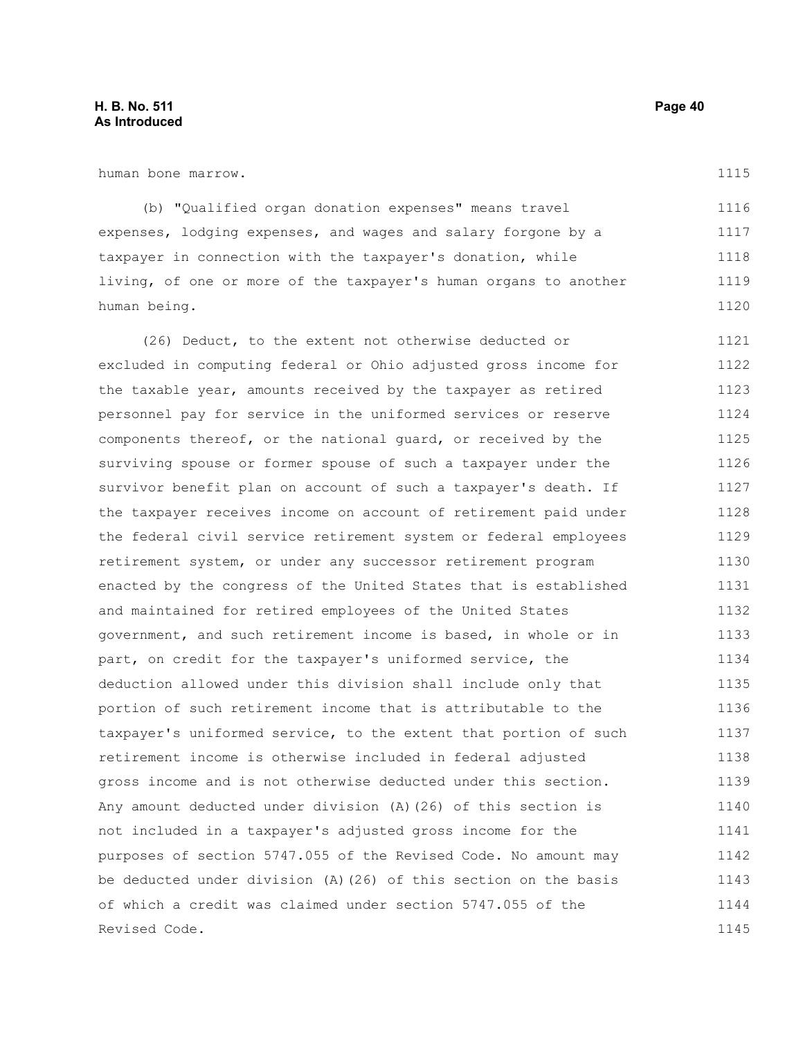human bone marrow.

(b) "Qualified organ donation expenses" means travel expenses, lodging expenses, and wages and salary forgone by a taxpayer in connection with the taxpayer's donation, while living, of one or more of the taxpayer's human organs to another human being.

(26) Deduct, to the extent not otherwise deducted or excluded in computing federal or Ohio adjusted gross income for the taxable year, amounts received by the taxpayer as retired personnel pay for service in the uniformed services or reserve components thereof, or the national guard, or received by the surviving spouse or former spouse of such a taxpayer under the survivor benefit plan on account of such a taxpayer's death. If the taxpayer receives income on account of retirement paid under the federal civil service retirement system or federal employees retirement system, or under any successor retirement program enacted by the congress of the United States that is established and maintained for retired employees of the United States government, and such retirement income is based, in whole or in part, on credit for the taxpayer's uniformed service, the deduction allowed under this division shall include only that portion of such retirement income that is attributable to the taxpayer's uniformed service, to the extent that portion of such retirement income is otherwise included in federal adjusted gross income and is not otherwise deducted under this section. Any amount deducted under division (A)(26) of this section is not included in a taxpayer's adjusted gross income for the purposes of section 5747.055 of the Revised Code. No amount may be deducted under division (A)(26) of this section on the basis of which a credit was claimed under section 5747.055 of the Revised Code.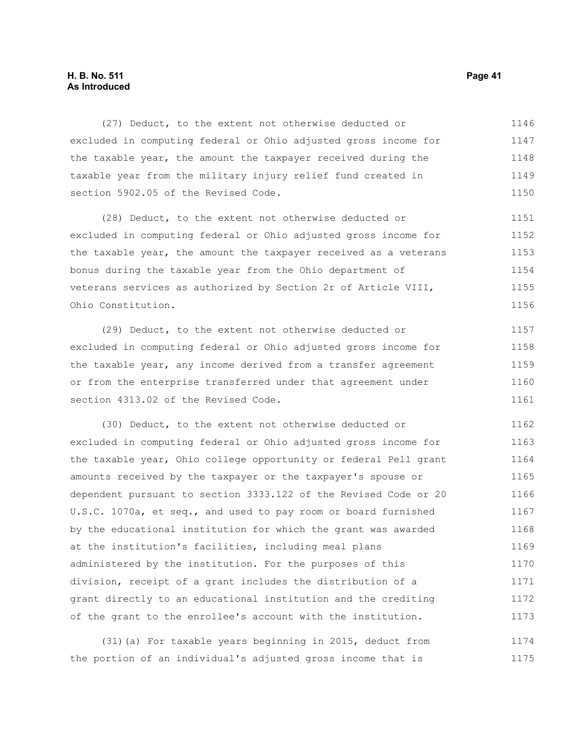(27) Deduct, to the extent not otherwise deducted or excluded in computing federal or Ohio adjusted gross income for the taxable year, the amount the taxpayer received during the taxable year from the military injury relief fund created in section 5902.05 of the Revised Code.

(28) Deduct, to the extent not otherwise deducted or excluded in computing federal or Ohio adjusted gross income for the taxable year, the amount the taxpayer received as a veterans bonus during the taxable year from the Ohio department of veterans services as authorized by Section 2r of Article VIII, Ohio Constitution.

(29) Deduct, to the extent not otherwise deducted or excluded in computing federal or Ohio adjusted gross income for the taxable year, any income derived from a transfer agreement or from the enterprise transferred under that agreement under section 4313.02 of the Revised Code.

(30) Deduct, to the extent not otherwise deducted or excluded in computing federal or Ohio adjusted gross income for the taxable year, Ohio college opportunity or federal Pell grant amounts received by the taxpayer or the taxpayer's spouse or dependent pursuant to section 3333.122 of the Revised Code or 20 U.S.C. 1070a, et seq., and used to pay room or board furnished by the educational institution for which the grant was awarded at the institution's facilities, including meal plans administered by the institution. For the purposes of this division, receipt of a grant includes the distribution of a grant directly to an educational institution and the crediting of the grant to the enrollee's account with the institution.

(31)(a) For taxable years beginning in 2015, deduct from the portion of an individual's adjusted gross income that is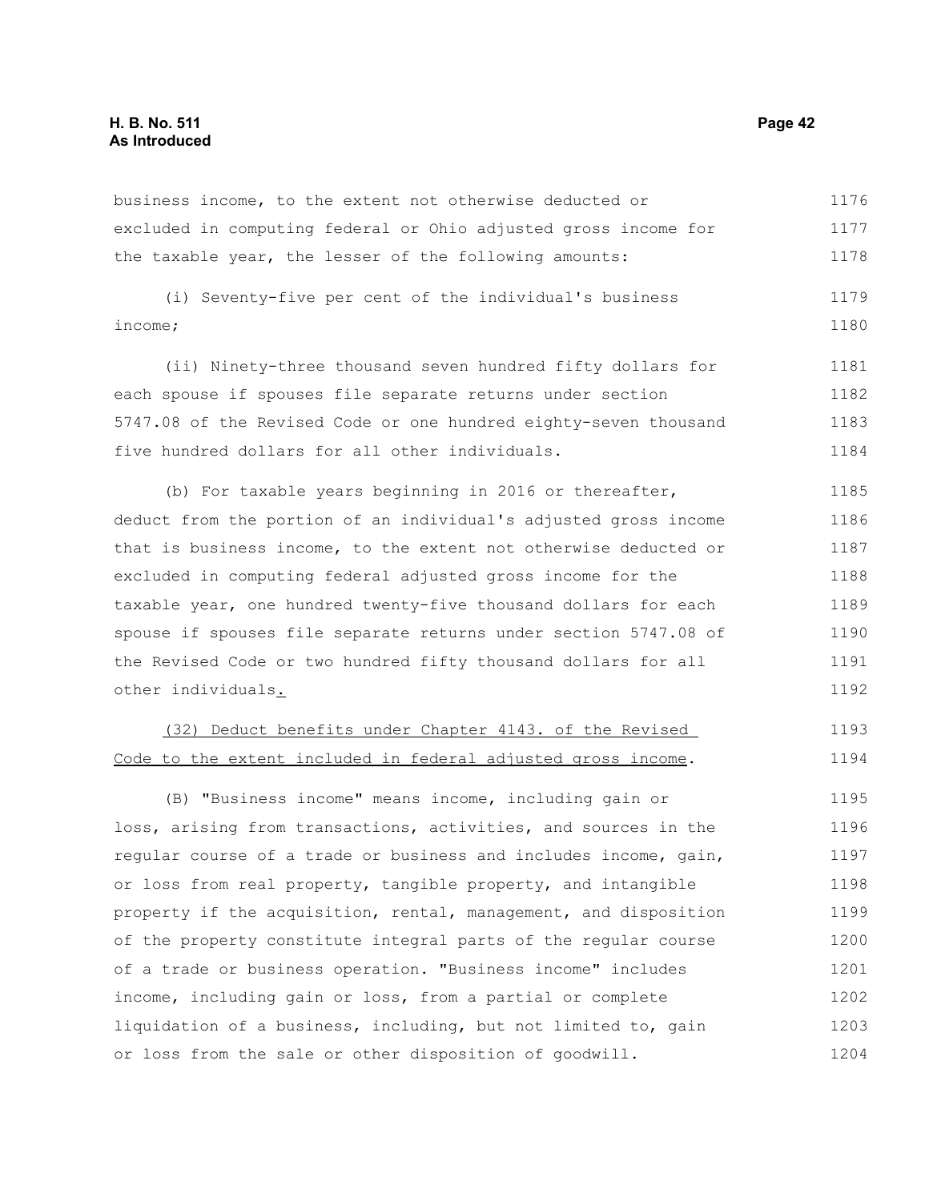business income, to the extent not otherwise deducted or excluded in computing federal or Ohio adjusted gross income for the taxable year, the lesser of the following amounts:

(i) Seventy-five per cent of the individual's business income;

(ii) Ninety-three thousand seven hundred fifty dollars for each spouse if spouses file separate returns under section 5747.08 of the Revised Code or one hundred eighty-seven thousand five hundred dollars for all other individuals.

(b) For taxable years beginning in 2016 or thereafter, deduct from the portion of an individual's adjusted gross income that is business income, to the extent not otherwise deducted or excluded in computing federal adjusted gross income for the taxable year, one hundred twenty-five thousand dollars for each spouse if spouses file separate returns under section 5747.08 of the Revised Code or two hundred fifty thousand dollars for all other individuals.

(32) Deduct benefits under Chapter 4143. of the Revised Code to the extent included in federal adjusted gross income.

(B) "Business income" means income, including gain or loss, arising from transactions, activities, and sources in the regular course of a trade or business and includes income, gain, or loss from real property, tangible property, and intangible property if the acquisition, rental, management, and disposition of the property constitute integral parts of the regular course of a trade or business operation. "Business income" includes income, including gain or loss, from a partial or complete liquidation of a business, including, but not limited to, gain or loss from the sale or other disposition of goodwill.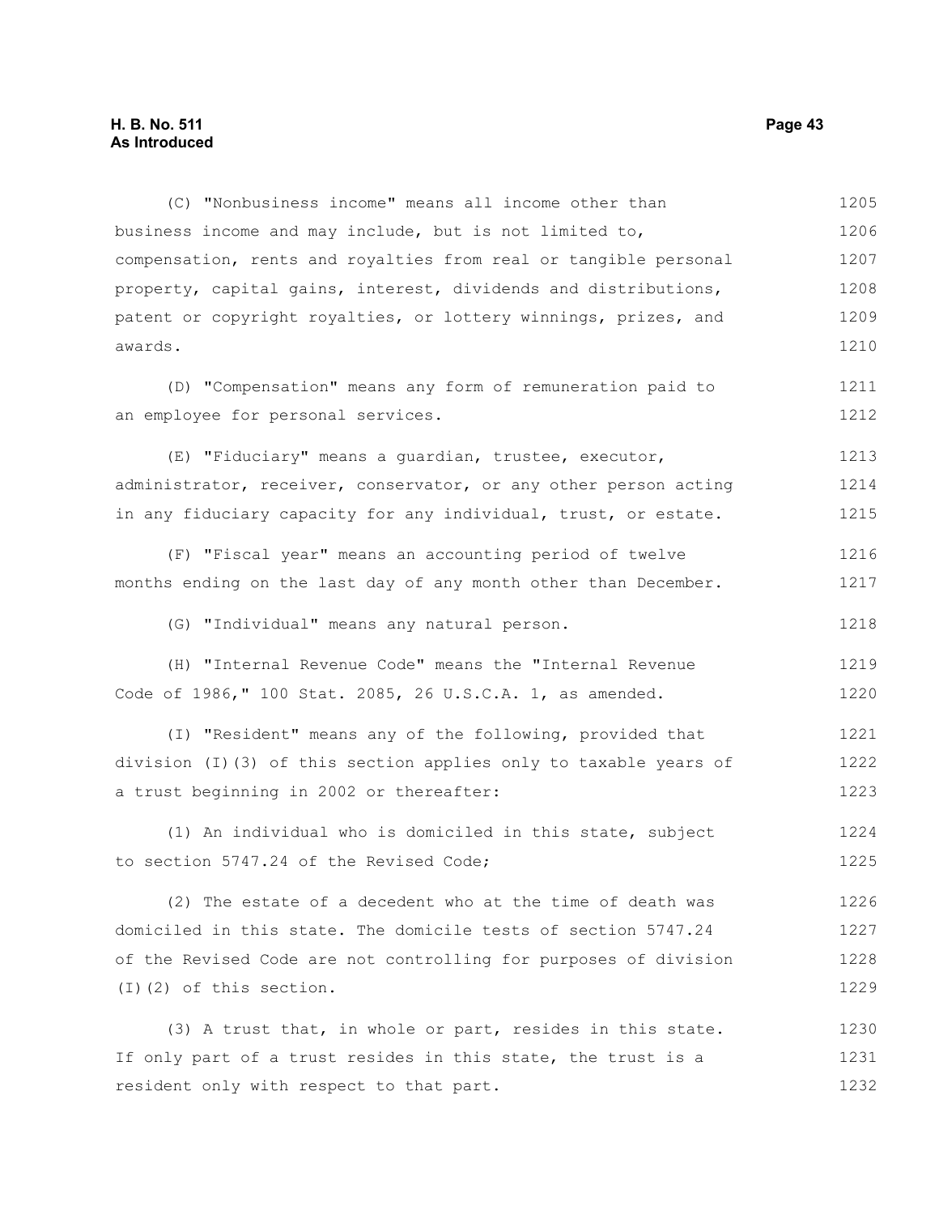(C) "Nonbusiness income" means all income other than business income and may include, but is not limited to, compensation, rents and royalties from real or tangible personal property, capital gains, interest, dividends and distributions, patent or copyright royalties, or lottery winnings, prizes, and awards.

(D) "Compensation" means any form of remuneration paid to an employee for personal services.

(E) "Fiduciary" means a guardian, trustee, executor, administrator, receiver, conservator, or any other person acting in any fiduciary capacity for any individual, trust, or estate.

(F) "Fiscal year" means an accounting period of twelve months ending on the last day of any month other than December.

(G) "Individual" means any natural person.

(H) "Internal Revenue Code" means the "Internal Revenue Code of 1986," 100 Stat. 2085, 26 U.S.C.A. 1, as amended.

(I) "Resident" means any of the following, provided that division (I)(3) of this section applies only to taxable years of a trust beginning in 2002 or thereafter:

(1) An individual who is domiciled in this state, subject to section 5747.24 of the Revised Code;

(2) The estate of a decedent who at the time of death was domiciled in this state. The domicile tests of section 5747.24 of the Revised Code are not controlling for purposes of division (I)(2) of this section.

(3) A trust that, in whole or part, resides in this state. If only part of a trust resides in this state, the trust is a resident only with respect to that part.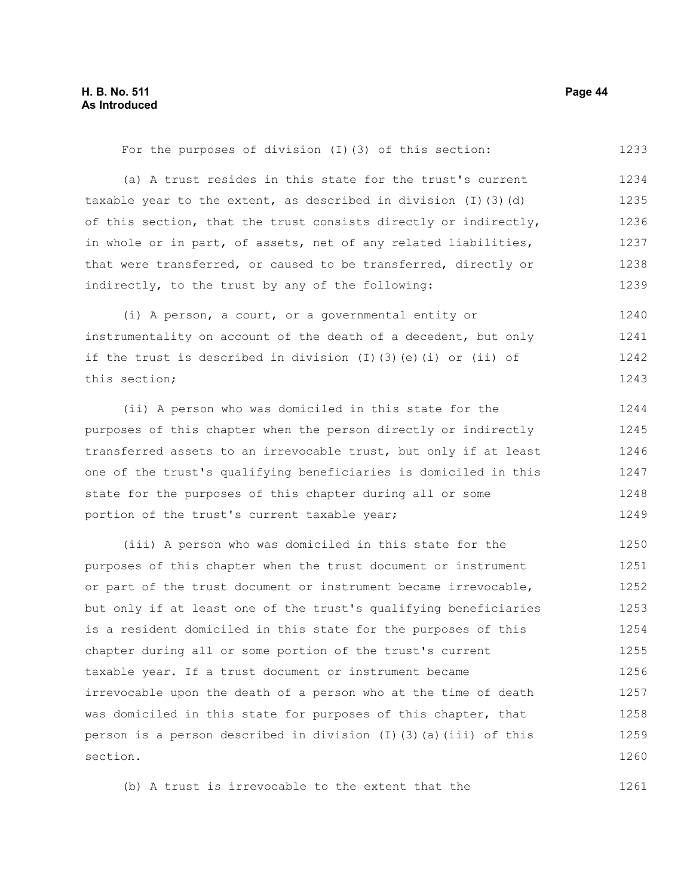For the purposes of division (I)(3) of this section:

(a) A trust resides in this state for the trust's current taxable year to the extent, as described in division (I)(3)(d) of this section, that the trust consists directly or indirectly, in whole or in part, of assets, net of any related liabilities, that were transferred, or caused to be transferred, directly or indirectly, to the trust by any of the following:

(i) A person, a court, or a governmental entity or instrumentality on account of the death of a decedent, but only if the trust is described in division (I)(3)(e)(i) or (ii) of this section;

(ii) A person who was domiciled in this state for the purposes of this chapter when the person directly or indirectly transferred assets to an irrevocable trust, but only if at least one of the trust's qualifying beneficiaries is domiciled in this state for the purposes of this chapter during all or some portion of the trust's current taxable year;

(iii) A person who was domiciled in this state for the purposes of this chapter when the trust document or instrument or part of the trust document or instrument became irrevocable, but only if at least one of the trust's qualifying beneficiaries is a resident domiciled in this state for the purposes of this chapter during all or some portion of the trust's current taxable year. If a trust document or instrument became irrevocable upon the death of a person who at the time of death was domiciled in this state for purposes of this chapter, that person is a person described in division (I)(3)(a)(iii) of this section.

(b) A trust is irrevocable to the extent that the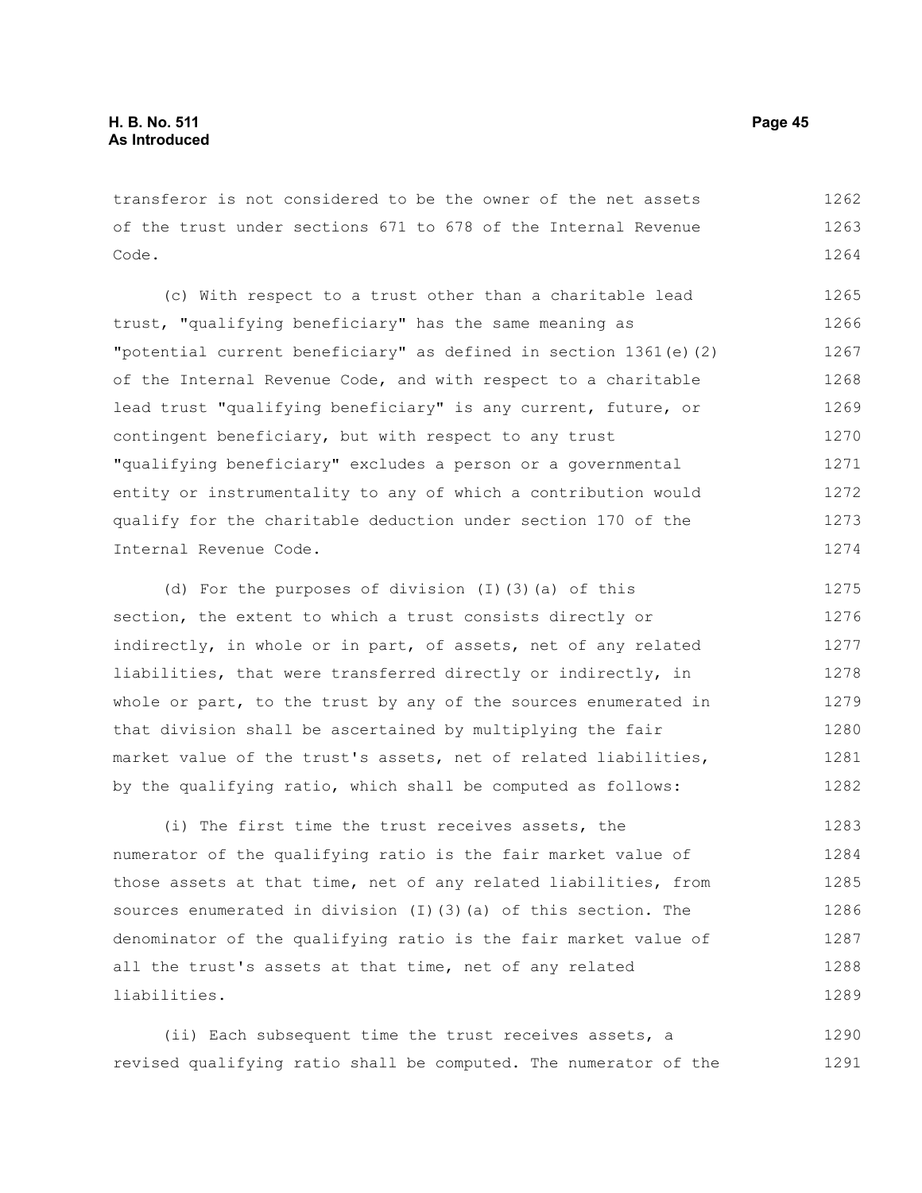transferor is not considered to be the owner of the net assets of the trust under sections 671 to 678 of the Internal Revenue Code.

(c) With respect to a trust other than a charitable lead trust, "qualifying beneficiary" has the same meaning as "potential current beneficiary" as defined in section 1361(e)(2) of the Internal Revenue Code, and with respect to a charitable lead trust "qualifying beneficiary" is any current, future, or contingent beneficiary, but with respect to any trust "qualifying beneficiary" excludes a person or a governmental entity or instrumentality to any of which a contribution would qualify for the charitable deduction under section 170 of the Internal Revenue Code.

(d) For the purposes of division (I)(3)(a) of this section, the extent to which a trust consists directly or indirectly, in whole or in part, of assets, net of any related liabilities, that were transferred directly or indirectly, in whole or part, to the trust by any of the sources enumerated in that division shall be ascertained by multiplying the fair market value of the trust's assets, net of related liabilities, by the qualifying ratio, which shall be computed as follows:

(i) The first time the trust receives assets, the numerator of the qualifying ratio is the fair market value of those assets at that time, net of any related liabilities, from sources enumerated in division (I)(3)(a) of this section. The denominator of the qualifying ratio is the fair market value of all the trust's assets at that time, net of any related liabilities.

(ii) Each subsequent time the trust receives assets, a revised qualifying ratio shall be computed. The numerator of the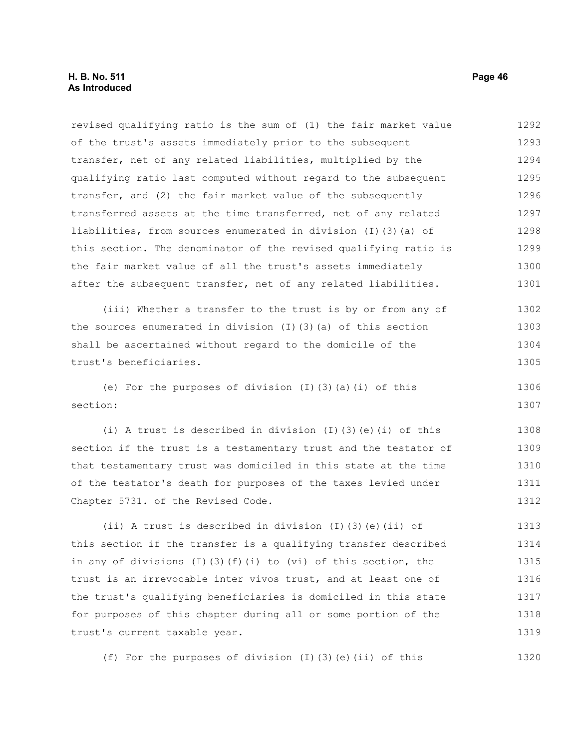revised qualifying ratio is the sum of (1) the fair market value of the trust's assets immediately prior to the subsequent transfer, net of any related liabilities, multiplied by the qualifying ratio last computed without regard to the subsequent transfer, and (2) the fair market value of the subsequently transferred assets at the time transferred, net of any related liabilities, from sources enumerated in division (I)(3)(a) of this section. The denominator of the revised qualifying ratio is the fair market value of all the trust's assets immediately after the subsequent transfer, net of any related liabilities.

(iii) Whether a transfer to the trust is by or from any of the sources enumerated in division (I)(3)(a) of this section shall be ascertained without regard to the domicile of the trust's beneficiaries.

(e) For the purposes of division (I)(3)(a)(i) of this section:

(i) A trust is described in division (I)(3)(e)(i) of this section if the trust is a testamentary trust and the testator of that testamentary trust was domiciled in this state at the time of the testator's death for purposes of the taxes levied under Chapter 5731. of the Revised Code.

(ii) A trust is described in division (I)(3)(e)(ii) of this section if the transfer is a qualifying transfer described in any of divisions (I)(3)(f)(i) to (vi) of this section, the trust is an irrevocable inter vivos trust, and at least one of the trust's qualifying beneficiaries is domiciled in this state for purposes of this chapter during all or some portion of the trust's current taxable year.

(f) For the purposes of division (I)(3)(e)(ii) of this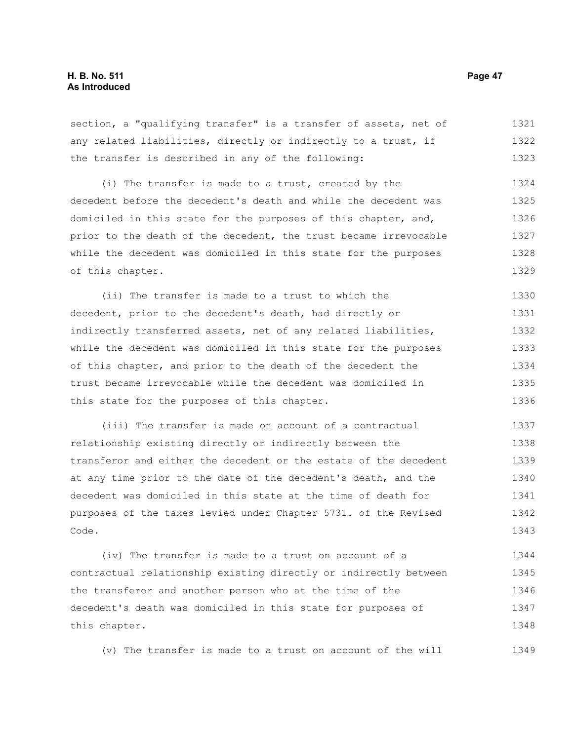section, a "qualifying transfer" is a transfer of assets, net of any related liabilities, directly or indirectly to a trust, if the transfer is described in any of the following:

(i) The transfer is made to a trust, created by the decedent before the decedent's death and while the decedent was domiciled in this state for the purposes of this chapter, and, prior to the death of the decedent, the trust became irrevocable while the decedent was domiciled in this state for the purposes of this chapter.

(ii) The transfer is made to a trust to which the decedent, prior to the decedent's death, had directly or indirectly transferred assets, net of any related liabilities, while the decedent was domiciled in this state for the purposes of this chapter, and prior to the death of the decedent the trust became irrevocable while the decedent was domiciled in this state for the purposes of this chapter.

(iii) The transfer is made on account of a contractual relationship existing directly or indirectly between the transferor and either the decedent or the estate of the decedent at any time prior to the date of the decedent's death, and the decedent was domiciled in this state at the time of death for purposes of the taxes levied under Chapter 5731. of the Revised Code.

(iv) The transfer is made to a trust on account of a contractual relationship existing directly or indirectly between the transferor and another person who at the time of the decedent's death was domiciled in this state for purposes of this chapter.

(v) The transfer is made to a trust on account of the will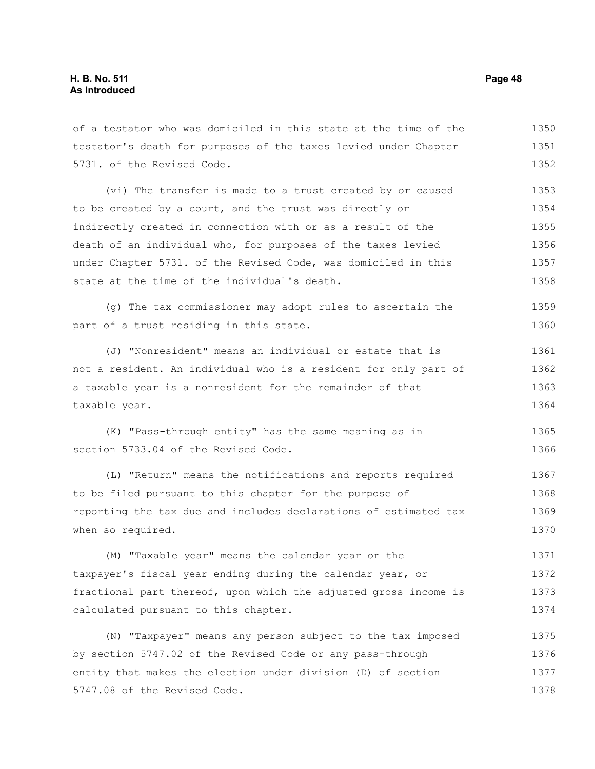of a testator who was domiciled in this state at the time of the testator's death for purposes of the taxes levied under Chapter 5731. of the Revised Code.

(vi) The transfer is made to a trust created by or caused to be created by a court, and the trust was directly or indirectly created in connection with or as a result of the death of an individual who, for purposes of the taxes levied under Chapter 5731. of the Revised Code, was domiciled in this state at the time of the individual's death.

(g) The tax commissioner may adopt rules to ascertain the part of a trust residing in this state.

(J) "Nonresident" means an individual or estate that is not a resident. An individual who is a resident for only part of a taxable year is a nonresident for the remainder of that taxable year.

(K) "Pass-through entity" has the same meaning as in section 5733.04 of the Revised Code.

(L) "Return" means the notifications and reports required to be filed pursuant to this chapter for the purpose of reporting the tax due and includes declarations of estimated tax when so required.

(M) "Taxable year" means the calendar year or the taxpayer's fiscal year ending during the calendar year, or fractional part thereof, upon which the adjusted gross income is calculated pursuant to this chapter.

(N) "Taxpayer" means any person subject to the tax imposed by section 5747.02 of the Revised Code or any pass-through entity that makes the election under division (D) of section 5747.08 of the Revised Code.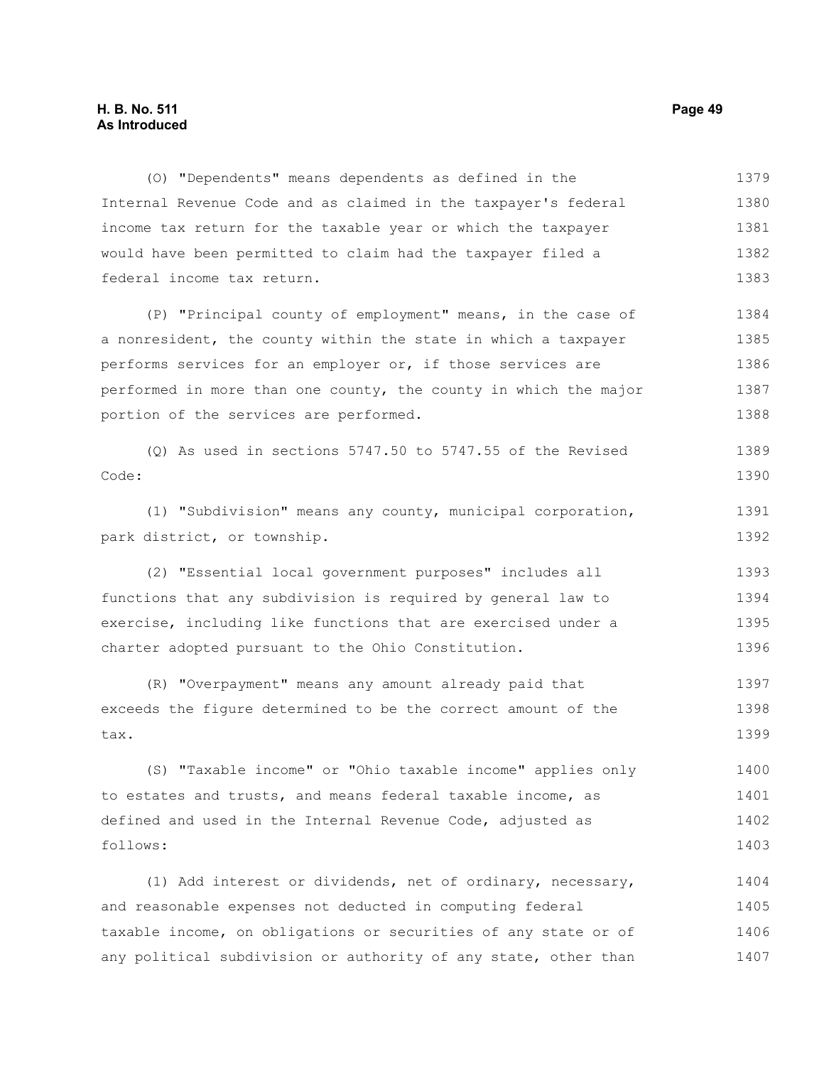(O) "Dependents" means dependents as defined in the Internal Revenue Code and as claimed in the taxpayer's federal income tax return for the taxable year or which the taxpayer would have been permitted to claim had the taxpayer filed a federal income tax return.

(P) "Principal county of employment" means, in the case of a nonresident, the county within the state in which a taxpayer performs services for an employer or, if those services are performed in more than one county, the county in which the major portion of the services are performed.

(Q) As used in sections 5747.50 to 5747.55 of the Revised Code:

(1) "Subdivision" means any county, municipal corporation, park district, or township.

(2) "Essential local government purposes" includes all functions that any subdivision is required by general law to exercise, including like functions that are exercised under a charter adopted pursuant to the Ohio Constitution.

(R) "Overpayment" means any amount already paid that exceeds the figure determined to be the correct amount of the tax.

(S) "Taxable income" or "Ohio taxable income" applies only to estates and trusts, and means federal taxable income, as defined and used in the Internal Revenue Code, adjusted as follows:

(1) Add interest or dividends, net of ordinary, necessary, and reasonable expenses not deducted in computing federal taxable income, on obligations or securities of any state or of any political subdivision or authority of any state, other than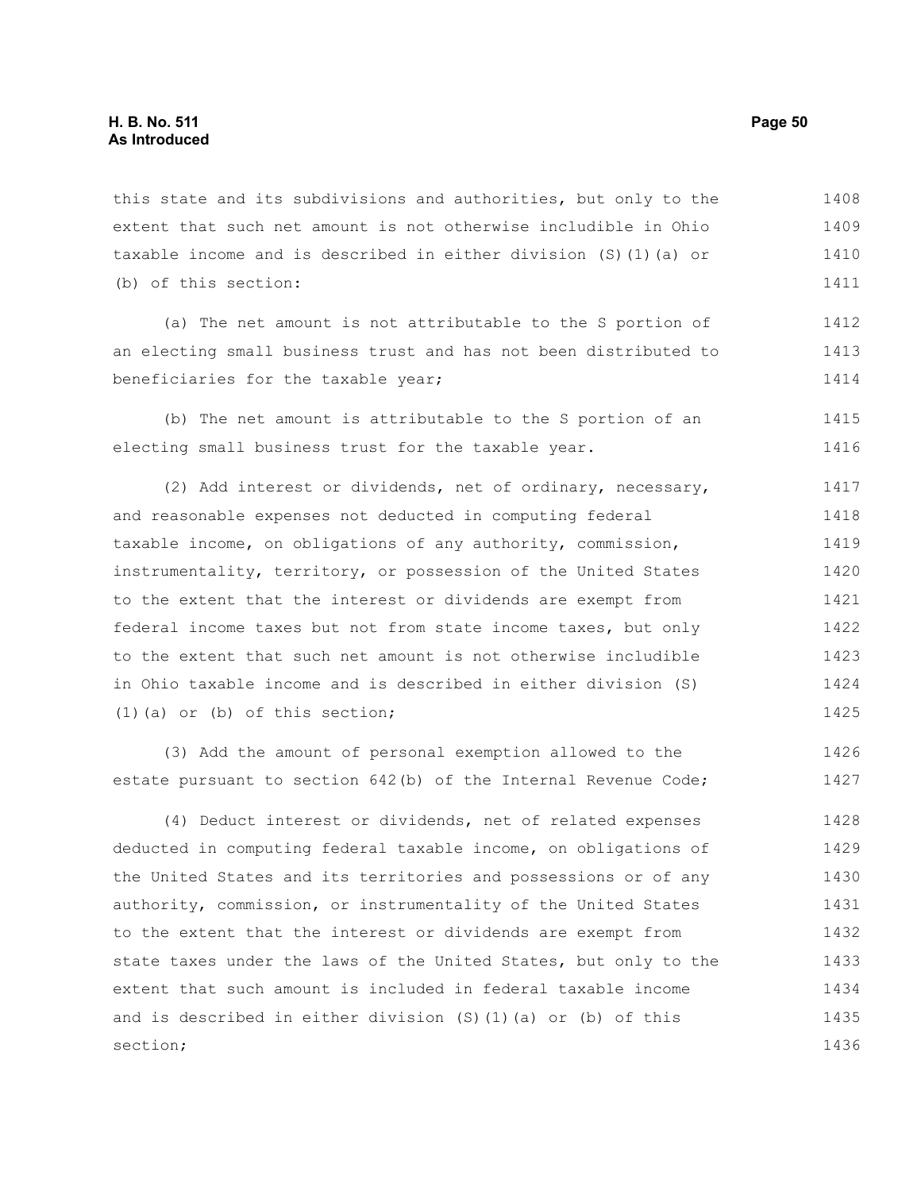this state and its subdivisions and authorities, but only to the extent that such net amount is not otherwise includible in Ohio taxable income and is described in either division (S)(1)(a) or (b) of this section:

(a) The net amount is not attributable to the S portion of an electing small business trust and has not been distributed to beneficiaries for the taxable year;

(b) The net amount is attributable to the S portion of an electing small business trust for the taxable year.

(2) Add interest or dividends, net of ordinary, necessary, and reasonable expenses not deducted in computing federal taxable income, on obligations of any authority, commission, instrumentality, territory, or possession of the United States to the extent that the interest or dividends are exempt from federal income taxes but not from state income taxes, but only to the extent that such net amount is not otherwise includible in Ohio taxable income and is described in either division (S)(1)(a) or (b) of this section;

(3) Add the amount of personal exemption allowed to the estate pursuant to section 642(b) of the Internal Revenue Code;

(4) Deduct interest or dividends, net of related expenses deducted in computing federal taxable income, on obligations of the United States and its territories and possessions or of any authority, commission, or instrumentality of the United States to the extent that the interest or dividends are exempt from state taxes under the laws of the United States, but only to the extent that such amount is included in federal taxable income and is described in either division (S)(1)(a) or (b) of this section;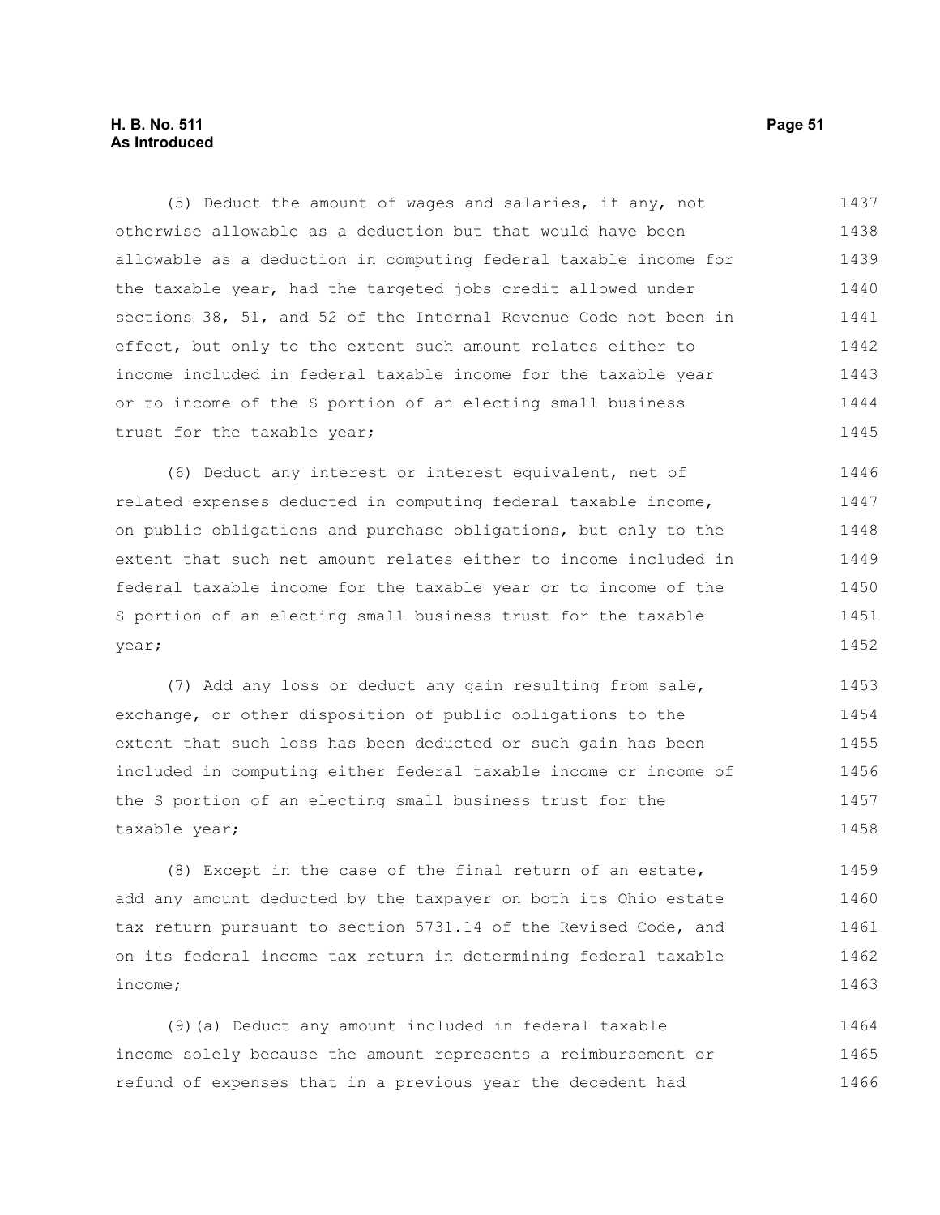(5) Deduct the amount of wages and salaries, if any, not otherwise allowable as a deduction but that would have been allowable as a deduction in computing federal taxable income for the taxable year, had the targeted jobs credit allowed under sections 38, 51, and 52 of the Internal Revenue Code not been in effect, but only to the extent such amount relates either to income included in federal taxable income for the taxable year or to income of the S portion of an electing small business trust for the taxable year;

(6) Deduct any interest or interest equivalent, net of related expenses deducted in computing federal taxable income, on public obligations and purchase obligations, but only to the extent that such net amount relates either to income included in federal taxable income for the taxable year or to income of the S portion of an electing small business trust for the taxable year;

(7) Add any loss or deduct any gain resulting from sale, exchange, or other disposition of public obligations to the extent that such loss has been deducted or such gain has been included in computing either federal taxable income or income of the S portion of an electing small business trust for the taxable year;

(8) Except in the case of the final return of an estate, add any amount deducted by the taxpayer on both its Ohio estate tax return pursuant to section 5731.14 of the Revised Code, and on its federal income tax return in determining federal taxable income;

(9)(a) Deduct any amount included in federal taxable income solely because the amount represents a reimbursement or refund of expenses that in a previous year the decedent had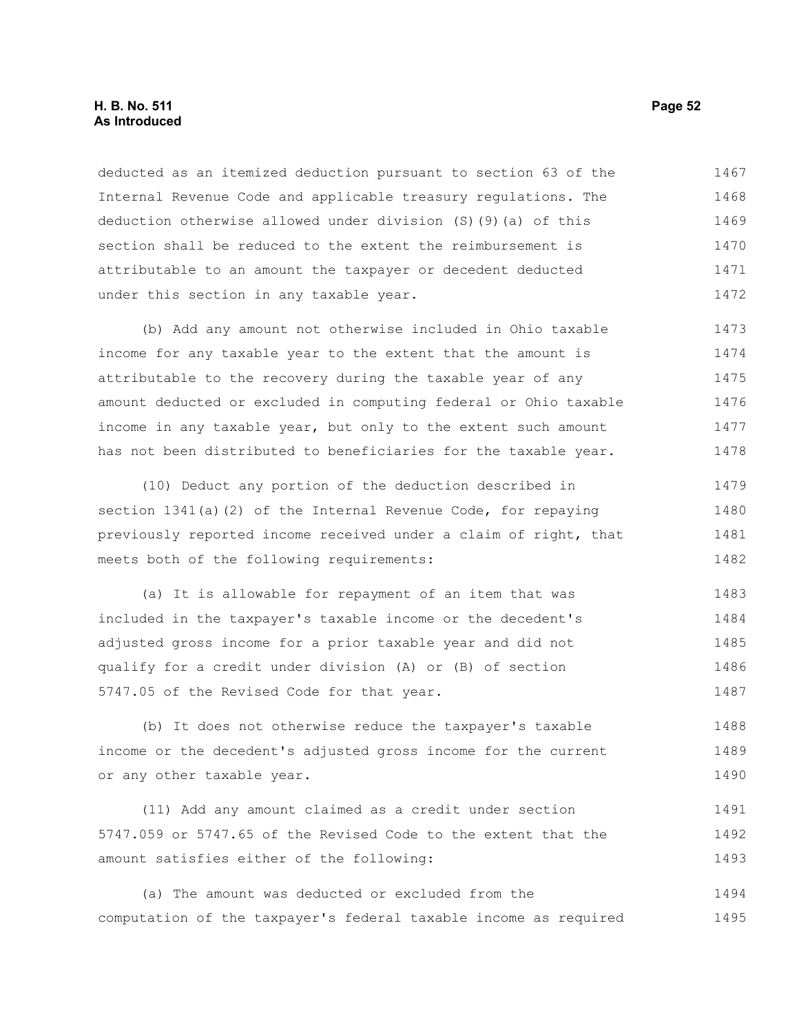deducted as an itemized deduction pursuant to section 63 of the Internal Revenue Code and applicable treasury regulations. The deduction otherwise allowed under division (S)(9)(a) of this section shall be reduced to the extent the reimbursement is attributable to an amount the taxpayer or decedent deducted under this section in any taxable year.

(b) Add any amount not otherwise included in Ohio taxable income for any taxable year to the extent that the amount is attributable to the recovery during the taxable year of any amount deducted or excluded in computing federal or Ohio taxable income in any taxable year, but only to the extent such amount has not been distributed to beneficiaries for the taxable year.

(10) Deduct any portion of the deduction described in section 1341(a)(2) of the Internal Revenue Code, for repaying previously reported income received under a claim of right, that meets both of the following requirements:

(a) It is allowable for repayment of an item that was included in the taxpayer's taxable income or the decedent's adjusted gross income for a prior taxable year and did not qualify for a credit under division (A) or (B) of section 5747.05 of the Revised Code for that year.

(b) It does not otherwise reduce the taxpayer's taxable income or the decedent's adjusted gross income for the current or any other taxable year.

(11) Add any amount claimed as a credit under section 5747.059 or 5747.65 of the Revised Code to the extent that the amount satisfies either of the following:

(a) The amount was deducted or excluded from the computation of the taxpayer's federal taxable income as required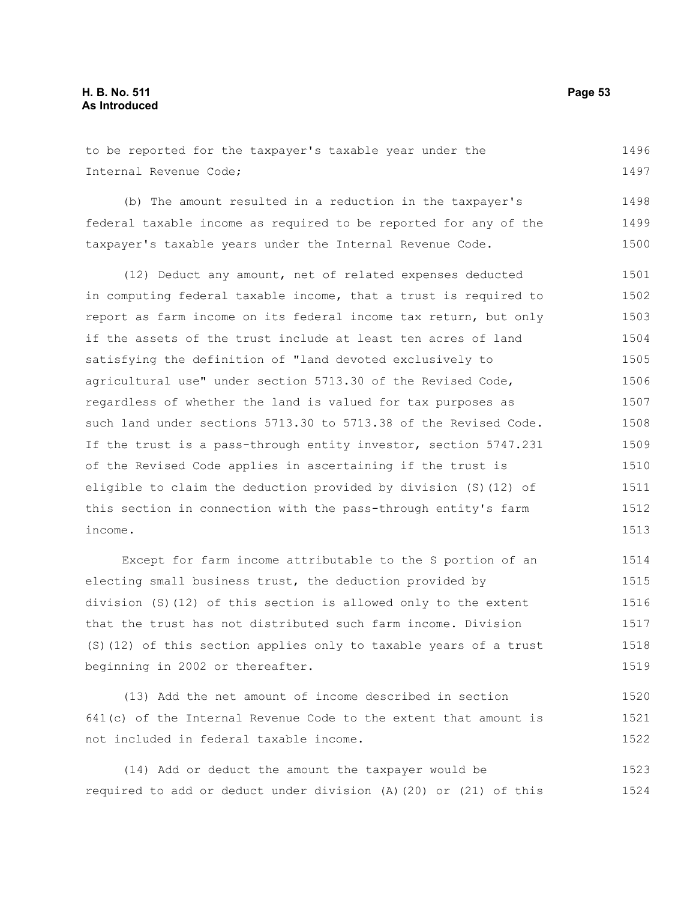to be reported for the taxpayer's taxable year under the Internal Revenue Code;

(b) The amount resulted in a reduction in the taxpayer's federal taxable income as required to be reported for any of the taxpayer's taxable years under the Internal Revenue Code.

(12) Deduct any amount, net of related expenses deducted in computing federal taxable income, that a trust is required to report as farm income on its federal income tax return, but only if the assets of the trust include at least ten acres of land satisfying the definition of "land devoted exclusively to agricultural use" under section 5713.30 of the Revised Code, regardless of whether the land is valued for tax purposes as such land under sections 5713.30 to 5713.38 of the Revised Code. If the trust is a pass-through entity investor, section 5747.231 of the Revised Code applies in ascertaining if the trust is eligible to claim the deduction provided by division (S)(12) of this section in connection with the pass-through entity's farm income.

Except for farm income attributable to the S portion of an electing small business trust, the deduction provided by division (S)(12) of this section is allowed only to the extent that the trust has not distributed such farm income. Division (S)(12) of this section applies only to taxable years of a trust beginning in 2002 or thereafter.

(13) Add the net amount of income described in section 641(c) of the Internal Revenue Code to the extent that amount is not included in federal taxable income.

(14) Add or deduct the amount the taxpayer would be required to add or deduct under division (A)(20) or (21) of this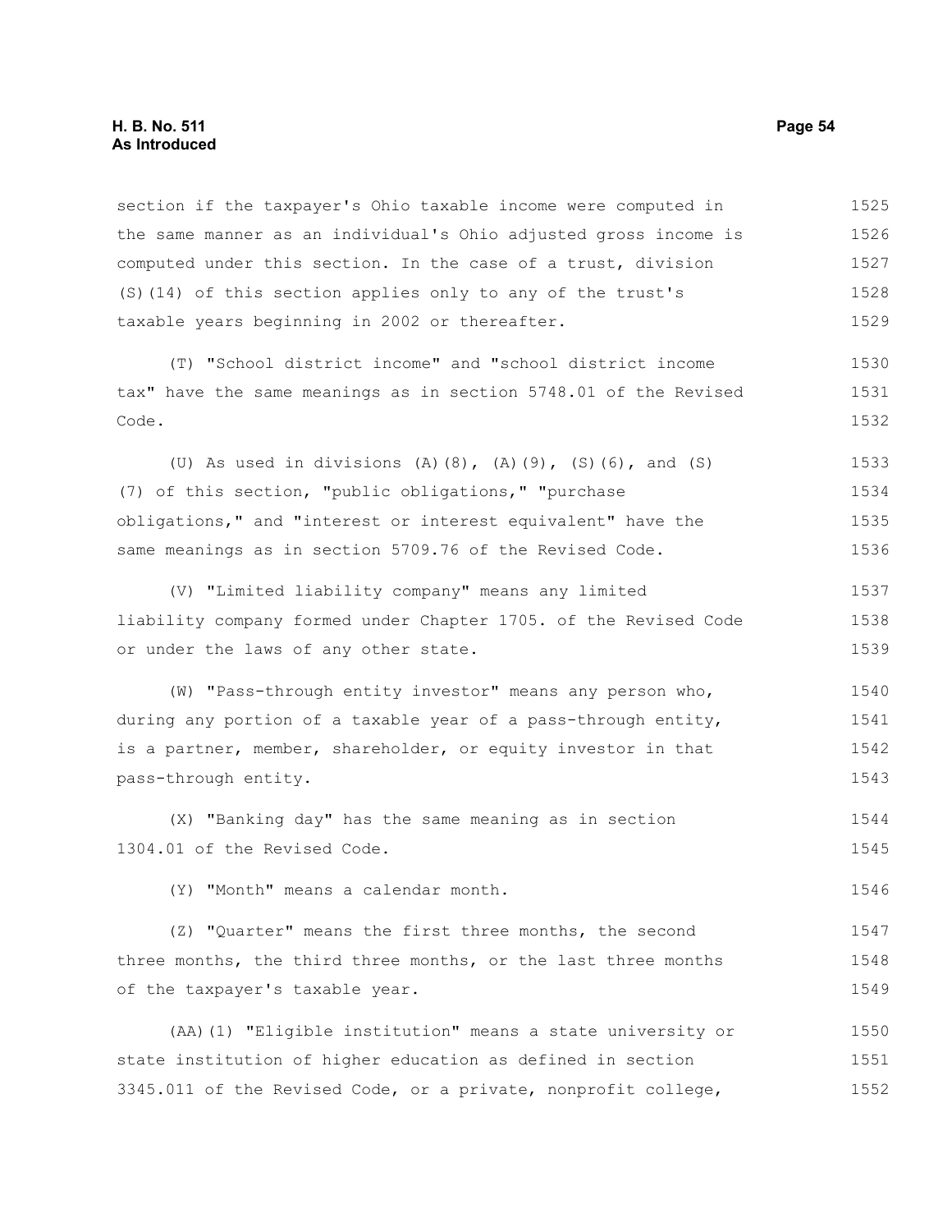section if the taxpayer's Ohio taxable income were computed in the same manner as an individual's Ohio adjusted gross income is computed under this section. In the case of a trust, division (S)(14) of this section applies only to any of the trust's taxable years beginning in 2002 or thereafter.

(T) "School district income" and "school district income tax" have the same meanings as in section 5748.01 of the Revised Code.

(U) As used in divisions (A)(8), (A)(9), (S)(6), and (S)(7) of this section, "public obligations," "purchase obligations," and "interest or interest equivalent" have the same meanings as in section 5709.76 of the Revised Code.

(V) "Limited liability company" means any limited liability company formed under Chapter 1705. of the Revised Code or under the laws of any other state.

(W) "Pass-through entity investor" means any person who, during any portion of a taxable year of a pass-through entity, is a partner, member, shareholder, or equity investor in that pass-through entity.

(X) "Banking day" has the same meaning as in section 1304.01 of the Revised Code.

(Y) "Month" means a calendar month.

(Z) "Quarter" means the first three months, the second three months, the third three months, or the last three months of the taxpayer's taxable year.

(AA)(1) "Eligible institution" means a state university or state institution of higher education as defined in section 3345.011 of the Revised Code, or a private, nonprofit college,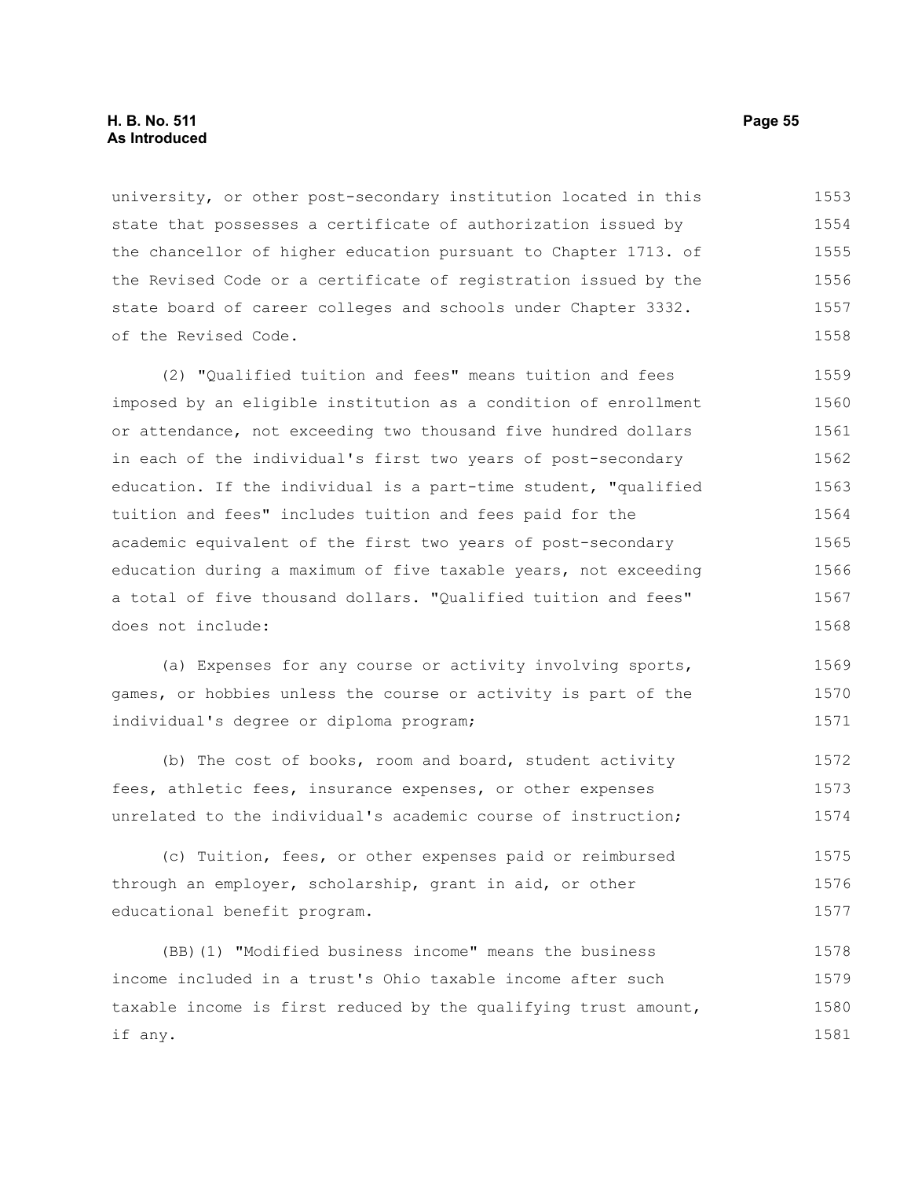university, or other post-secondary institution located in this state that possesses a certificate of authorization issued by the chancellor of higher education pursuant to Chapter 1713. of the Revised Code or a certificate of registration issued by the state board of career colleges and schools under Chapter 3332. of the Revised Code.

(2) "Qualified tuition and fees" means tuition and fees imposed by an eligible institution as a condition of enrollment or attendance, not exceeding two thousand five hundred dollars in each of the individual's first two years of post-secondary education. If the individual is a part-time student, "qualified tuition and fees" includes tuition and fees paid for the academic equivalent of the first two years of post-secondary education during a maximum of five taxable years, not exceeding a total of five thousand dollars. "Qualified tuition and fees" does not include:

(a) Expenses for any course or activity involving sports, games, or hobbies unless the course or activity is part of the individual's degree or diploma program;

(b) The cost of books, room and board, student activity fees, athletic fees, insurance expenses, or other expenses unrelated to the individual's academic course of instruction;

(c) Tuition, fees, or other expenses paid or reimbursed through an employer, scholarship, grant in aid, or other educational benefit program.

(BB)(1) "Modified business income" means the business income included in a trust's Ohio taxable income after such taxable income is first reduced by the qualifying trust amount, if any.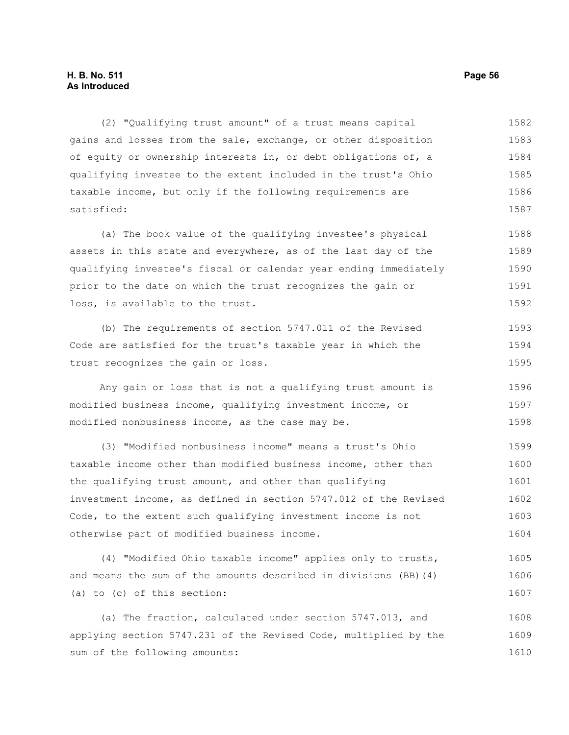(2) "Qualifying trust amount" of a trust means capital gains and losses from the sale, exchange, or other disposition of equity or ownership interests in, or debt obligations of, a qualifying investee to the extent included in the trust's Ohio taxable income, but only if the following requirements are satisfied:

(a) The book value of the qualifying investee's physical assets in this state and everywhere, as of the last day of the qualifying investee's fiscal or calendar year ending immediately prior to the date on which the trust recognizes the gain or loss, is available to the trust.

(b) The requirements of section 5747.011 of the Revised Code are satisfied for the trust's taxable year in which the trust recognizes the gain or loss.

Any gain or loss that is not a qualifying trust amount is modified business income, qualifying investment income, or modified nonbusiness income, as the case may be.

(3) "Modified nonbusiness income" means a trust's Ohio taxable income other than modified business income, other than the qualifying trust amount, and other than qualifying investment income, as defined in section 5747.012 of the Revised Code, to the extent such qualifying investment income is not otherwise part of modified business income.

(4) "Modified Ohio taxable income" applies only to trusts, and means the sum of the amounts described in divisions (BB)(4)(a) to (c) of this section:

(a) The fraction, calculated under section 5747.013, and applying section 5747.231 of the Revised Code, multiplied by the sum of the following amounts: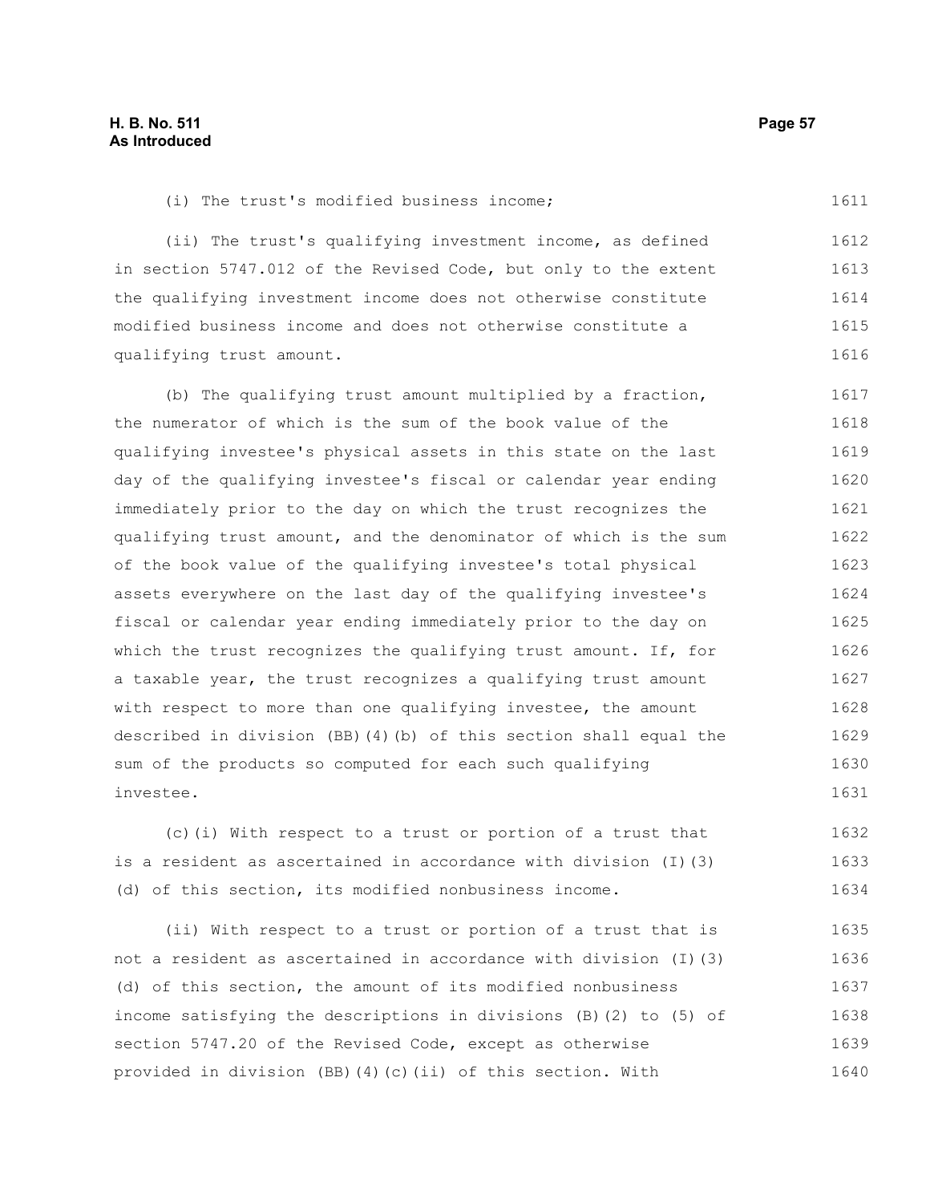(i) The trust's modified business income;

(ii) The trust's qualifying investment income, as defined in section 5747.012 of the Revised Code, but only to the extent the qualifying investment income does not otherwise constitute modified business income and does not otherwise constitute a qualifying trust amount.

(b) The qualifying trust amount multiplied by a fraction, the numerator of which is the sum of the book value of the qualifying investee's physical assets in this state on the last day of the qualifying investee's fiscal or calendar year ending immediately prior to the day on which the trust recognizes the qualifying trust amount, and the denominator of which is the sum of the book value of the qualifying investee's total physical assets everywhere on the last day of the qualifying investee's fiscal or calendar year ending immediately prior to the day on which the trust recognizes the qualifying trust amount. If, for a taxable year, the trust recognizes a qualifying trust amount with respect to more than one qualifying investee, the amount described in division (BB)(4)(b) of this section shall equal the sum of the products so computed for each such qualifying investee.

(c)(i) With respect to a trust or portion of a trust that is a resident as ascertained in accordance with division (I)(3)(d) of this section, its modified nonbusiness income.

(ii) With respect to a trust or portion of a trust that is not a resident as ascertained in accordance with division (I)(3)(d) of this section, the amount of its modified nonbusiness income satisfying the descriptions in divisions (B)(2) to (5) of section 5747.20 of the Revised Code, except as otherwise provided in division (BB)(4)(c)(ii) of this section. With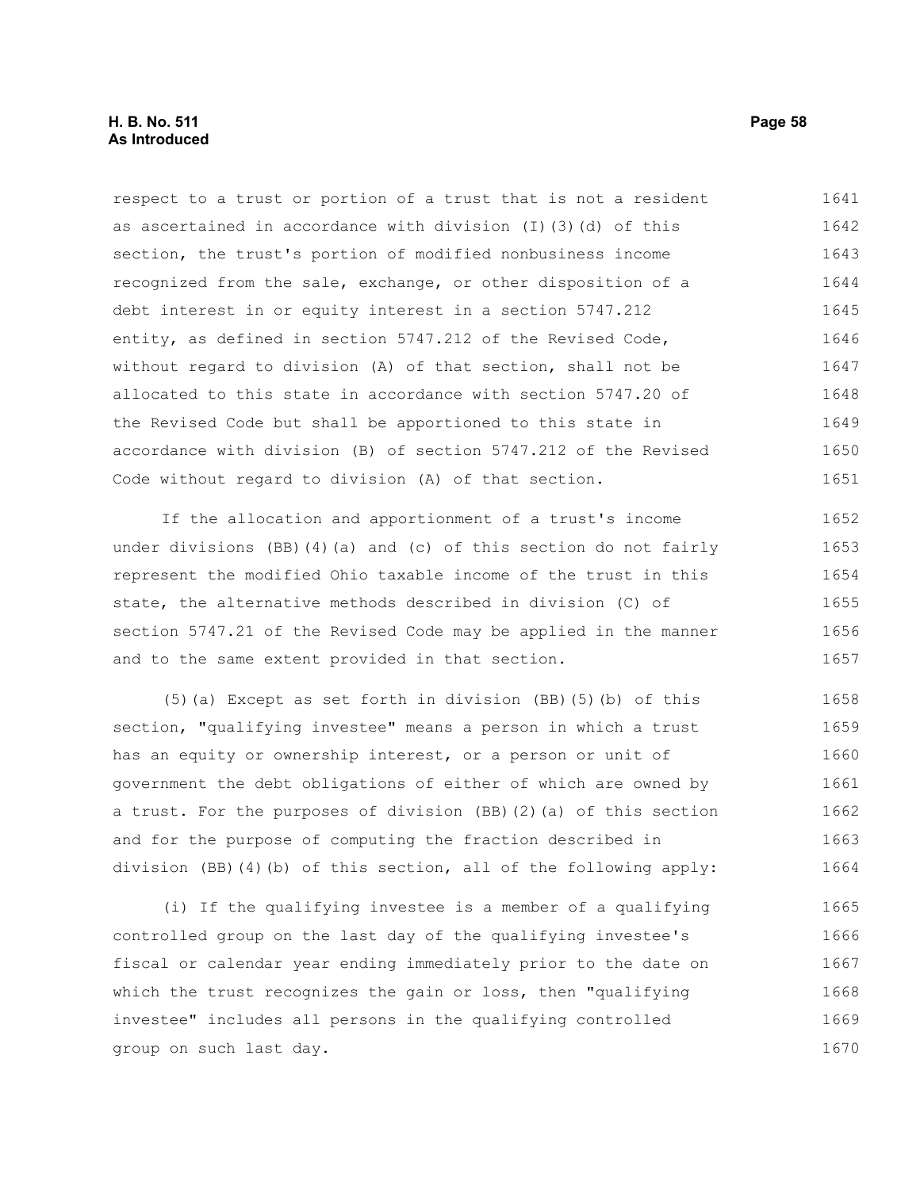respect to a trust or portion of a trust that is not a resident as ascertained in accordance with division (I)(3)(d) of this section, the trust's portion of modified nonbusiness income recognized from the sale, exchange, or other disposition of a debt interest in or equity interest in a section 5747.212 entity, as defined in section 5747.212 of the Revised Code, without regard to division (A) of that section, shall not be allocated to this state in accordance with section 5747.20 of the Revised Code but shall be apportioned to this state in accordance with division (B) of section 5747.212 of the Revised Code without regard to division (A) of that section.

If the allocation and apportionment of a trust's income under divisions (BB)(4)(a) and (c) of this section do not fairly represent the modified Ohio taxable income of the trust in this state, the alternative methods described in division (C) of section 5747.21 of the Revised Code may be applied in the manner and to the same extent provided in that section.

(5)(a) Except as set forth in division (BB)(5)(b) of this section, "qualifying investee" means a person in which a trust has an equity or ownership interest, or a person or unit of government the debt obligations of either of which are owned by a trust. For the purposes of division (BB)(2)(a) of this section and for the purpose of computing the fraction described in division (BB)(4)(b) of this section, all of the following apply:

(i) If the qualifying investee is a member of a qualifying controlled group on the last day of the qualifying investee's fiscal or calendar year ending immediately prior to the date on which the trust recognizes the gain or loss, then "qualifying investee" includes all persons in the qualifying controlled group on such last day.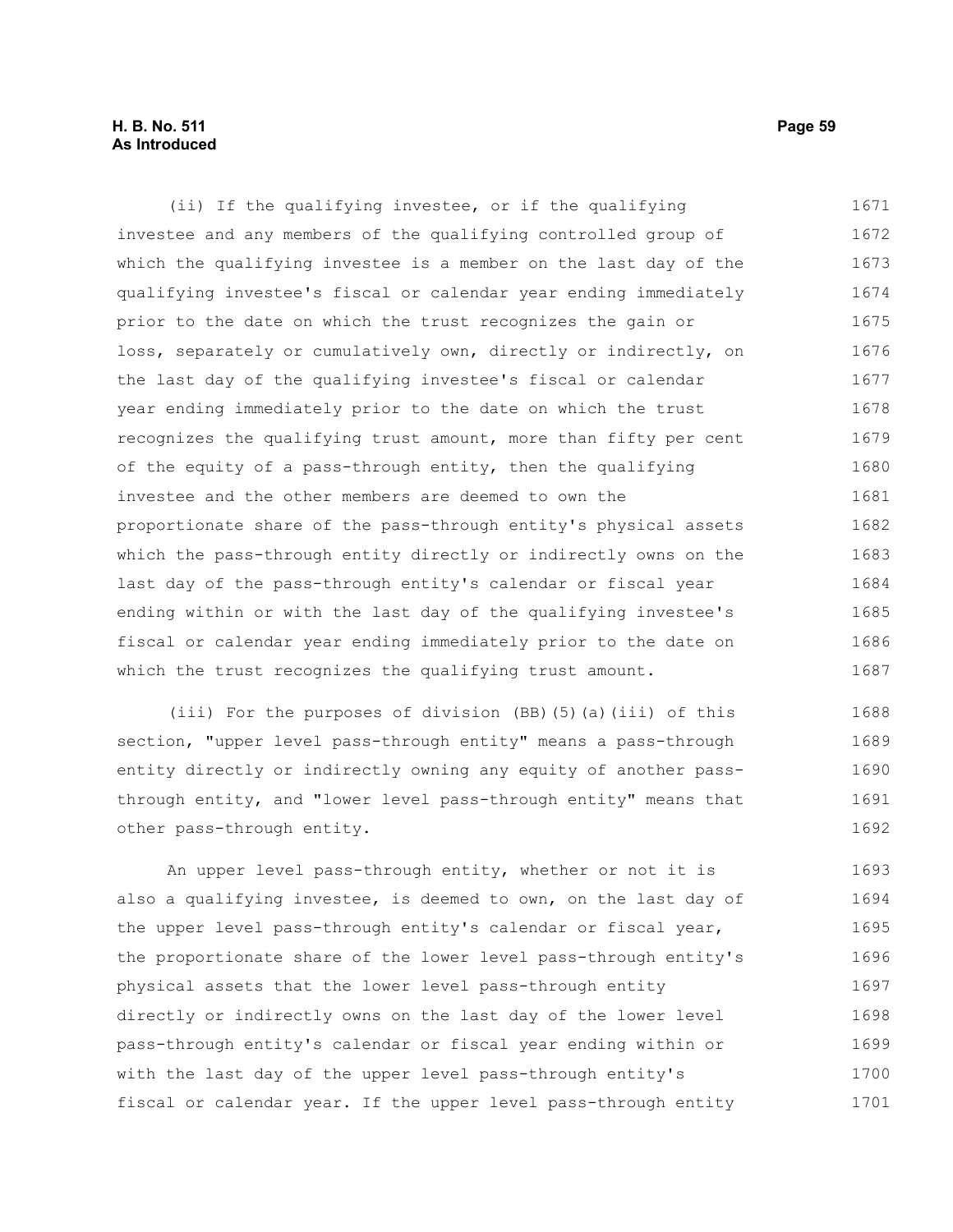(ii) If the qualifying investee, or if the qualifying investee and any members of the qualifying controlled group of which the qualifying investee is a member on the last day of the qualifying investee's fiscal or calendar year ending immediately prior to the date on which the trust recognizes the gain or loss, separately or cumulatively own, directly or indirectly, on the last day of the qualifying investee's fiscal or calendar year ending immediately prior to the date on which the trust recognizes the qualifying trust amount, more than fifty per cent of the equity of a pass-through entity, then the qualifying investee and the other members are deemed to own the proportionate share of the pass-through entity's physical assets which the pass-through entity directly or indirectly owns on the last day of the pass-through entity's calendar or fiscal year ending within or with the last day of the qualifying investee's fiscal or calendar year ending immediately prior to the date on which the trust recognizes the qualifying trust amount.

(iii) For the purposes of division (BB)(5)(a)(iii) of this section, "upper level pass-through entity" means a pass-through entity directly or indirectly owning any equity of another pass-through entity, and "lower level pass-through entity" means that other pass-through entity.

An upper level pass-through entity, whether or not it is also a qualifying investee, is deemed to own, on the last day of the upper level pass-through entity's calendar or fiscal year, the proportionate share of the lower level pass-through entity's physical assets that the lower level pass-through entity directly or indirectly owns on the last day of the lower level pass-through entity's calendar or fiscal year ending within or with the last day of the upper level pass-through entity's fiscal or calendar year. If the upper level pass-through entity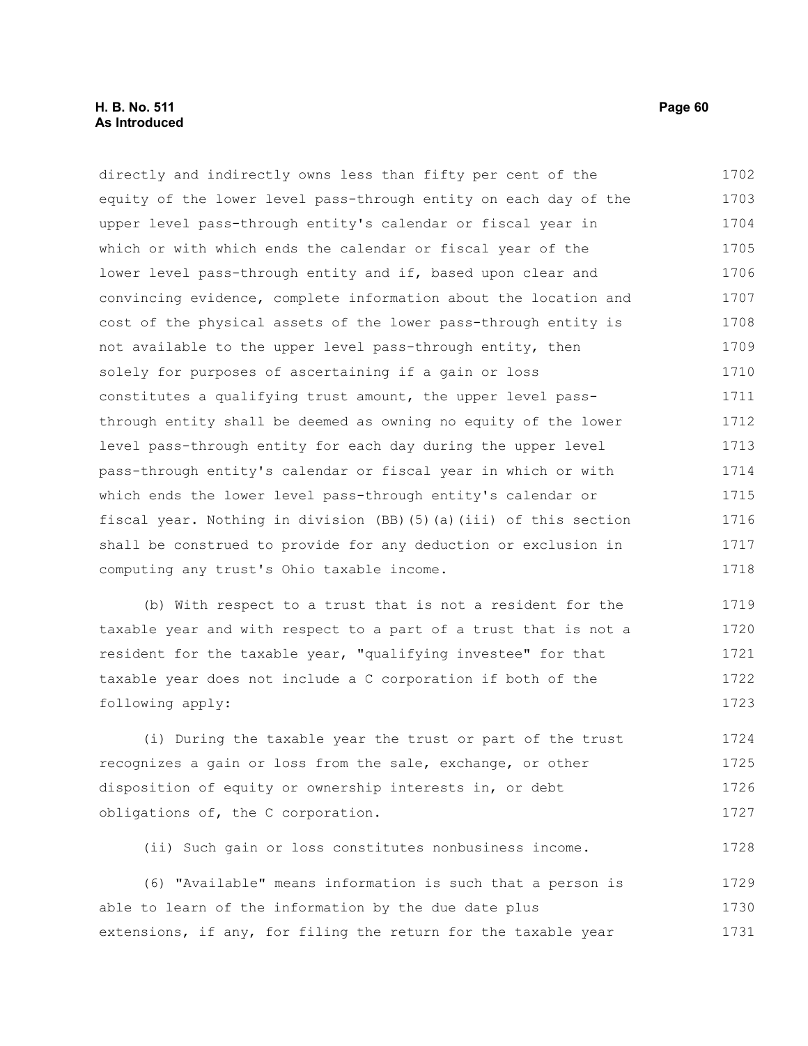directly and indirectly owns less than fifty per cent of the equity of the lower level pass-through entity on each day of the upper level pass-through entity's calendar or fiscal year in which or with which ends the calendar or fiscal year of the lower level pass-through entity and if, based upon clear and convincing evidence, complete information about the location and cost of the physical assets of the lower pass-through entity is not available to the upper level pass-through entity, then solely for purposes of ascertaining if a gain or loss constitutes a qualifying trust amount, the upper level pass-through entity shall be deemed as owning no equity of the lower level pass-through entity for each day during the upper level pass-through entity's calendar or fiscal year in which or with which ends the lower level pass-through entity's calendar or fiscal year. Nothing in division (BB)(5)(a)(iii) of this section shall be construed to provide for any deduction or exclusion in computing any trust's Ohio taxable income.

(b) With respect to a trust that is not a resident for the taxable year and with respect to a part of a trust that is not a resident for the taxable year, "qualifying investee" for that taxable year does not include a C corporation if both of the following apply:

(i) During the taxable year the trust or part of the trust recognizes a gain or loss from the sale, exchange, or other disposition of equity or ownership interests in, or debt obligations of, the C corporation.

(ii) Such gain or loss constitutes nonbusiness income.

(6) "Available" means information is such that a person is able to learn of the information by the due date plus extensions, if any, for filing the return for the taxable year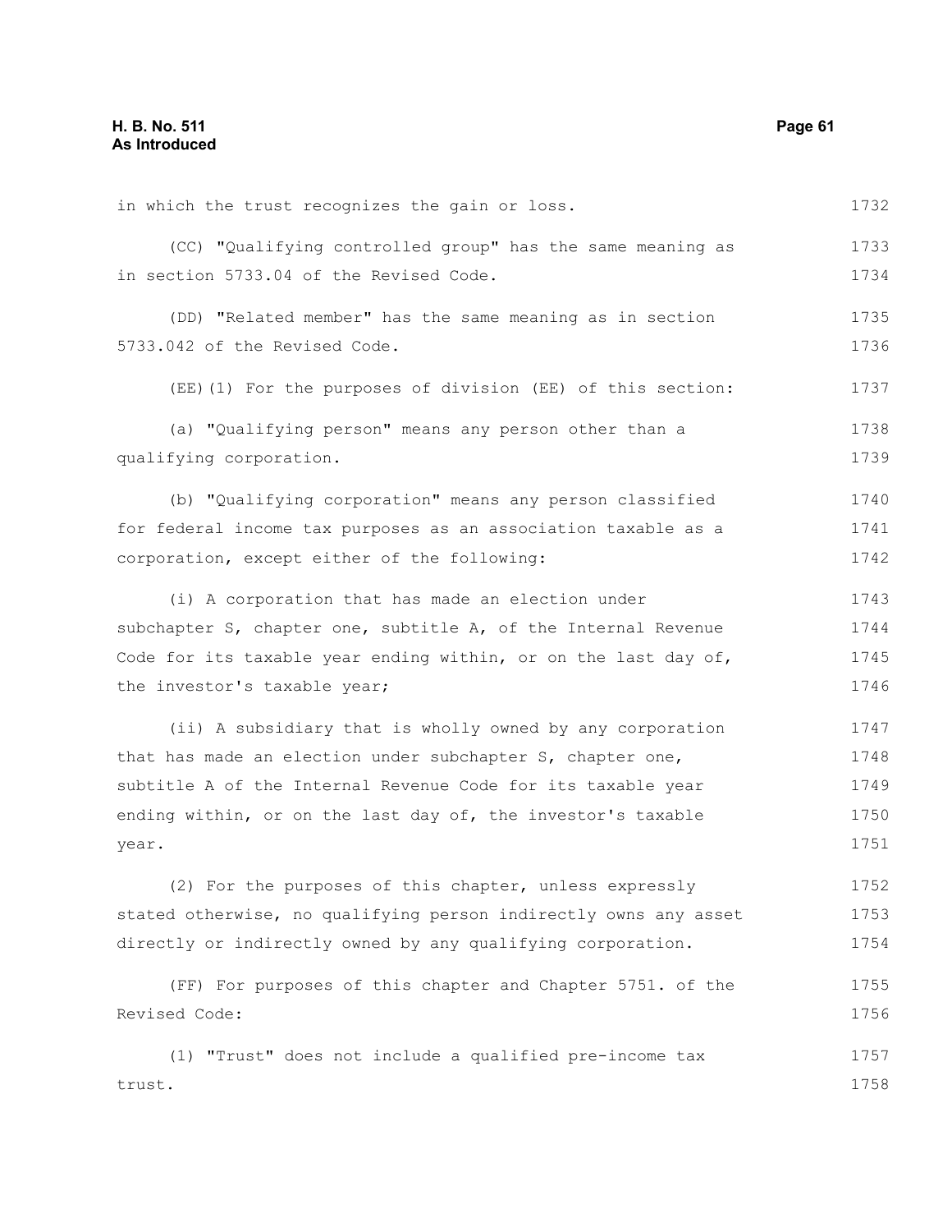in which the trust recognizes the gain or loss.

(CC) "Qualifying controlled group" has the same meaning as in section 5733.04 of the Revised Code.

(DD) "Related member" has the same meaning as in section 5733.042 of the Revised Code.

(EE)(1) For the purposes of division (EE) of this section:

(a) "Qualifying person" means any person other than a qualifying corporation.

(b) "Qualifying corporation" means any person classified for federal income tax purposes as an association taxable as a corporation, except either of the following:

(i) A corporation that has made an election under subchapter S, chapter one, subtitle A, of the Internal Revenue Code for its taxable year ending within, or on the last day of, the investor's taxable year;

(ii) A subsidiary that is wholly owned by any corporation that has made an election under subchapter S, chapter one, subtitle A of the Internal Revenue Code for its taxable year ending within, or on the last day of, the investor's taxable year.

(2) For the purposes of this chapter, unless expressly stated otherwise, no qualifying person indirectly owns any asset directly or indirectly owned by any qualifying corporation.

(FF) For purposes of this chapter and Chapter 5751. of the Revised Code:

(1) "Trust" does not include a qualified pre-income tax trust.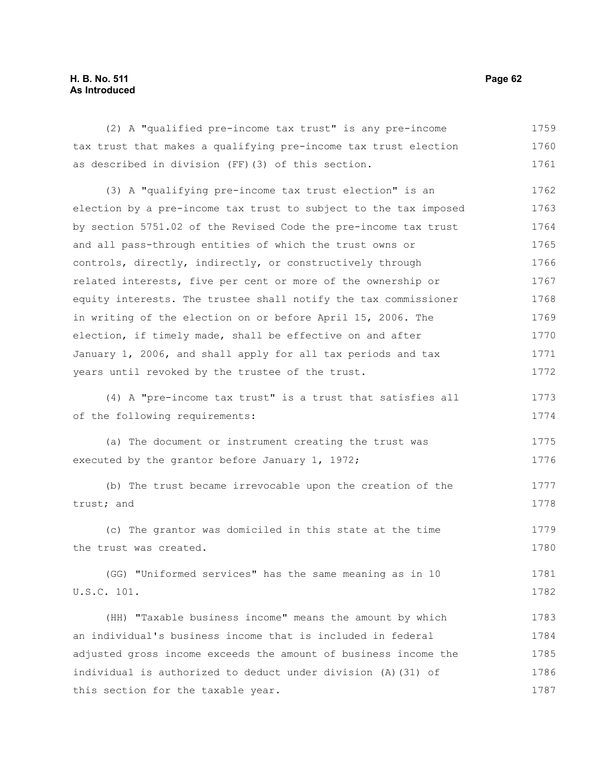(2) A "qualified pre-income tax trust" is any pre-income tax trust that makes a qualifying pre-income tax trust election as described in division (FF)(3) of this section.

(3) A "qualifying pre-income tax trust election" is an election by a pre-income tax trust to subject to the tax imposed by section 5751.02 of the Revised Code the pre-income tax trust and all pass-through entities of which the trust owns or controls, directly, indirectly, or constructively through related interests, five per cent or more of the ownership or equity interests. The trustee shall notify the tax commissioner in writing of the election on or before April 15, 2006. The election, if timely made, shall be effective on and after January 1, 2006, and shall apply for all tax periods and tax years until revoked by the trustee of the trust.

(4) A "pre-income tax trust" is a trust that satisfies all of the following requirements:

(a) The document or instrument creating the trust was executed by the grantor before January 1, 1972;

(b) The trust became irrevocable upon the creation of the trust; and

(c) The grantor was domiciled in this state at the time the trust was created.

(GG) "Uniformed services" has the same meaning as in 10 U.S.C. 101.

(HH) "Taxable business income" means the amount by which an individual's business income that is included in federal adjusted gross income exceeds the amount of business income the individual is authorized to deduct under division (A)(31) of this section for the taxable year.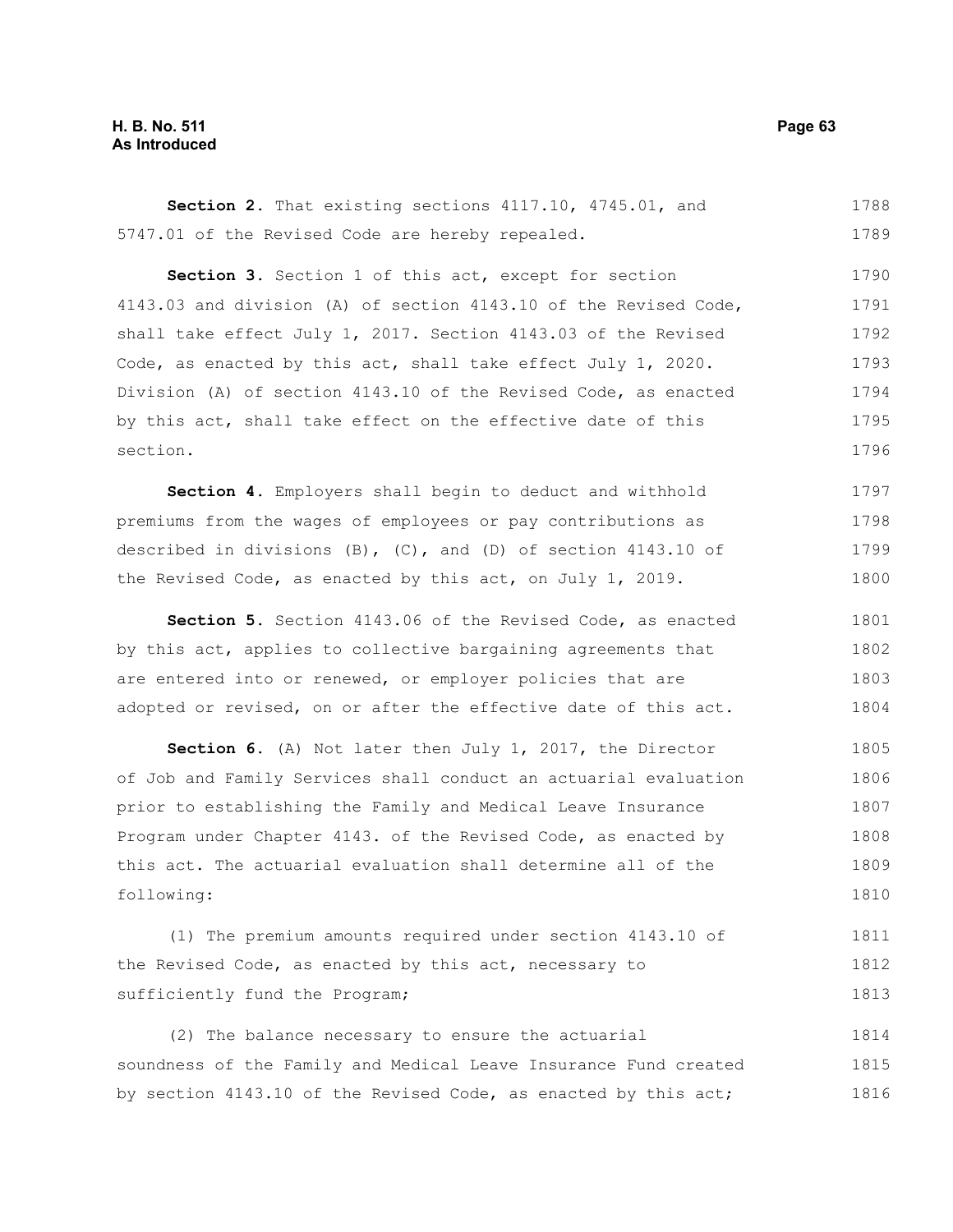**Section 2.** That existing sections 4117.10, 4745.01, and 5747.01 of the Revised Code are hereby repealed.

**Section 3.** Section 1 of this act, except for section 4143.03 and division (A) of section 4143.10 of the Revised Code, shall take effect July 1, 2017. Section 4143.03 of the Revised Code, as enacted by this act, shall take effect July 1, 2020. Division (A) of section 4143.10 of the Revised Code, as enacted by this act, shall take effect on the effective date of this section.

**Section 4.** Employers shall begin to deduct and withhold premiums from the wages of employees or pay contributions as described in divisions (B), (C), and (D) of section 4143.10 of the Revised Code, as enacted by this act, on July 1, 2019.

**Section 5.** Section 4143.06 of the Revised Code, as enacted by this act, applies to collective bargaining agreements that are entered into or renewed, or employer policies that are adopted or revised, on or after the effective date of this act.

**Section 6.** (A) Not later then July 1, 2017, the Director of Job and Family Services shall conduct an actuarial evaluation prior to establishing the Family and Medical Leave Insurance Program under Chapter 4143. of the Revised Code, as enacted by this act. The actuarial evaluation shall determine all of the following:

(1) The premium amounts required under section 4143.10 of the Revised Code, as enacted by this act, necessary to sufficiently fund the Program;

(2) The balance necessary to ensure the actuarial soundness of the Family and Medical Leave Insurance Fund created by section 4143.10 of the Revised Code, as enacted by this act;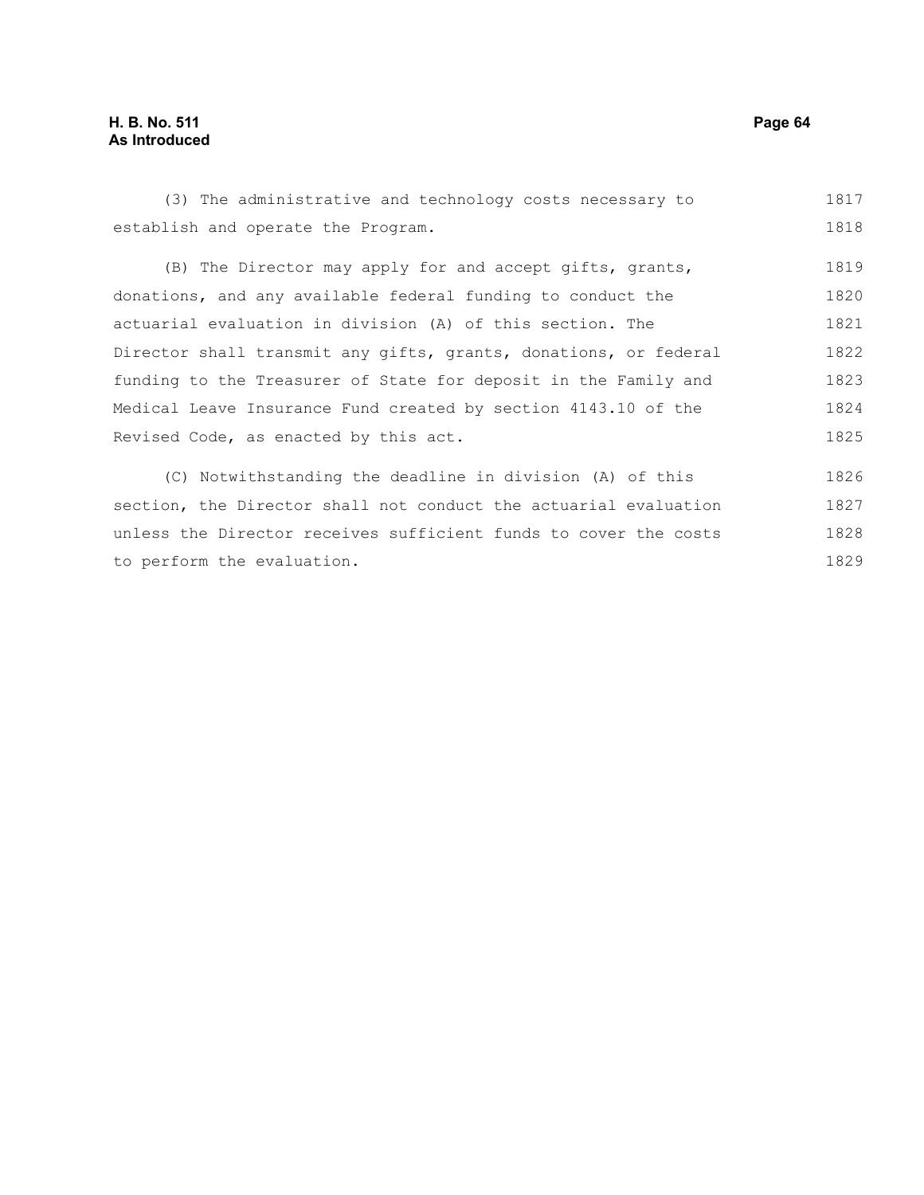(3) The administrative and technology costs necessary to establish and operate the Program.

(B) The Director may apply for and accept gifts, grants, donations, and any available federal funding to conduct the actuarial evaluation in division (A) of this section. The Director shall transmit any gifts, grants, donations, or federal funding to the Treasurer of State for deposit in the Family and Medical Leave Insurance Fund created by section 4143.10 of the Revised Code, as enacted by this act.

(C) Notwithstanding the deadline in division (A) of this section, the Director shall not conduct the actuarial evaluation unless the Director receives sufficient funds to cover the costs to perform the evaluation.